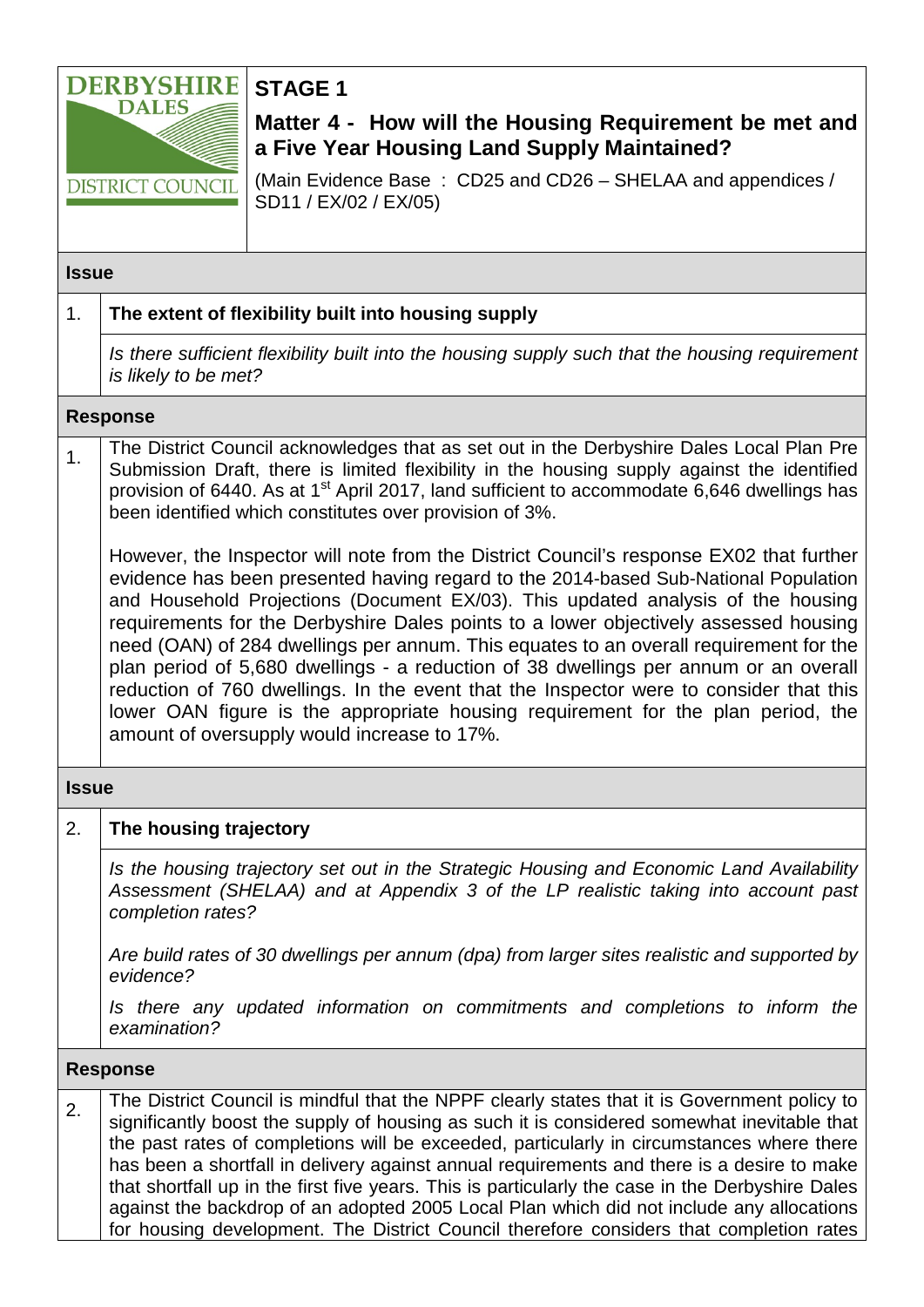DERBYSHIRE DALES DISTRICT COUNCIL

# STAGE 1

## Matter 4 - How will the Housing Requirement be met and a Five Year Housing Land Supply Maintained?

(Main Evidence Base : CD25 and CD26 – SHELAA and appendices / SD11 / EX/02 / EX/05)

### Issue

**1. The extent of flexibility built into housing supply**

*Is there sufficient flexibility built into the housing supply such that the housing requirement is likely to be met?*

### Response

1. The District Council acknowledges that as set out in the Derbyshire Dales Local Plan Pre Submission Draft, there is limited flexibility in the housing supply against the identified provision of 6440. As at 1st April 2017, land sufficient to accommodate 6,646 dwellings has been identified which constitutes over provision of 3%.

However, the Inspector will note from the District Council's response EX02 that further evidence has been presented having regard to the 2014-based Sub-National Population and Household Projections (Document EX/03). This updated analysis of the housing requirements for the Derbyshire Dales points to a lower objectively assessed housing need (OAN) of 284 dwellings per annum. This equates to an overall requirement for the plan period of 5,680 dwellings - a reduction of 38 dwellings per annum or an overall reduction of 760 dwellings. In the event that the Inspector were to consider that this lower OAN figure is the appropriate housing requirement for the plan period, the amount of oversupply would increase to 17%.

### Issue

**2. The housing trajectory**

*Is the housing trajectory set out in the Strategic Housing and Economic Land Availability Assessment (SHELAA) and at Appendix 3 of the LP realistic taking into account past completion rates?*

*Are build rates of 30 dwellings per annum (dpa) from larger sites realistic and supported by evidence?*

*Is there any updated information on commitments and completions to inform the examination?*

### Response

2. The District Council is mindful that the NPPF clearly states that it is Government policy to significantly boost the supply of housing as such it is considered somewhat inevitable that the past rates of completions will be exceeded, particularly in circumstances where there has been a shortfall in delivery against annual requirements and there is a desire to make that shortfall up in the first five years. This is particularly the case in the Derbyshire Dales against the backdrop of an adopted 2005 Local Plan which did not include any allocations for housing development. The District Council therefore considers that completion rates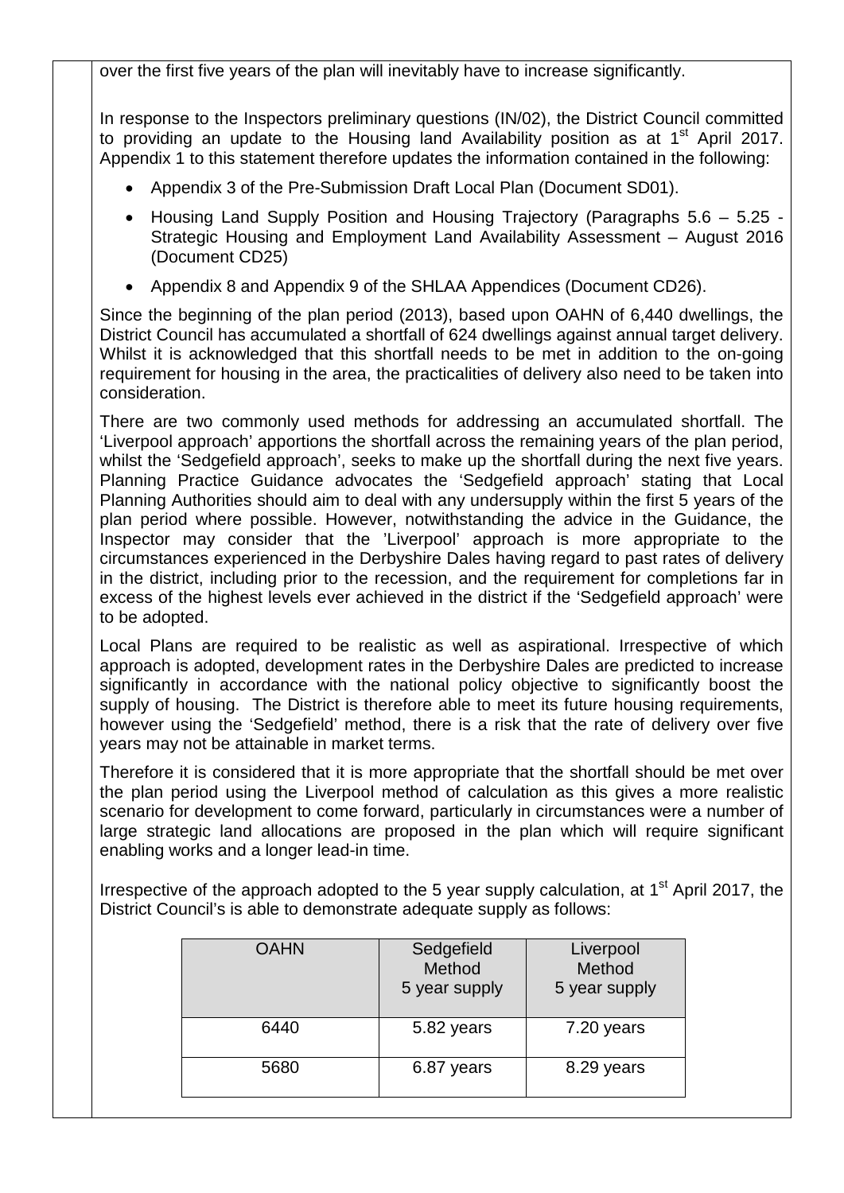over the first five years of the plan will inevitably have to increase significantly.

In response to the Inspectors preliminary questions (IN/02), the District Council committed to providing an update to the Housing land Availability position as at 1st April 2017. Appendix 1 to this statement therefore updates the information contained in the following:

- Appendix 3 of the Pre-Submission Draft Local Plan (Document SD01).
- Housing Land Supply Position and Housing Trajectory (Paragraphs 5.6 – 5.25 - Strategic Housing and Employment Land Availability Assessment – August 2016 (Document CD25)
- Appendix 8 and Appendix 9 of the SHLAA Appendices (Document CD26).

Since the beginning of the plan period (2013), based upon OAHN of 6,440 dwellings, the District Council has accumulated a shortfall of 624 dwellings against annual target delivery. Whilst it is acknowledged that this shortfall needs to be met in addition to the on-going requirement for housing in the area, the practicalities of delivery also need to be taken into consideration.

There are two commonly used methods for addressing an accumulated shortfall. The 'Liverpool approach' apportions the shortfall across the remaining years of the plan period, whilst the 'Sedgefield approach', seeks to make up the shortfall during the next five years. Planning Practice Guidance advocates the 'Sedgefield approach' stating that Local Planning Authorities should aim to deal with any undersupply within the first 5 years of the plan period where possible. However, notwithstanding the advice in the Guidance, the Inspector may consider that the 'Liverpool' approach is more appropriate to the circumstances experienced in the Derbyshire Dales having regard to past rates of delivery in the district, including prior to the recession, and the requirement for completions far in excess of the highest levels ever achieved in the district if the 'Sedgefield approach' were to be adopted.

Local Plans are required to be realistic as well as aspirational. Irrespective of which approach is adopted, development rates in the Derbyshire Dales are predicted to increase significantly in accordance with the national policy objective to significantly boost the supply of housing. The District is therefore able to meet its future housing requirements, however using the 'Sedgefield' method, there is a risk that the rate of delivery over five years may not be attainable in market terms.

Therefore it is considered that it is more appropriate that the shortfall should be met over the plan period using the Liverpool method of calculation as this gives a more realistic scenario for development to come forward, particularly in circumstances were a number of large strategic land allocations are proposed in the plan which will require significant enabling works and a longer lead-in time.

Irrespective of the approach adopted to the 5 year supply calculation, at 1st April 2017, the District Council's is able to demonstrate adequate supply as follows:

| OAHN | Sedgefield Method 5 year supply | Liverpool Method 5 year supply |
|---|---|---|
| 6440 | 5.82 years | 7.20 years |
| 5680 | 6.87 years | 8.29 years |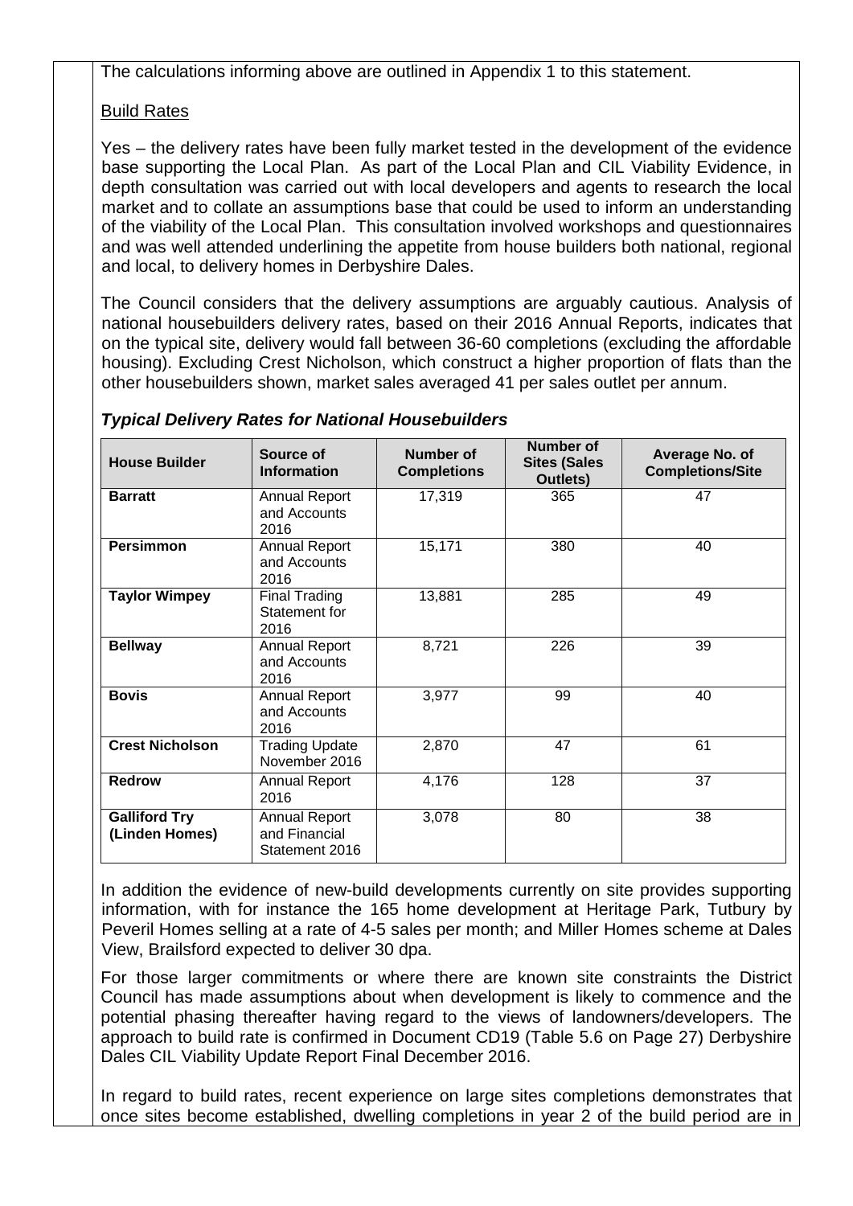The calculations informing above are outlined in Appendix 1 to this statement.

Build Rates

Yes – the delivery rates have been fully market tested in the development of the evidence base supporting the Local Plan. As part of the Local Plan and CIL Viability Evidence, in depth consultation was carried out with local developers and agents to research the local market and to collate an assumptions base that could be used to inform an understanding of the viability of the Local Plan. This consultation involved workshops and questionnaires and was well attended underlining the appetite from house builders both national, regional and local, to delivery homes in Derbyshire Dales.

The Council considers that the delivery assumptions are arguably cautious. Analysis of national housebuilders delivery rates, based on their 2016 Annual Reports, indicates that on the typical site, delivery would fall between 36-60 completions (excluding the affordable housing). Excluding Crest Nicholson, which construct a higher proportion of flats than the other housebuilders shown, market sales averaged 41 per sales outlet per annum.

***Typical Delivery Rates for National Housebuilders***

| House Builder | Source of Information | Number of Completions | Number of Sites (Sales Outlets) | Average No. of Completions/Site |
|---|---|---|---|---|
| **Barratt** | Annual Report and Accounts 2016 | 17,319 | 365 | 47 |
| **Persimmon** | Annual Report and Accounts 2016 | 15,171 | 380 | 40 |
| **Taylor Wimpey** | Final Trading Statement for 2016 | 13,881 | 285 | 49 |
| **Bellway** | Annual Report and Accounts 2016 | 8,721 | 226 | 39 |
| **Bovis** | Annual Report and Accounts 2016 | 3,977 | 99 | 40 |
| **Crest Nicholson** | Trading Update November 2016 | 2,870 | 47 | 61 |
| **Redrow** | Annual Report 2016 | 4,176 | 128 | 37 |
| **Galliford Try (Linden Homes)** | Annual Report and Financial Statement 2016 | 3,078 | 80 | 38 |

In addition the evidence of new-build developments currently on site provides supporting information, with for instance the 165 home development at Heritage Park, Tutbury by Peveril Homes selling at a rate of 4-5 sales per month; and Miller Homes scheme at Dales View, Brailsford expected to deliver 30 dpa.

For those larger commitments or where there are known site constraints the District Council has made assumptions about when development is likely to commence and the potential phasing thereafter having regard to the views of landowners/developers. The approach to build rate is confirmed in Document CD19 (Table 5.6 on Page 27) Derbyshire Dales CIL Viability Update Report Final December 2016.

In regard to build rates, recent experience on large sites completions demonstrates that once sites become established, dwelling completions in year 2 of the build period are in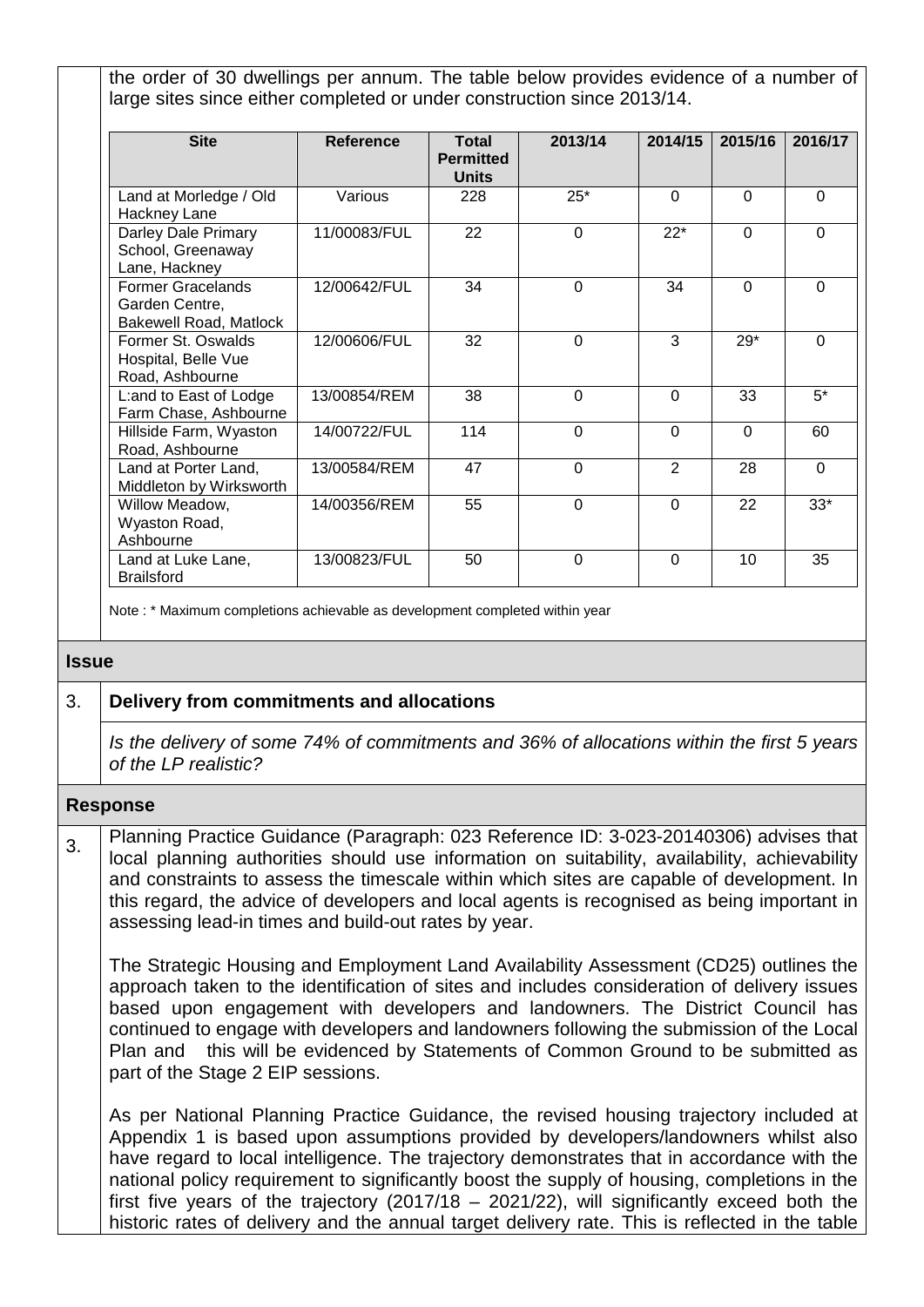the order of 30 dwellings per annum. The table below provides evidence of a number of large sites since either completed or under construction since 2013/14.

| Site | Reference | Total Permitted Units | 2013/14 | 2014/15 | 2015/16 | 2016/17 |
|---|---|---|---|---|---|---|
| Land at Morledge / Old Hackney Lane | Various | 228 | 25* | 0 | 0 | 0 |
| Darley Dale Primary School, Greenaway Lane, Hackney | 11/00083/FUL | 22 | 0 | 22* | 0 | 0 |
| Former Gracelands Garden Centre, Bakewell Road, Matlock | 12/00642/FUL | 34 | 0 | 34 | 0 | 0 |
| Former St. Oswalds Hospital, Belle Vue Road, Ashbourne | 12/00606/FUL | 32 | 0 | 3 | 29* | 0 |
| L:and to East of Lodge Farm Chase, Ashbourne | 13/00854/REM | 38 | 0 | 0 | 33 | 5* |
| Hillside Farm, Wyaston Road, Ashbourne | 14/00722/FUL | 114 | 0 | 0 | 0 | 60 |
| Land at Porter Land, Middleton by Wirksworth | 13/00584/REM | 47 | 0 | 2 | 28 | 0 |
| Willow Meadow, Wyaston Road, Ashbourne | 14/00356/REM | 55 | 0 | 0 | 22 | 33* |
| Land at Luke Lane, Brailsford | 13/00823/FUL | 50 | 0 | 0 | 10 | 35 |

Note : * Maximum completions achievable as development completed within year

## Issue

3. **Delivery from commitments and allocations**

*Is the delivery of some 74% of commitments and 36% of allocations within the first 5 years of the LP realistic?*

## Response

3. Planning Practice Guidance (Paragraph: 023 Reference ID: 3-023-20140306) advises that local planning authorities should use information on suitability, availability, achievability and constraints to assess the timescale within which sites are capable of development. In this regard, the advice of developers and local agents is recognised as being important in assessing lead-in times and build-out rates by year.

The Strategic Housing and Employment Land Availability Assessment (CD25) outlines the approach taken to the identification of sites and includes consideration of delivery issues based upon engagement with developers and landowners. The District Council has continued to engage with developers and landowners following the submission of the Local Plan and this will be evidenced by Statements of Common Ground to be submitted as part of the Stage 2 EIP sessions.

As per National Planning Practice Guidance, the revised housing trajectory included at Appendix 1 is based upon assumptions provided by developers/landowners whilst also have regard to local intelligence. The trajectory demonstrates that in accordance with the national policy requirement to significantly boost the supply of housing, completions in the first five years of the trajectory (2017/18 – 2021/22), will significantly exceed both the historic rates of delivery and the annual target delivery rate. This is reflected in the table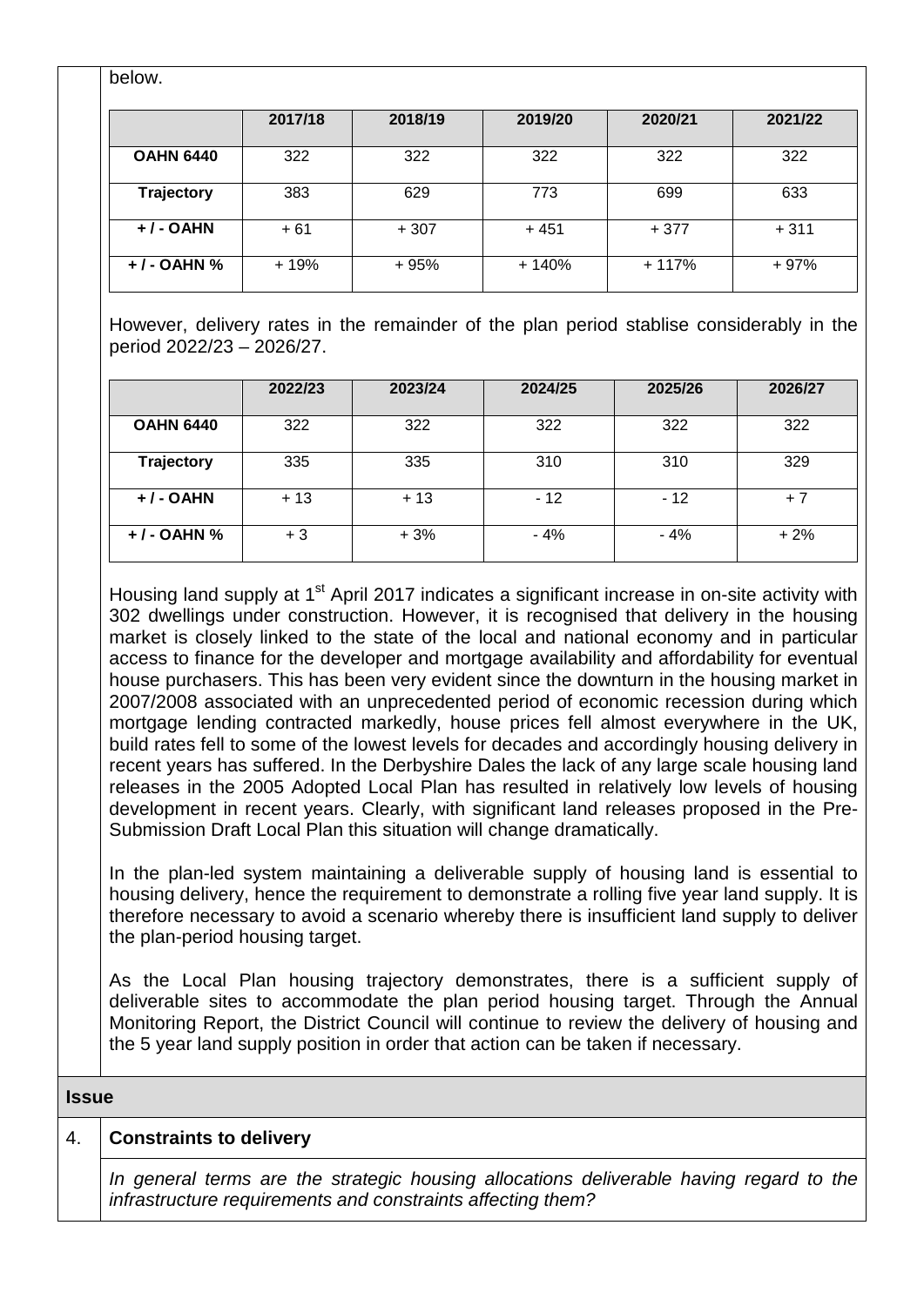below.

| | 2017/18 | 2018/19 | 2019/20 | 2020/21 | 2021/22 |
|---|---|---|---|---|---|
| **OAHN 6440** | 322 | 322 | 322 | 322 | 322 |
| **Trajectory** | 383 | 629 | 773 | 699 | 633 |
| **+ / - OAHN** | + 61 | + 307 | + 451 | + 377 | + 311 |
| **+ / - OAHN %** | + 19% | + 95% | + 140% | + 117% | + 97% |

However, delivery rates in the remainder of the plan period stablise considerably in the period 2022/23 – 2026/27.

| | 2022/23 | 2023/24 | 2024/25 | 2025/26 | 2026/27 |
|---|---|---|---|---|---|
| **OAHN 6440** | 322 | 322 | 322 | 322 | 322 |
| **Trajectory** | 335 | 335 | 310 | 310 | 329 |
| **+ / - OAHN** | + 13 | + 13 | - 12 | - 12 | + 7 |
| **+ / - OAHN %** | + 3 | + 3% | - 4% | - 4% | + 2% |

Housing land supply at 1st April 2017 indicates a significant increase in on-site activity with 302 dwellings under construction. However, it is recognised that delivery in the housing market is closely linked to the state of the local and national economy and in particular access to finance for the developer and mortgage availability and affordability for eventual house purchasers. This has been very evident since the downturn in the housing market in 2007/2008 associated with an unprecedented period of economic recession during which mortgage lending contracted markedly, house prices fell almost everywhere in the UK, build rates fell to some of the lowest levels for decades and accordingly housing delivery in recent years has suffered. In the Derbyshire Dales the lack of any large scale housing land releases in the 2005 Adopted Local Plan has resulted in relatively low levels of housing development in recent years. Clearly, with significant land releases proposed in the Pre-Submission Draft Local Plan this situation will change dramatically.

In the plan-led system maintaining a deliverable supply of housing land is essential to housing delivery, hence the requirement to demonstrate a rolling five year land supply. It is therefore necessary to avoid a scenario whereby there is insufficient land supply to deliver the plan-period housing target.

As the Local Plan housing trajectory demonstrates, there is a sufficient supply of deliverable sites to accommodate the plan period housing target. Through the Annual Monitoring Report, the District Council will continue to review the delivery of housing and the 5 year land supply position in order that action can be taken if necessary.

**Issue**

4. **Constraints to delivery**

*In general terms are the strategic housing allocations deliverable having regard to the infrastructure requirements and constraints affecting them?*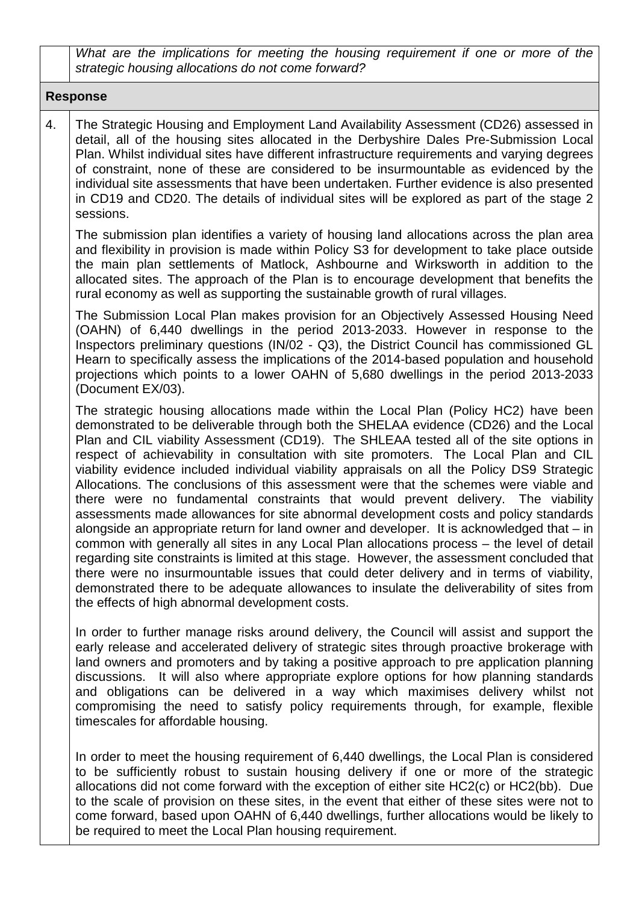*What are the implications for meeting the housing requirement if one or more of the strategic housing allocations do not come forward?*

**Response**

4. The Strategic Housing and Employment Land Availability Assessment (CD26) assessed in detail, all of the housing sites allocated in the Derbyshire Dales Pre-Submission Local Plan. Whilst individual sites have different infrastructure requirements and varying degrees of constraint, none of these are considered to be insurmountable as evidenced by the individual site assessments that have been undertaken. Further evidence is also presented in CD19 and CD20. The details of individual sites will be explored as part of the stage 2 sessions.

The submission plan identifies a variety of housing land allocations across the plan area and flexibility in provision is made within Policy S3 for development to take place outside the main plan settlements of Matlock, Ashbourne and Wirksworth in addition to the allocated sites. The approach of the Plan is to encourage development that benefits the rural economy as well as supporting the sustainable growth of rural villages.

The Submission Local Plan makes provision for an Objectively Assessed Housing Need (OAHN) of 6,440 dwellings in the period 2013-2033. However in response to the Inspectors preliminary questions (IN/02 - Q3), the District Council has commissioned GL Hearn to specifically assess the implications of the 2014-based population and household projections which points to a lower OAHN of 5,680 dwellings in the period 2013-2033 (Document EX/03).

The strategic housing allocations made within the Local Plan (Policy HC2) have been demonstrated to be deliverable through both the SHELAA evidence (CD26) and the Local Plan and CIL viability Assessment (CD19). The SHLEAA tested all of the site options in respect of achievability in consultation with site promoters. The Local Plan and CIL viability evidence included individual viability appraisals on all the Policy DS9 Strategic Allocations. The conclusions of this assessment were that the schemes were viable and there were no fundamental constraints that would prevent delivery. The viability assessments made allowances for site abnormal development costs and policy standards alongside an appropriate return for land owner and developer. It is acknowledged that – in common with generally all sites in any Local Plan allocations process – the level of detail regarding site constraints is limited at this stage. However, the assessment concluded that there were no insurmountable issues that could deter delivery and in terms of viability, demonstrated there to be adequate allowances to insulate the deliverability of sites from the effects of high abnormal development costs.

In order to further manage risks around delivery, the Council will assist and support the early release and accelerated delivery of strategic sites through proactive brokerage with land owners and promoters and by taking a positive approach to pre application planning discussions. It will also where appropriate explore options for how planning standards and obligations can be delivered in a way which maximises delivery whilst not compromising the need to satisfy policy requirements through, for example, flexible timescales for affordable housing.

In order to meet the housing requirement of 6,440 dwellings, the Local Plan is considered to be sufficiently robust to sustain housing delivery if one or more of the strategic allocations did not come forward with the exception of either site HC2(c) or HC2(bb). Due to the scale of provision on these sites, in the event that either of these sites were not to come forward, based upon OAHN of 6,440 dwellings, further allocations would be likely to be required to meet the Local Plan housing requirement.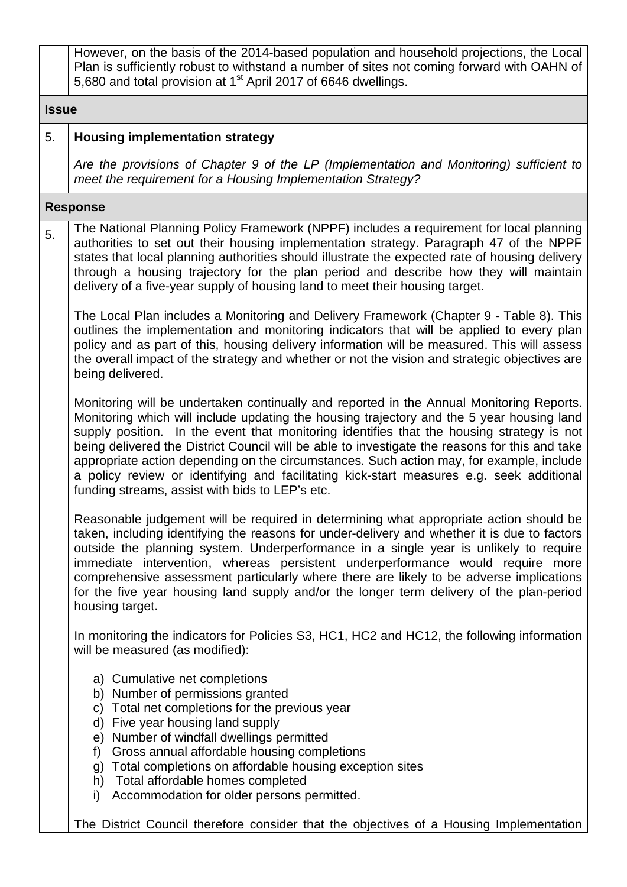However, on the basis of the 2014-based population and household projections, the Local Plan is sufficiently robust to withstand a number of sites not coming forward with OAHN of 5,680 and total provision at 1st April 2017 of 6646 dwellings.

**Issue**

**5. Housing implementation strategy**

*Are the provisions of Chapter 9 of the LP (Implementation and Monitoring) sufficient to meet the requirement for a Housing Implementation Strategy?*

**Response**

5. The National Planning Policy Framework (NPPF) includes a requirement for local planning authorities to set out their housing implementation strategy. Paragraph 47 of the NPPF states that local planning authorities should illustrate the expected rate of housing delivery through a housing trajectory for the plan period and describe how they will maintain delivery of a five-year supply of housing land to meet their housing target.

The Local Plan includes a Monitoring and Delivery Framework (Chapter 9 - Table 8). This outlines the implementation and monitoring indicators that will be applied to every plan policy and as part of this, housing delivery information will be measured. This will assess the overall impact of the strategy and whether or not the vision and strategic objectives are being delivered.

Monitoring will be undertaken continually and reported in the Annual Monitoring Reports. Monitoring which will include updating the housing trajectory and the 5 year housing land supply position. In the event that monitoring identifies that the housing strategy is not being delivered the District Council will be able to investigate the reasons for this and take appropriate action depending on the circumstances. Such action may, for example, include a policy review or identifying and facilitating kick-start measures e.g. seek additional funding streams, assist with bids to LEP's etc.

Reasonable judgement will be required in determining what appropriate action should be taken, including identifying the reasons for under-delivery and whether it is due to factors outside the planning system. Underperformance in a single year is unlikely to require immediate intervention, whereas persistent underperformance would require more comprehensive assessment particularly where there are likely to be adverse implications for the five year housing land supply and/or the longer term delivery of the plan-period housing target.

In monitoring the indicators for Policies S3, HC1, HC2 and HC12, the following information will be measured (as modified):

a) Cumulative net completions
b) Number of permissions granted
c) Total net completions for the previous year
d) Five year housing land supply
e) Number of windfall dwellings permitted
f) Gross annual affordable housing completions
g) Total completions on affordable housing exception sites
h) Total affordable homes completed
i) Accommodation for older persons permitted.

The District Council therefore consider that the objectives of a Housing Implementation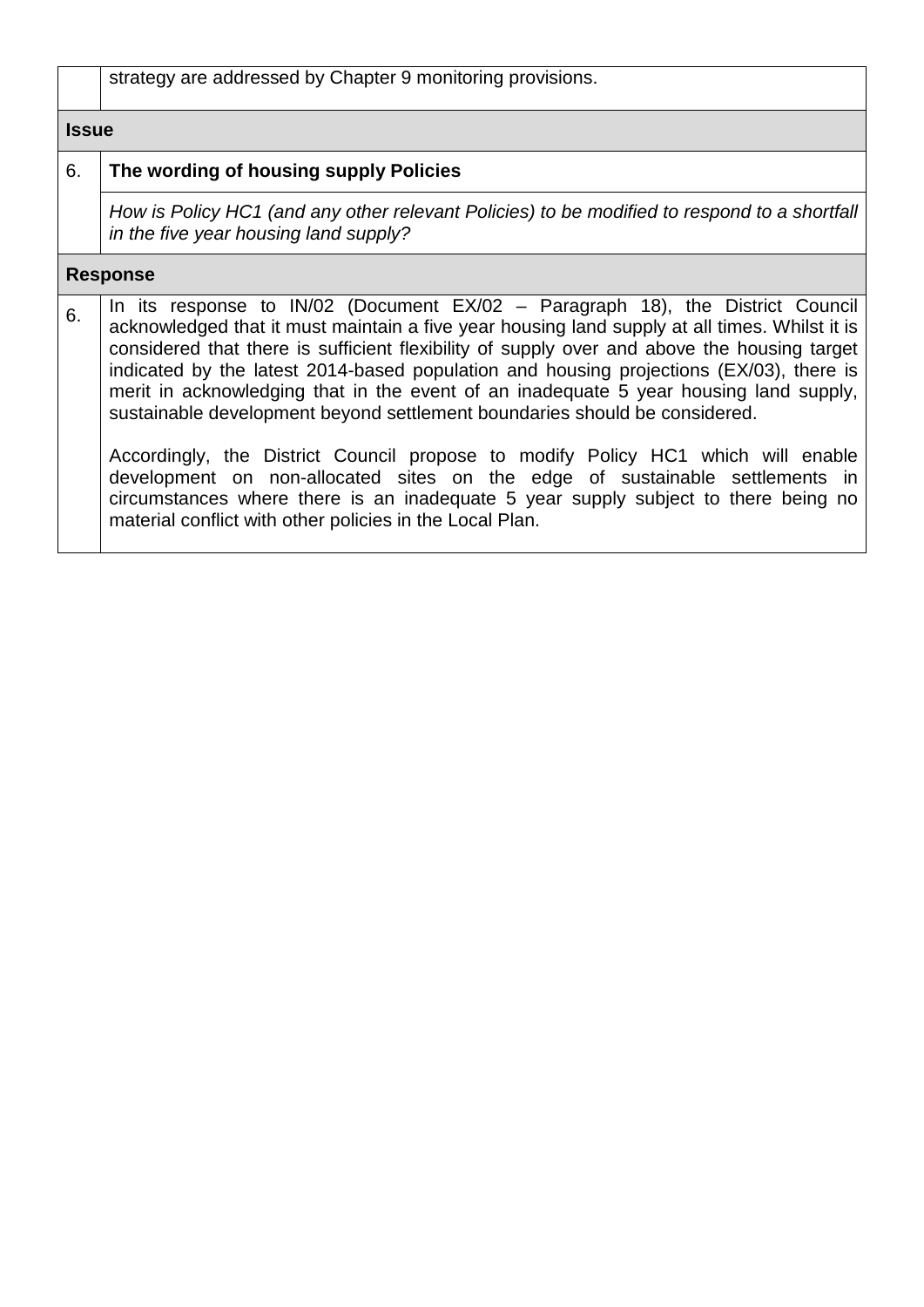|  |  |
|---|---|
|  | strategy are addressed by Chapter 9 monitoring provisions. |
| **Issue** |  |
| 6. | **The wording of housing supply Policies** |
|  | *How is Policy HC1 (and any other relevant Policies) to be modified to respond to a shortfall in the five year housing land supply?* |
| **Response** |  |
| 6. | In its response to IN/02 (Document EX/02 – Paragraph 18), the District Council acknowledged that it must maintain a five year housing land supply at all times. Whilst it is considered that there is sufficient flexibility of supply over and above the housing target indicated by the latest 2014-based population and housing projections (EX/03), there is merit in acknowledging that in the event of an inadequate 5 year housing land supply, sustainable development beyond settlement boundaries should be considered.<br><br>Accordingly, the District Council propose to modify Policy HC1 which will enable development on non-allocated sites on the edge of sustainable settlements in circumstances where there is an inadequate 5 year supply subject to there being no material conflict with other policies in the Local Plan. |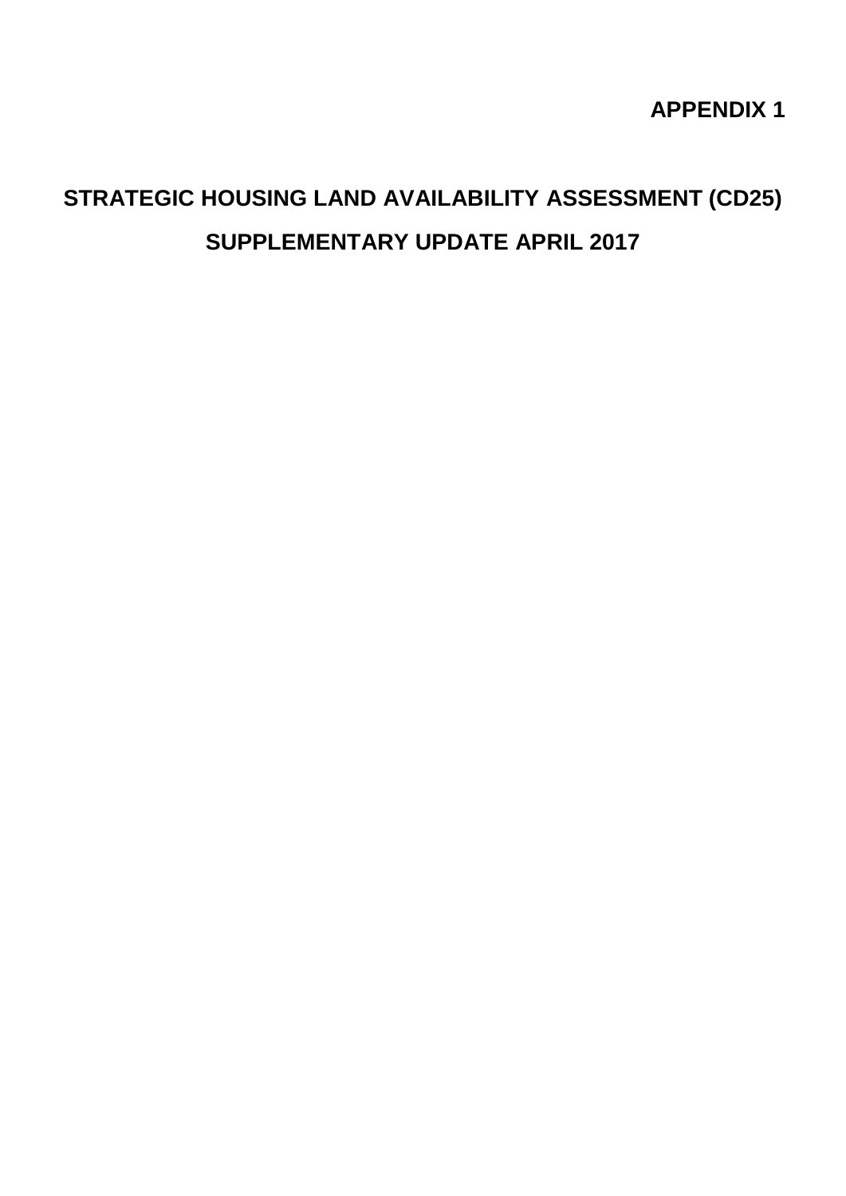**APPENDIX 1**

# STRATEGIC HOUSING LAND AVAILABILITY ASSESSMENT (CD25)

## SUPPLEMENTARY UPDATE APRIL 2017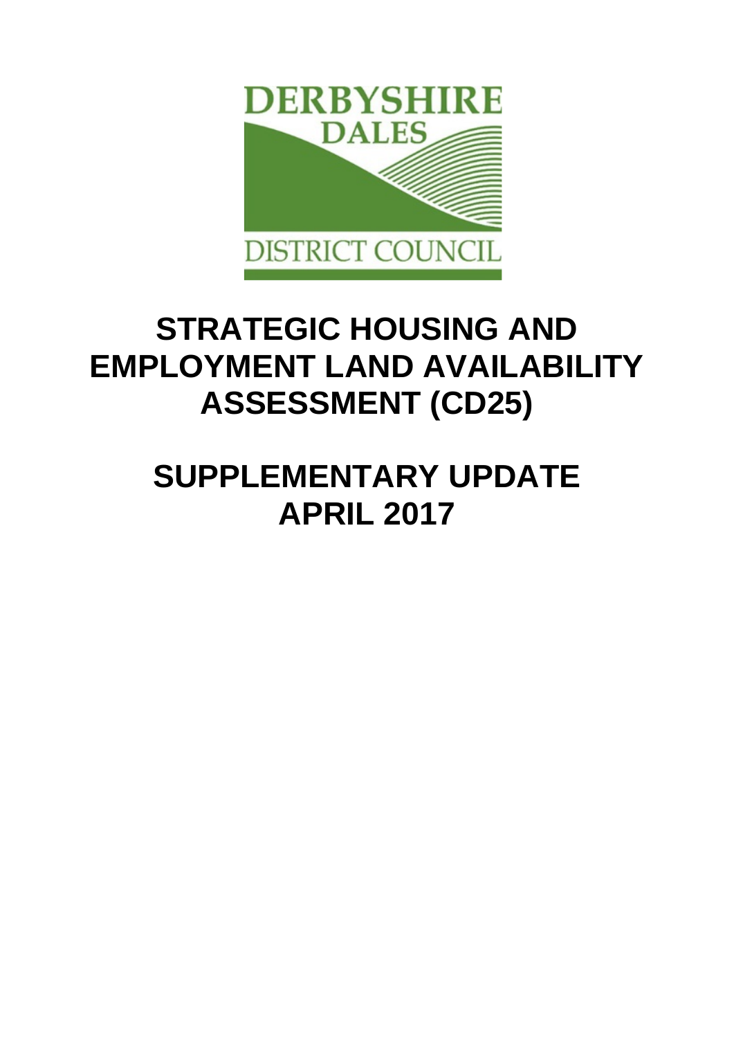DERBYSHIRE DALES DISTRICT COUNCIL

# STRATEGIC HOUSING AND EMPLOYMENT LAND AVAILABILITY ASSESSMENT (CD25)

# SUPPLEMENTARY UPDATE APRIL 2017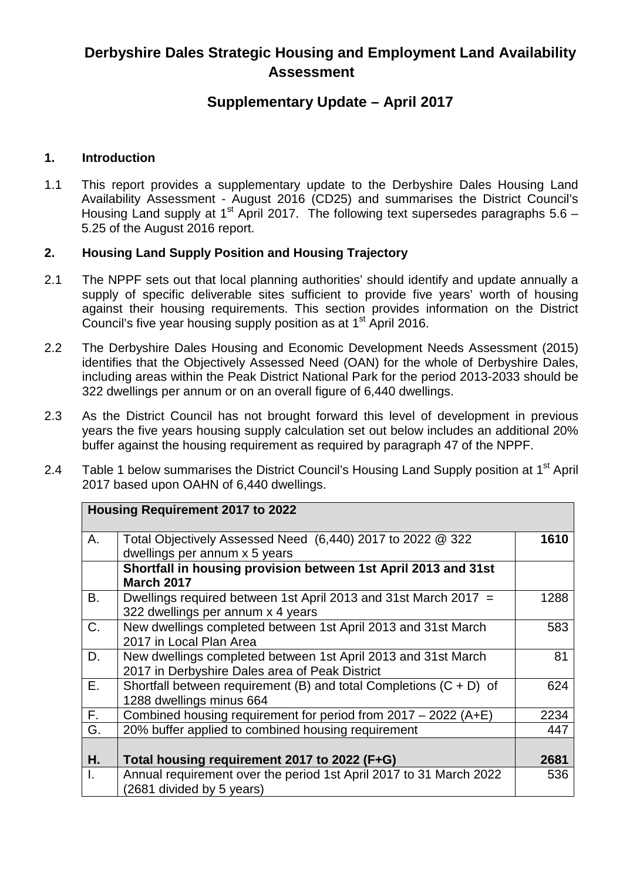# Derbyshire Dales Strategic Housing and Employment Land Availability Assessment

## Supplementary Update – April 2017

### 1. Introduction

1.1 This report provides a supplementary update to the Derbyshire Dales Housing Land Availability Assessment - August 2016 (CD25) and summarises the District Council's Housing Land supply at 1st April 2017. The following text supersedes paragraphs 5.6 – 5.25 of the August 2016 report.

### 2. Housing Land Supply Position and Housing Trajectory

2.1 The NPPF sets out that local planning authorities' should identify and update annually a supply of specific deliverable sites sufficient to provide five years' worth of housing against their housing requirements. This section provides information on the District Council's five year housing supply position as at 1st April 2016.

2.2 The Derbyshire Dales Housing and Economic Development Needs Assessment (2015) identifies that the Objectively Assessed Need (OAN) for the whole of Derbyshire Dales, including areas within the Peak District National Park for the period 2013-2033 should be 322 dwellings per annum or on an overall figure of 6,440 dwellings.

2.3 As the District Council has not brought forward this level of development in previous years the five years housing supply calculation set out below includes an additional 20% buffer against the housing requirement as required by paragraph 47 of the NPPF.

2.4 Table 1 below summarises the District Council's Housing Land Supply position at 1st April 2017 based upon OAHN of 6,440 dwellings.

| **Housing Requirement 2017 to 2022** | | |
|---|---|---|
| A. | Total Objectively Assessed Need (6,440) 2017 to 2022 @ 322 dwellings per annum x 5 years | **1610** |
| | **Shortfall in housing provision between 1st April 2013 and 31st March 2017** | |
| B. | Dwellings required between 1st April 2013 and 31st March 2017 = 322 dwellings per annum x 4 years | 1288 |
| C. | New dwellings completed between 1st April 2013 and 31st March 2017 in Local Plan Area | 583 |
| D. | New dwellings completed between 1st April 2013 and 31st March 2017 in Derbyshire Dales area of Peak District | 81 |
| E. | Shortfall between requirement (B) and total Completions (C + D) of 1288 dwellings minus 664 | 624 |
| F. | Combined housing requirement for period from 2017 – 2022 (A+E) | 2234 |
| G. | 20% buffer applied to combined housing requirement | 447 |
| **H.** | **Total housing requirement 2017 to 2022 (F+G)** | **2681** |
| I. | Annual requirement over the period 1st April 2017 to 31 March 2022 (2681 divided by 5 years) | 536 |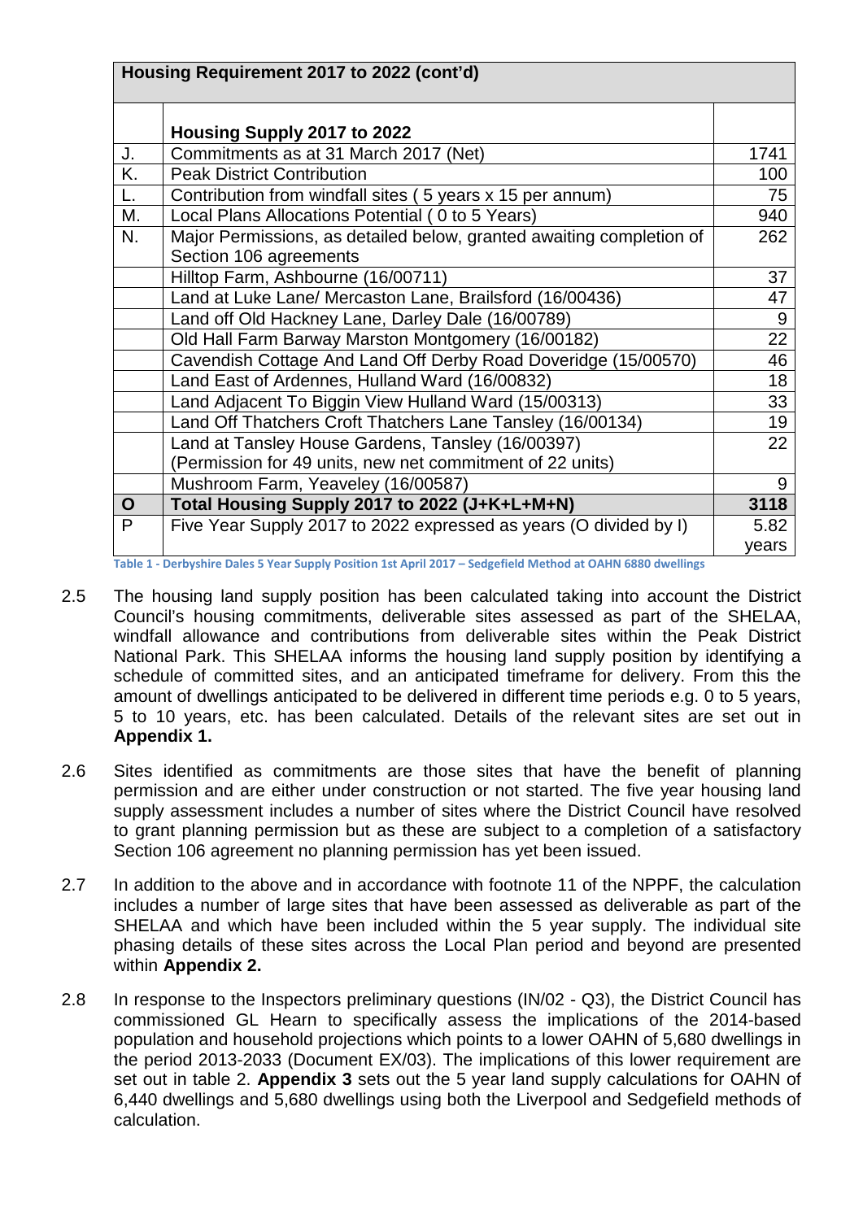| Housing Requirement 2017 to 2022 (cont'd) | | |
|---|---|---|
| | **Housing Supply 2017 to 2022** | |
| J. | Commitments as at 31 March 2017 (Net) | 1741 |
| K. | Peak District Contribution | 100 |
| L. | Contribution from windfall sites ( 5 years x 15 per annum) | 75 |
| M. | Local Plans Allocations Potential ( 0 to 5 Years) | 940 |
| N. | Major Permissions, as detailed below, granted awaiting completion of Section 106 agreements | 262 |
| | Hilltop Farm, Ashbourne (16/00711) | 37 |
| | Land at Luke Lane/ Mercaston Lane, Brailsford (16/00436) | 47 |
| | Land off Old Hackney Lane, Darley Dale (16/00789) | 9 |
| | Old Hall Farm Barway Marston Montgomery (16/00182) | 22 |
| | Cavendish Cottage And Land Off Derby Road Doveridge (15/00570) | 46 |
| | Land East of Ardennes, Hulland Ward (16/00832) | 18 |
| | Land Adjacent To Biggin View Hulland Ward (15/00313) | 33 |
| | Land Off Thatchers Croft Thatchers Lane Tansley (16/00134) | 19 |
| | Land at Tansley House Gardens, Tansley (16/00397) (Permission for 49 units, new net commitment of 22 units) | 22 |
| | Mushroom Farm, Yeaveley (16/00587) | 9 |
| **O** | **Total Housing Supply 2017 to 2022 (J+K+L+M+N)** | **3118** |
| P | Five Year Supply 2017 to 2022 expressed as years (O divided by I) | 5.82 years |

**Table 1 - Derbyshire Dales 5 Year Supply Position 1st April 2017 – Sedgefield Method at OAHN 6880 dwellings**

2.5 The housing land supply position has been calculated taking into account the District Council's housing commitments, deliverable sites assessed as part of the SHELAA, windfall allowance and contributions from deliverable sites within the Peak District National Park. This SHELAA informs the housing land supply position by identifying a schedule of committed sites, and an anticipated timeframe for delivery. From this the amount of dwellings anticipated to be delivered in different time periods e.g. 0 to 5 years, 5 to 10 years, etc. has been calculated. Details of the relevant sites are set out in **Appendix 1.**

2.6 Sites identified as commitments are those sites that have the benefit of planning permission and are either under construction or not started. The five year housing land supply assessment includes a number of sites where the District Council have resolved to grant planning permission but as these are subject to a completion of a satisfactory Section 106 agreement no planning permission has yet been issued.

2.7 In addition to the above and in accordance with footnote 11 of the NPPF, the calculation includes a number of large sites that have been assessed as deliverable as part of the SHELAA and which have been included within the 5 year supply. The individual site phasing details of these sites across the Local Plan period and beyond are presented within **Appendix 2.**

2.8 In response to the Inspectors preliminary questions (IN/02 - Q3), the District Council has commissioned GL Hearn to specifically assess the implications of the 2014-based population and household projections which points to a lower OAHN of 5,680 dwellings in the period 2013-2033 (Document EX/03). The implications of this lower requirement are set out in table 2. **Appendix 3** sets out the 5 year land supply calculations for OAHN of 6,440 dwellings and 5,680 dwellings using both the Liverpool and Sedgefield methods of calculation.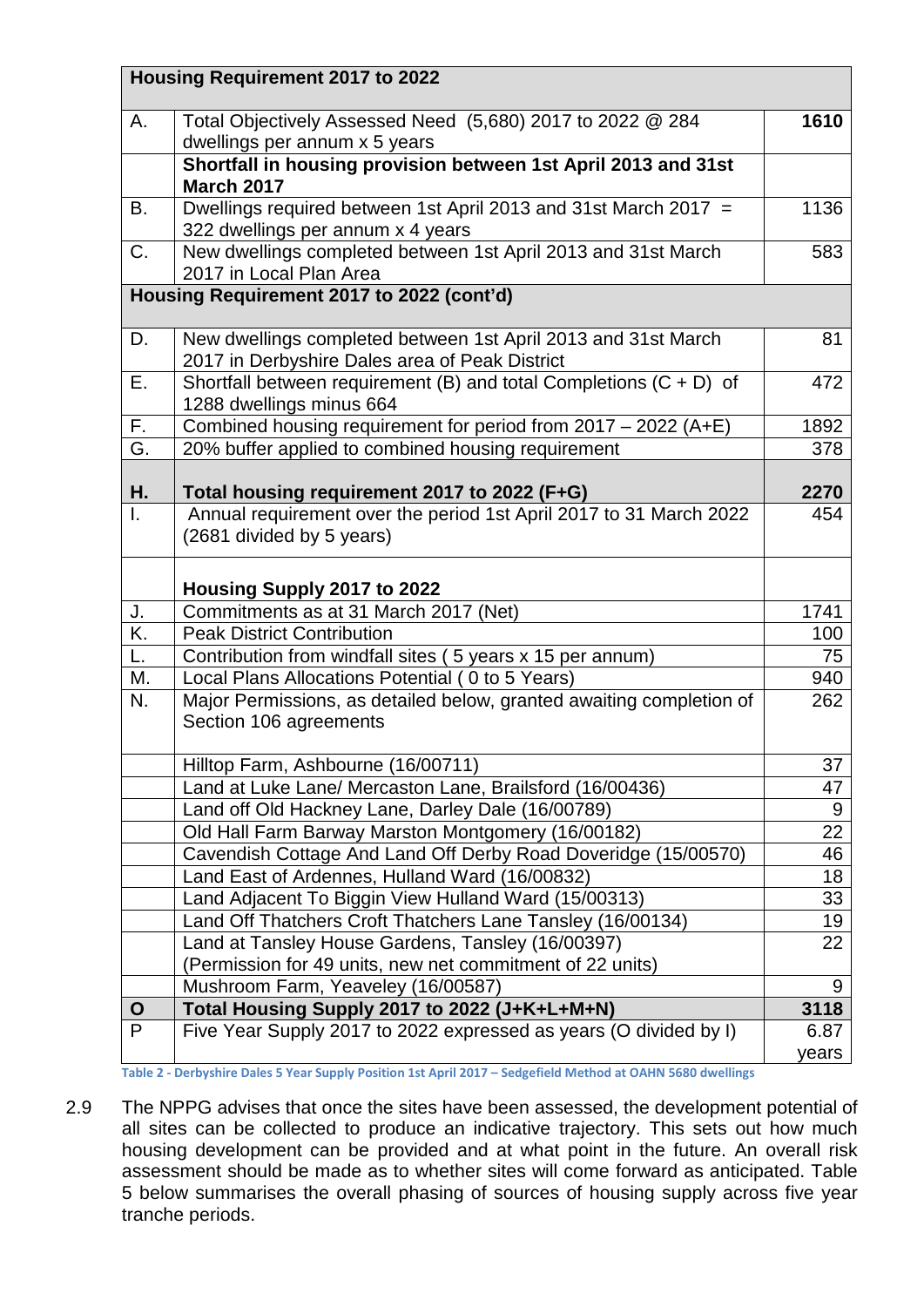| Housing Requirement 2017 to 2022 | | |
|---|---|---|
| A. | Total Objectively Assessed Need (5,680) 2017 to 2022 @ 284 dwellings per annum x 5 years | **1610** |
| | **Shortfall in housing provision between 1st April 2013 and 31st March 2017** | |
| B. | Dwellings required between 1st April 2013 and 31st March 2017 = 322 dwellings per annum x 4 years | 1136 |
| C. | New dwellings completed between 1st April 2013 and 31st March 2017 in Local Plan Area | 583 |
| | **Housing Requirement 2017 to 2022 (cont'd)** | |
| D. | New dwellings completed between 1st April 2013 and 31st March 2017 in Derbyshire Dales area of Peak District | 81 |
| E. | Shortfall between requirement (B) and total Completions (C + D) of 1288 dwellings minus 664 | 472 |
| F. | Combined housing requirement for period from 2017 – 2022 (A+E) | 1892 |
| G. | 20% buffer applied to combined housing requirement | 378 |
| **H.** | **Total housing requirement 2017 to 2022 (F+G)** | **2270** |
| I. | Annual requirement over the period 1st April 2017 to 31 March 2022 (2681 divided by 5 years) | 454 |
| | **Housing Supply 2017 to 2022** | |
| J. | Commitments as at 31 March 2017 (Net) | 1741 |
| K. | Peak District Contribution | 100 |
| L. | Contribution from windfall sites ( 5 years x 15 per annum) | 75 |
| M. | Local Plans Allocations Potential ( 0 to 5 Years) | 940 |
| N. | Major Permissions, as detailed below, granted awaiting completion of Section 106 agreements | 262 |
| | Hilltop Farm, Ashbourne (16/00711) | 37 |
| | Land at Luke Lane/ Mercaston Lane, Brailsford (16/00436) | 47 |
| | Land off Old Hackney Lane, Darley Dale (16/00789) | 9 |
| | Old Hall Farm Barway Marston Montgomery (16/00182) | 22 |
| | Cavendish Cottage And Land Off Derby Road Doveridge (15/00570) | 46 |
| | Land East of Ardennes, Hulland Ward (16/00832) | 18 |
| | Land Adjacent To Biggin View Hulland Ward (15/00313) | 33 |
| | Land Off Thatchers Croft Thatchers Lane Tansley (16/00134) | 19 |
| | Land at Tansley House Gardens, Tansley (16/00397) (Permission for 49 units, new net commitment of 22 units) | 22 |
| | Mushroom Farm, Yeaveley (16/00587) | 9 |
| **O** | **Total Housing Supply 2017 to 2022 (J+K+L+M+N)** | **3118** |
| P | Five Year Supply 2017 to 2022 expressed as years (O divided by I) | 6.87 years |

Table 2 - Derbyshire Dales 5 Year Supply Position 1st April 2017 – Sedgefield Method at OAHN 5680 dwellings

2.9 The NPPG advises that once the sites have been assessed, the development potential of all sites can be collected to produce an indicative trajectory. This sets out how much housing development can be provided and at what point in the future. An overall risk assessment should be made as to whether sites will come forward as anticipated. Table 5 below summarises the overall phasing of sources of housing supply across five year tranche periods.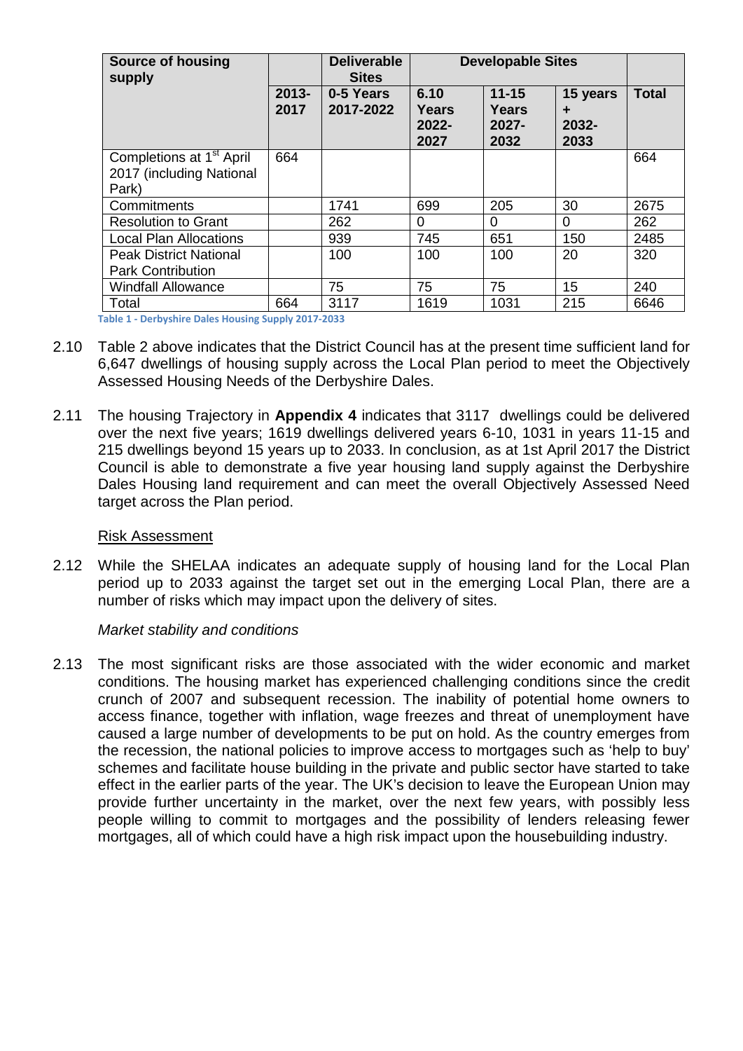| Source of housing supply | | Deliverable Sites | Developable Sites | | | |
|---|---|---|---|---|---|---|
| | 2013-2017 | 0-5 Years 2017-2022 | 6.10 Years 2022-2027 | 11-15 Years 2027-2032 | 15 years + 2032-2033 | Total |
| Completions at 1st April 2017 (including National Park) | 664 | | | | | 664 |
| Commitments | | 1741 | 699 | 205 | 30 | 2675 |
| Resolution to Grant | | 262 | 0 | 0 | 0 | 262 |
| Local Plan Allocations | | 939 | 745 | 651 | 150 | 2485 |
| Peak District National Park Contribution | | 100 | 100 | 100 | 20 | 320 |
| Windfall Allowance | | 75 | 75 | 75 | 15 | 240 |
| Total | 664 | 3117 | 1619 | 1031 | 215 | 6646 |

**Table 1 - Derbyshire Dales Housing Supply 2017-2033**

2.10 Table 2 above indicates that the District Council has at the present time sufficient land for 6,647 dwellings of housing supply across the Local Plan period to meet the Objectively Assessed Housing Needs of the Derbyshire Dales.

2.11 The housing Trajectory in **Appendix 4** indicates that 3117 dwellings could be delivered over the next five years; 1619 dwellings delivered years 6-10, 1031 in years 11-15 and 215 dwellings beyond 15 years up to 2033. In conclusion, as at 1st April 2017 the District Council is able to demonstrate a five year housing land supply against the Derbyshire Dales Housing land requirement and can meet the overall Objectively Assessed Need target across the Plan period.

<u>Risk Assessment</u>

2.12 While the SHELAA indicates an adequate supply of housing land for the Local Plan period up to 2033 against the target set out in the emerging Local Plan, there are a number of risks which may impact upon the delivery of sites.

*Market stability and conditions*

2.13 The most significant risks are those associated with the wider economic and market conditions. The housing market has experienced challenging conditions since the credit crunch of 2007 and subsequent recession. The inability of potential home owners to access finance, together with inflation, wage freezes and threat of unemployment have caused a large number of developments to be put on hold. As the country emerges from the recession, the national policies to improve access to mortgages such as 'help to buy' schemes and facilitate house building in the private and public sector have started to take effect in the earlier parts of the year. The UK's decision to leave the European Union may provide further uncertainty in the market, over the next few years, with possibly less people willing to commit to mortgages and the possibility of lenders releasing fewer mortgages, all of which could have a high risk impact upon the housebuilding industry.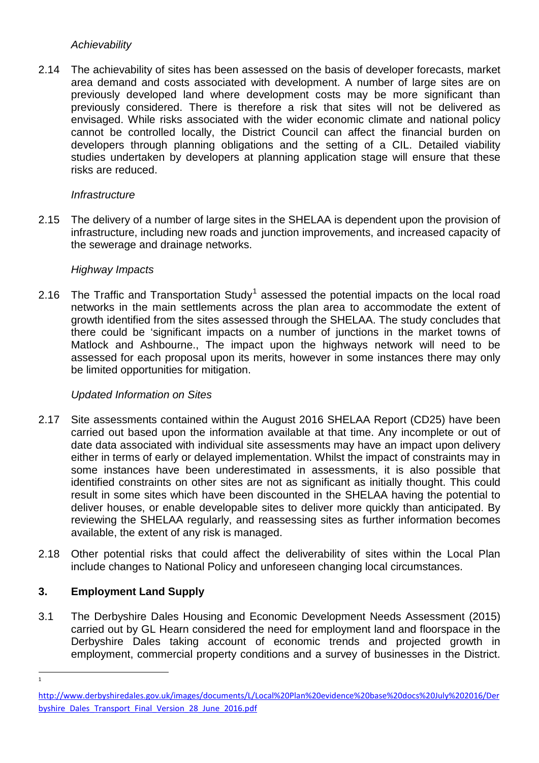*Achievability*

2.14 The achievability of sites has been assessed on the basis of developer forecasts, market area demand and costs associated with development. A number of large sites are on previously developed land where development costs may be more significant than previously considered. There is therefore a risk that sites will not be delivered as envisaged. While risks associated with the wider economic climate and national policy cannot be controlled locally, the District Council can affect the financial burden on developers through planning obligations and the setting of a CIL. Detailed viability studies undertaken by developers at planning application stage will ensure that these risks are reduced.

*Infrastructure*

2.15 The delivery of a number of large sites in the SHELAA is dependent upon the provision of infrastructure, including new roads and junction improvements, and increased capacity of the sewerage and drainage networks.

*Highway Impacts*

2.16 The Traffic and Transportation Study[1] assessed the potential impacts on the local road networks in the main settlements across the plan area to accommodate the extent of growth identified from the sites assessed through the SHELAA. The study concludes that there could be 'significant impacts on a number of junctions in the market towns of Matlock and Ashbourne., The impact upon the highways network will need to be assessed for each proposal upon its merits, however in some instances there may only be limited opportunities for mitigation.

*Updated Information on Sites*

2.17 Site assessments contained within the August 2016 SHELAA Report (CD25) have been carried out based upon the information available at that time. Any incomplete or out of date data associated with individual site assessments may have an impact upon delivery either in terms of early or delayed implementation. Whilst the impact of constraints may in some instances have been underestimated in assessments, it is also possible that identified constraints on other sites are not as significant as initially thought. This could result in some sites which have been discounted in the SHELAA having the potential to deliver houses, or enable developable sites to deliver more quickly than anticipated. By reviewing the SHELAA regularly, and reassessing sites as further information becomes available, the extent of any risk is managed.

2.18 Other potential risks that could affect the deliverability of sites within the Local Plan include changes to National Policy and unforeseen changing local circumstances.

## 3. Employment Land Supply

3.1 The Derbyshire Dales Housing and Economic Development Needs Assessment (2015) carried out by GL Hearn considered the need for employment land and floorspace in the Derbyshire Dales taking account of economic trends and projected growth in employment, commercial property conditions and a survey of businesses in the District.

---

[1] http://www.derbyshiredales.gov.uk/images/documents/L/Local%20Plan%20evidence%20base%20docs%20July%202016/Derbyshire_Dales_Transport_Final_Version_28_June_2016.pdf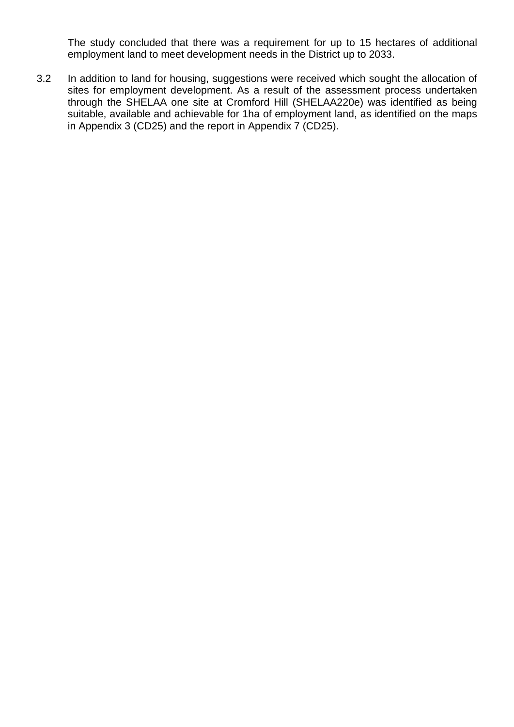The study concluded that there was a requirement for up to 15 hectares of additional employment land to meet development needs in the District up to 2033.

3.2 In addition to land for housing, suggestions were received which sought the allocation of sites for employment development. As a result of the assessment process undertaken through the SHELAA one site at Cromford Hill (SHELAA220e) was identified as being suitable, available and achievable for 1ha of employment land, as identified on the maps in Appendix 3 (CD25) and the report in Appendix 7 (CD25).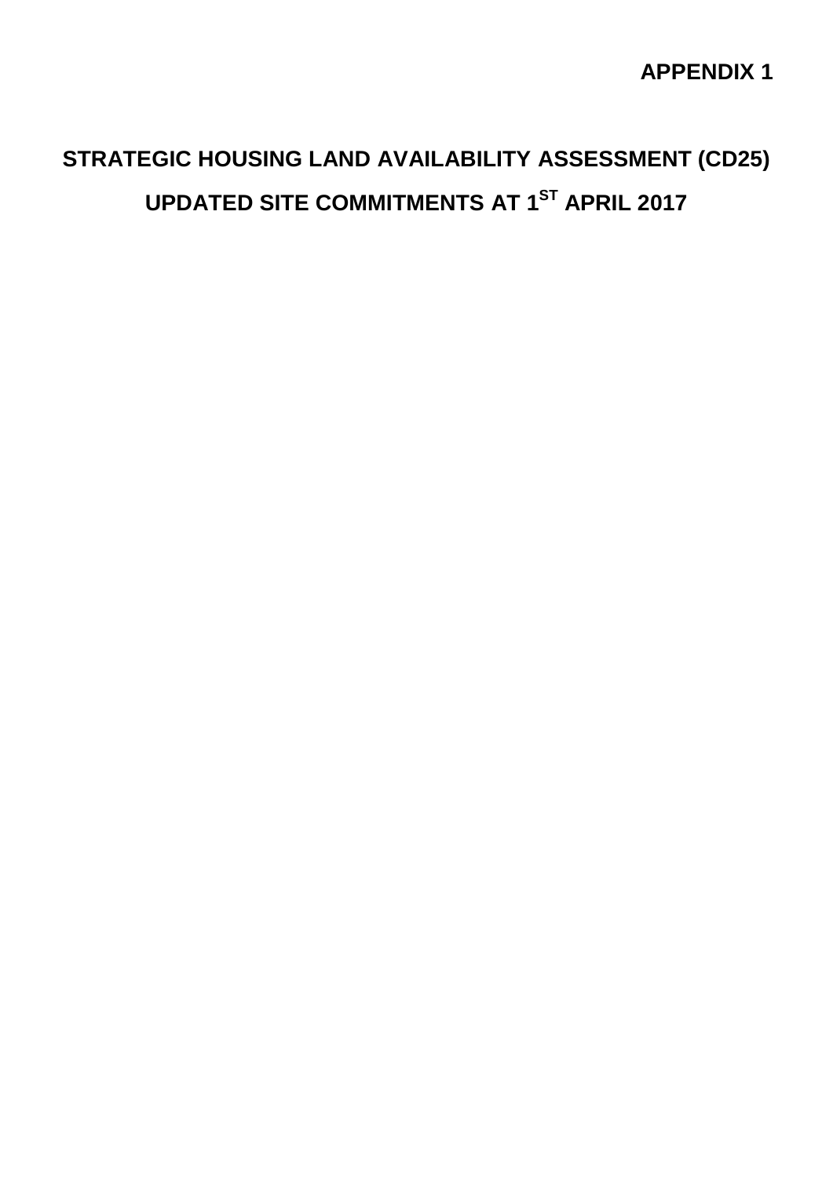**APPENDIX 1**

# STRATEGIC HOUSING LAND AVAILABILITY ASSESSMENT (CD25)

# UPDATED SITE COMMITMENTS AT 1ST APRIL 2017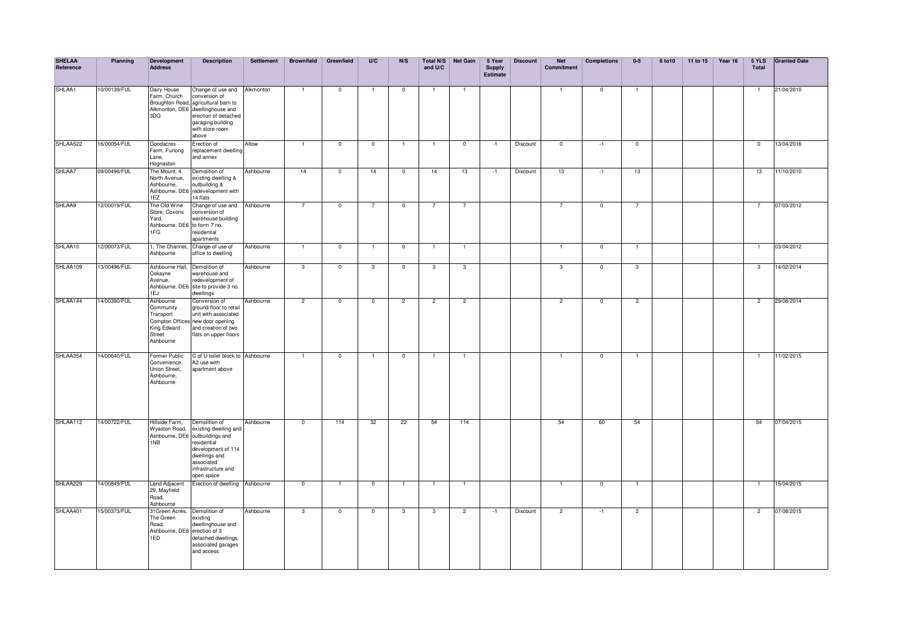| SHELAA Reference | Planning | Development Address | Description | Settlement | Brownfield | Greenfield | U/C | N/S | Total N/S and U/C | Net Gain | 5 Year Supply Estimate | Discount | Net Commitment | Completions | 0-5 | 6 to10 | 11 to 15 | Year 16 | 5 YLS Total | Granted Date |
|---|---|---|---|---|---|---|---|---|---|---|---|---|---|---|---|---|---|---|---|---|
| SHLAA1 | 10/00139/FUL | Dairy House Farm, Church Broughton Road, Alkmonton, DE6 3DG | Change of use and conversion of agricultural barn to dwellinghouse and erection of detached garaging building with store room above | Alkmonton | 1 | 0 | 1 | 0 | 1 | 1 | | | 1 | 0 | 1 | | | | 1 | 21/04/2010 |
| SHLAA522 | 16/00054/FUL | Goodacres Farm, Furlong Lane, Hognaston | Erection of replacement dwelling and annex | Altow | 1 | 0 | 0 | 1 | 1 | 0 | -1 | Discount | 0 | -1 | 0 | | | | 0 | 13/04/2016 |
| SHLAA7 | 09/00496/FUL | The Mount, 4 North Avenue, Ashbourne, Ashbourne, DE6 1EZ | Demolition of existing dwelling & outbuilding & redevelopment with 14 flats | Ashbourne | 14 | 0 | 14 | 0 | 14 | 13 | -1 | Discount | 13 | -1 | 13 | | | | 13 | 11/10/2010 |
| SHLAA9 | 12/00019/FUL | The Old Wine Store, Coxons Yard, Ashbourne, DE6 1FG | Change of use and conversion of warehouse building to form 7 no. residential apartments | Ashbourne | 7 | 0 | 7 | 0 | 7 | 7 | | | 7 | 0 | 7 | | | | 7 | 07/03/2012 |
| SHLAA10 | 12/00073/FUL | 1, The Channel, Ashbourne | Change of use of office to dwelling | Ashbourne | 1 | 0 | 1 | 0 | 1 | 1 | | | 1 | 0 | 1 | | | | 1 | 03/04/2012 |
| SHLAA109 | 13/00496/FUL | Ashbourne Hall, Cokayne Avenue, Ashbourne, DE6 1EJ | Demolition of warehouse and redevelopment of site to provide 3 no. dwellings | Ashbourne | 3 | 0 | 3 | 0 | 3 | 3 | | | 3 | 0 | 3 | | | | 3 | 14/02/2014 |
| SHLAA144 | 14/00390/FUL | Ashbourne Community Transport Compton Offices King Edward Street Ashbourne | Conversion of ground floor to retail unit with associated new door opening and creation of two flats on upper floors | Ashbourne | 2 | 0 | 0 | 2 | 2 | 2 | | | 2 | 0 | 2 | | | | 2 | 29/08/2014 |
| SHLAA354 | 14/00640/FUL | Former Public Convenience, Union Street, Ashbourne, Ashbourne | C of U toilet block to A2 use with apartment above | Ashbourne | 1 | 0 | 1 | 0 | 1 | 1 | | | 1 | 0 | 1 | | | | 1 | 11/02/2015 |
| SHLAA112 | 14/00722/FUL | Hillside Farm, Wyaston Road, Ashbourne, DE6 1NB | Demolition of existing dwelling and outbuildings and residential development of 114 dwellings and associated infrastructure and open space | Ashbourne | 0 | 114 | 32 | 22 | 54 | 114 | | | 54 | 60 | 54 | | | | 54 | 07/04/2015 |
| SHLAA229 | 14/00849/FUL | Land Adjacent 29, Mayfield Road, Ashbourne | Erection of dwelling | Ashbourne | 0 | 1 | 0 | 1 | 1 | 1 | | | 1 | 0 | 1 | | | | 1 | 15/04/2015 |
| SHLAA401 | 15/00373/FUL | 31Green Acres, The Green Road, Ashbourne, DE6 1ED | Demolition of existing dwellinghouse and erection of 3 detached dwellings, associated garages and access | Ashbourne | 3 | 0 | 0 | 3 | 3 | 2 | -1 | Discount | 2 | -1 | 2 | | | | 2 | 07/08/2015 |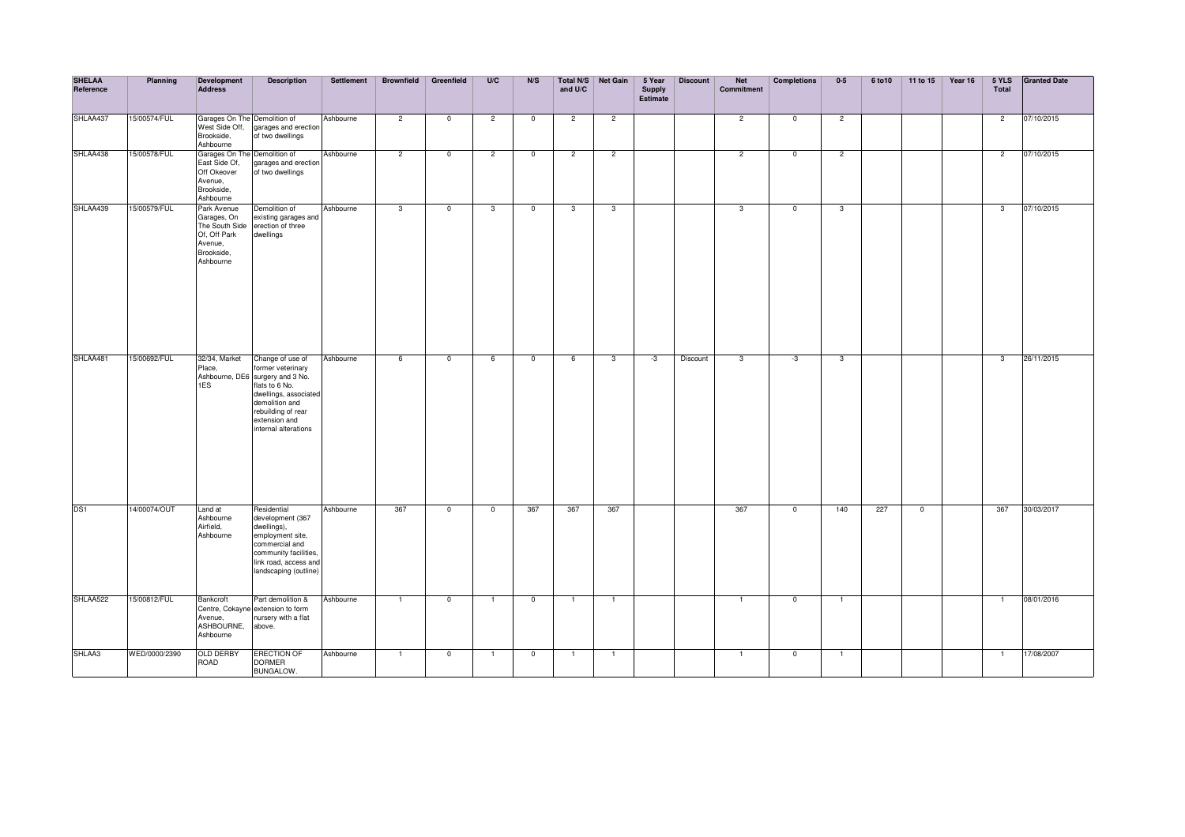| SHELAA Reference | Planning | Development Address | Description | Settlement | Brownfield | Greenfield | U/C | N/S | Total N/S and U/C | Net Gain | 5 Year Supply Estimate | Discount | Net Commitment | Completions | 0-5 | 6 to10 | 11 to 15 | Year 16 | 5 YLS Total | Granted Date |
|---|---|---|---|---|---|---|---|---|---|---|---|---|---|---|---|---|---|---|---|---|
| SHLAA437 | 15/00574/FUL | Garages On The West Side Off, Brookside, Ashbourne | Demolition of garages and erection of two dwellings | Ashbourne | 2 | 0 | 2 | 0 | 2 | 2 | | | 2 | 0 | 2 | | | | 2 | 07/10/2015 |
| SHLAA438 | 15/00578/FUL | Garages On The East Side Of, Off Okeover Avenue, Brookside, Ashbourne | Demolition of garages and erection of two dwellings | Ashbourne | 2 | 0 | 2 | 0 | 2 | 2 | | | 2 | 0 | 2 | | | | 2 | 07/10/2015 |
| SHLAA439 | 15/00579/FUL | Park Avenue Garages, On The South Side Of, Off Park Avenue, Brookside, Ashbourne | Demolition of existing garages and erection of three dwellings | Ashbourne | 3 | 0 | 3 | 0 | 3 | 3 | | | 3 | 0 | 3 | | | | 3 | 07/10/2015 |
| SHLAA481 | 15/00692/FUL | 32/34, Market Place, Ashbourne, DE6 1ES | Change of use of former veterinary surgery and 3 No. flats to 6 No. dwellings, associated demolition and rebuilding of rear extension and internal alterations | Ashbourne | 6 | 0 | 6 | 0 | 6 | 3 | -3 | Discount | 3 | -3 | 3 | | | | 3 | 26/11/2015 |
| DS1 | 14/00074/OUT | Land at Ashbourne Airfield, Ashbourne | Residential development (367 dwellings), employment site, commercial and community facilities, link road, access and landscaping (outline) | Ashbourne | 367 | 0 | 0 | 367 | 367 | 367 | | | 367 | 0 | 140 | 227 | 0 | | 367 | 30/03/2017 |
| SHLAA522 | 15/00812/FUL | Bankcroft Centre, Cokayne Avenue, ASHBOURNE, Ashbourne | Part demolition & extension to form nursery with a flat above. | Ashbourne | 1 | 0 | 1 | 0 | 1 | 1 | | | 1 | 0 | 1 | | | | 1 | 08/01/2016 |
| SHLAA3 | WED/0000/2390 | OLD DERBY ROAD | ERECTION OF DORMER BUNGALOW. | Ashbourne | 1 | 0 | 1 | 0 | 1 | 1 | | | 1 | 0 | 1 | | | | 1 | 17/08/2007 |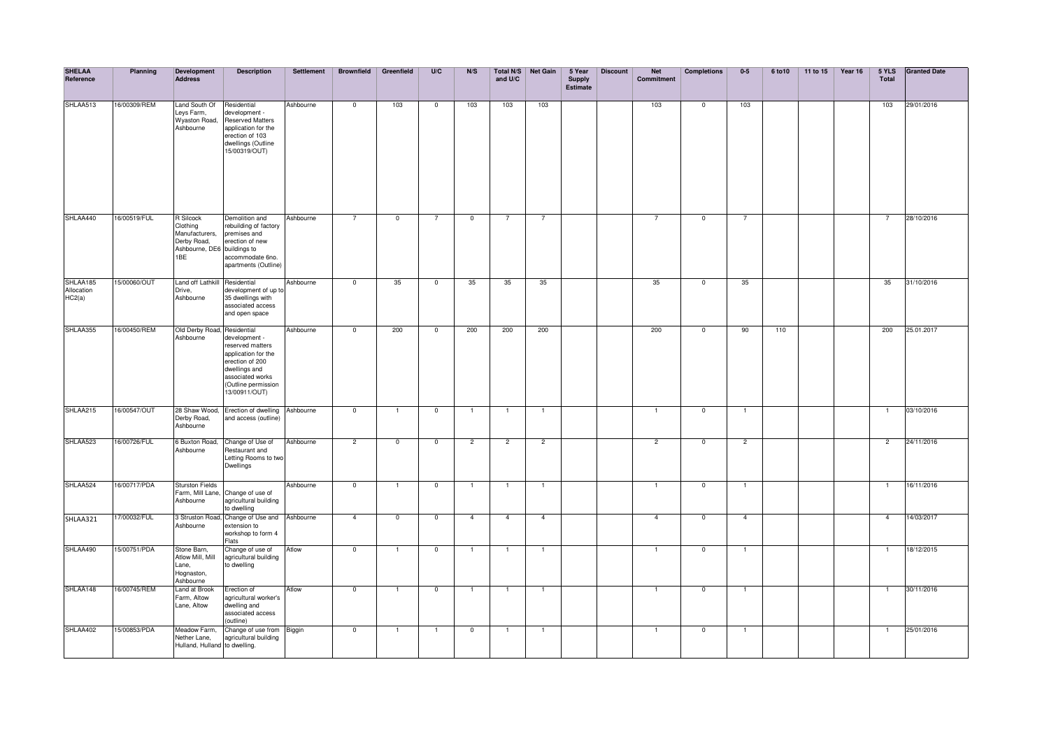| SHELAA Reference | Planning | Development Address | Description | Settlement | Brownfield | Greenfield | U/C | N/S | Total N/S and U/C | Net Gain | 5 Year Supply Estimate | Discount | Net Commitment | Completions | 0-5 | 6 to10 | 11 to 15 | Year 16 | 5 YLS Total | Granted Date |
|---|---|---|---|---|---|---|---|---|---|---|---|---|---|---|---|---|---|---|---|---|
| SHLAA513 | 16/00309/REM | Land South Of Leys Farm, Wyaston Road, Ashbourne | Residential development - Reserved Matters application for the erection of 103 dwellings (Outline 15/00319/OUT) | Ashbourne | 0 | 103 | 0 | 103 | 103 | 103 | | | 103 | 0 | 103 | | | | 103 | 29/01/2016 |
| SHLAA440 | 16/00519/FUL | R Silcock Clothing Manufacturers, Derby Road, Ashbourne, DE6 1BE | Demolition and rebuilding of factory premises and erection of new buildings to accommodate 6no. apartments (Outline) | Ashbourne | 7 | 0 | 7 | 0 | 7 | 7 | | | 7 | 0 | 7 | | | | 7 | 28/10/2016 |
| SHLAA185 Allocation HC2(a) | 15/00060/OUT | Land off Lathkill Drive, Ashbourne | Residential development of up to 35 dwellings with associated access and open space | Ashbourne | 0 | 35 | 0 | 35 | 35 | 35 | | | 35 | 0 | 35 | | | | 35 | 31/10/2016 |
| SHLAA355 | 16/00450/REM | Old Derby Road, Ashbourne | Residential development - reserved matters application for the erection of 200 dwellings and associated works (Outline permission 13/00911/OUT) | Ashbourne | 0 | 200 | 0 | 200 | 200 | 200 | | | 200 | 0 | 90 | 110 | | | 200 | 25.01.2017 |
| SHLAA215 | 16/00547/OUT | 28 Shaw Wood, Derby Road, Ashbourne | Erection of dwelling and access (outline) | Ashbourne | 0 | 1 | 0 | 1 | 1 | 1 | | | 1 | 0 | 1 | | | | 1 | 03/10/2016 |
| SHLAA523 | 16/00726/FUL | 6 Buxton Road, Ashbourne | Change of Use of Restaurant and Letting Rooms to two Dwellings | Ashbourne | 2 | 0 | 0 | 2 | 2 | 2 | | | 2 | 0 | 2 | | | | 2 | 24/11/2016 |
| SHLAA524 | 16/00717/PDA | Sturston Fields Farm, Mill Lane, Ashbourne | Change of use of agricultural building to dwelling | Ashbourne | 0 | 1 | 0 | 1 | 1 | 1 | | | 1 | 0 | 1 | | | | 1 | 16/11/2016 |
| SHLAA321 | 17/00032/FUL | 3 Struston Road, Ashbourne | Change of Use and extension to workshop to form 4 Flats | Ashbourne | 4 | 0 | 0 | 4 | 4 | 4 | | | 4 | 0 | 4 | | | | 4 | 14/03/2017 |
| SHLAA490 | 15/00751/PDA | Stone Barn, Atlow Mill, Mill Lane, Hognaston, Ashbourne | Change of use of agricultural building to dwelling | Atlow | 0 | 1 | 0 | 1 | 1 | 1 | | | 1 | 0 | 1 | | | | 1 | 18/12/2015 |
| SHLAA148 | 16/00745/REM | Land at Brook Farm, Altow Lane, Altow | Erection of agricultural worker's dwelling and associated access (outline) | Atlow | 0 | 1 | 0 | 1 | 1 | 1 | | | 1 | 0 | 1 | | | | 1 | 30/11/2016 |
| SHLAA402 | 15/00853/PDA | Meadow Farm, Nether Lane, Hulland, Hulland | Change of use from agricultural building to dwelling. | Biggin | 0 | 1 | 1 | 0 | 1 | 1 | | | 1 | 0 | 1 | | | | 1 | 25/01/2016 |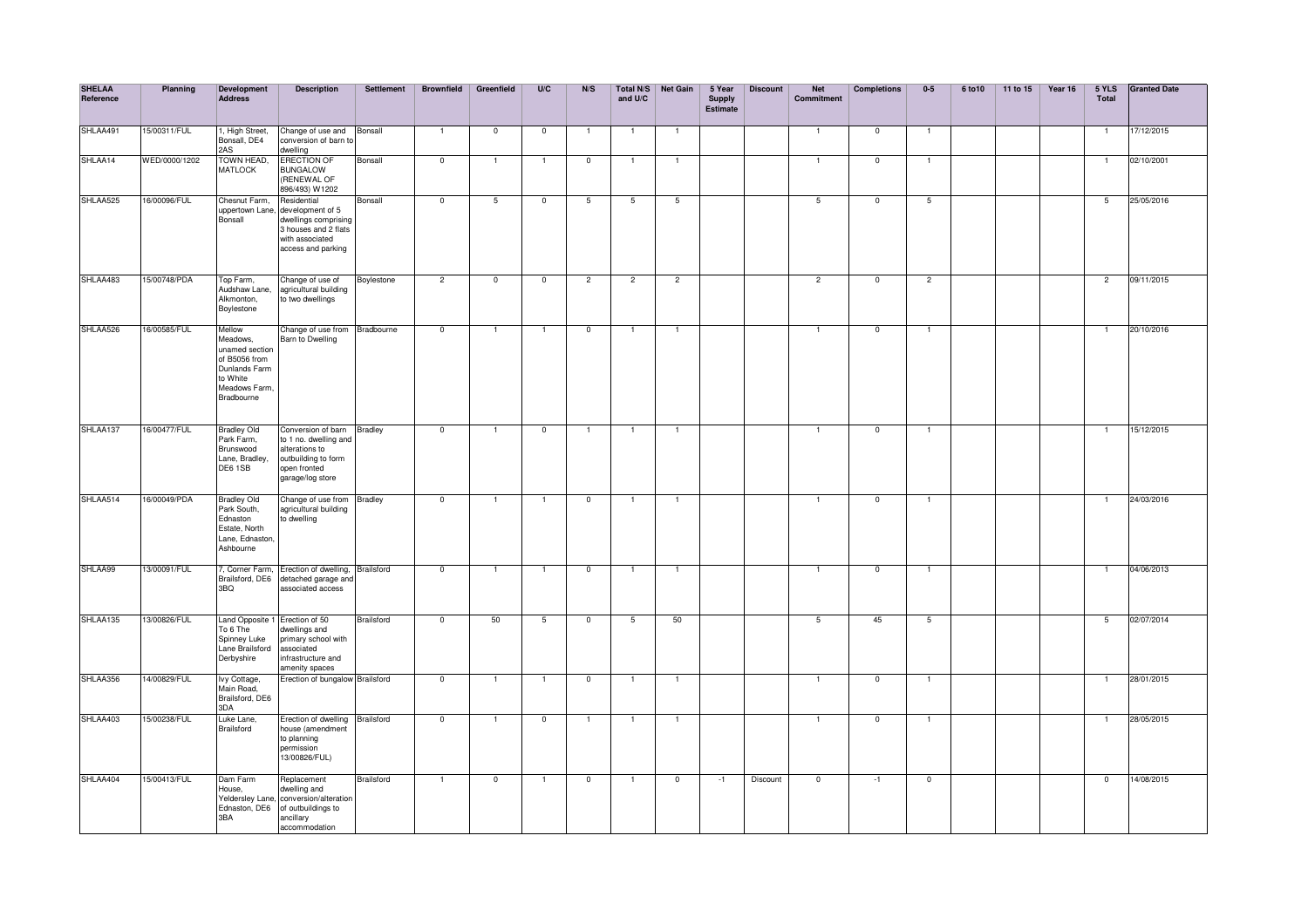| SHELAA Reference | Planning | Development Address | Description | Settlement | Brownfield | Greenfield | U/C | N/S | Total N/S and U/C | Net Gain | 5 Year Supply Estimate | Discount | Net Commitment | Completions | 0-5 | 6 to10 | 11 to 15 | Year 16 | 5 YLS Total | Granted Date |
|---|---|---|---|---|---|---|---|---|---|---|---|---|---|---|---|---|---|---|---|---|
| SHLAA491 | 15/00311/FUL | 1, High Street, Bonsall, DE4 2AS | Change of use and conversion of barn to dwelling | Bonsall | 1 | 0 | 0 | 1 | 1 | 1 | | | 1 | 0 | 1 | | | | 1 | 17/12/2015 |
| SHLAA14 | WED/0000/1202 | TOWN HEAD, MATLOCK | ERECTION OF BUNGALOW (RENEWAL OF 896/493) W1202 | Bonsall | 0 | 1 | 1 | 0 | 1 | 1 | | | 1 | 0 | 1 | | | | 1 | 02/10/2001 |
| SHLAA525 | 16/00096/FUL | Chesnut Farm, uppertown Lane, Bonsall | Residential development of 5 dwellings comprising 3 houses and 2 flats with associated access and parking | Bonsall | 0 | 5 | 0 | 5 | 5 | 5 | | | 5 | 0 | 5 | | | | 5 | 25/05/2016 |
| SHLAA483 | 15/00748/PDA | Top Farm, Audshaw Lane, Alkmonton, Boylestone | Change of use of agricultural building to two dwellings | Boylestone | 2 | 0 | 0 | 2 | 2 | 2 | | | 2 | 0 | 2 | | | | 2 | 09/11/2015 |
| SHLAA526 | 16/00585/FUL | Mellow Meadows, unamed section of B5056 from Dunlands Farm to White Meadows Farm, Bradbourne | Change of use from Barn to Dwelling | Bradbourne | 0 | 1 | 1 | 0 | 1 | 1 | | | 1 | 0 | 1 | | | | 1 | 20/10/2016 |
| SHLAA137 | 16/00477/FUL | Bradley Old Park Farm, Brunswood Lane, Bradley, DE6 1SB | Conversion of barn to 1 no. dwelling and alterations to outbuilding to form open fronted garage/log store | Bradley | 0 | 1 | 0 | 1 | 1 | 1 | | | 1 | 0 | 1 | | | | 1 | 15/12/2015 |
| SHLAA514 | 16/00049/PDA | Bradley Old Park South, Ednaston Estate, North Lane, Ednaston, Ashbourne | Change of use from agricultural building to dwelling | Bradley | 0 | 1 | 1 | 0 | 1 | 1 | | | 1 | 0 | 1 | | | | 1 | 24/03/2016 |
| SHLAA99 | 13/00091/FUL | 7, Corner Farm, Brailsford, DE6 3BQ | Erection of dwelling, detached garage and associated access | Brailsford | 0 | 1 | 1 | 0 | 1 | 1 | | | 1 | 0 | 1 | | | | 1 | 04/06/2013 |
| SHLAA135 | 13/00826/FUL | Land Opposite 1 To 6 The Spinney Luke Lane Brailsford Derbyshire | Erection of 50 dwellings and primary school with associated infrastructure and amenity spaces | Brailsford | 0 | 50 | 5 | 0 | 5 | 50 | | | 5 | 45 | 5 | | | | 5 | 02/07/2014 |
| SHLAA356 | 14/00829/FUL | Ivy Cottage, Main Road, Brailsford, DE6 3DA | Erection of bungalow | Brailsford | 0 | 1 | 1 | 0 | 1 | 1 | | | 1 | 0 | 1 | | | | 1 | 28/01/2015 |
| SHLAA403 | 15/00238/FUL | Luke Lane, Brailsford | Erection of dwelling house (amendment to planning permission 13/00826/FUL) | Brailsford | 0 | 1 | 0 | 1 | 1 | 1 | | | 1 | 0 | 1 | | | | 1 | 28/05/2015 |
| SHLAA404 | 15/00413/FUL | Dam Farm House, Yeldersley Lane, Ednaston, DE6 3BA | Replacement dwelling and conversion/alteration of outbuildings to ancillary accommodation | Brailsford | 1 | 0 | 1 | 0 | 1 | 0 | -1 | Discount | 0 | -1 | 0 | | | | 0 | 14/08/2015 |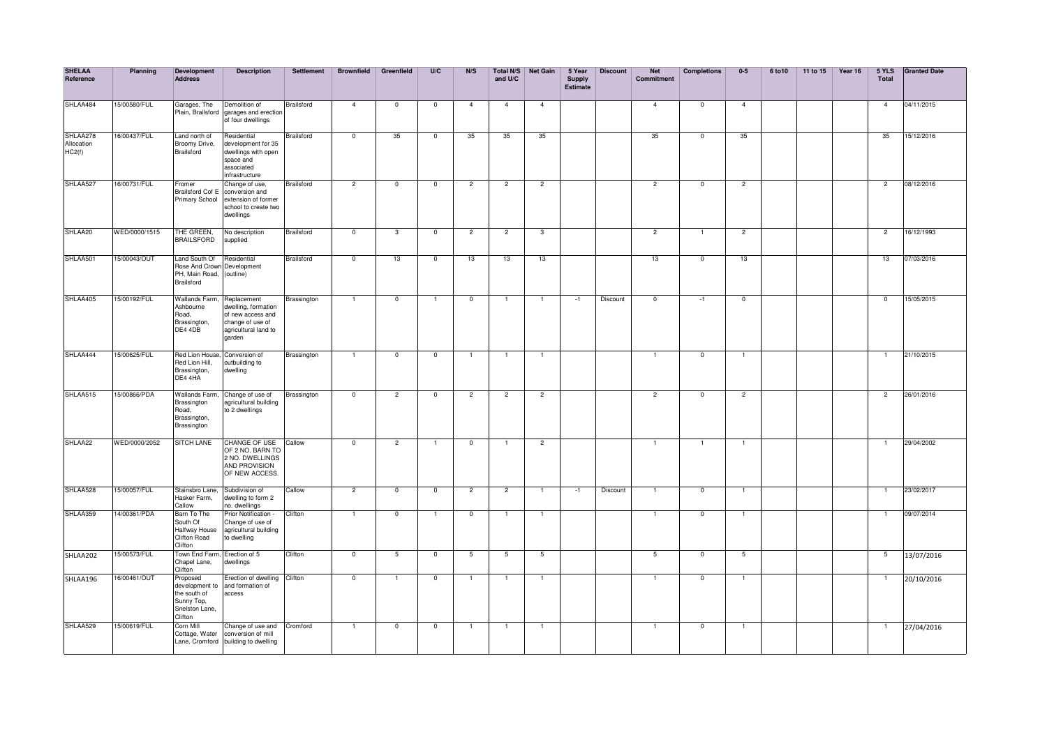| SHELAA Reference | Planning | Development Address | Description | Settlement | Brownfield | Greenfield | U/C | N/S | Total N/S and U/C | Net Gain | 5 Year Supply Estimate | Discount | Net Commitment | Completions | 0-5 | 6 to10 | 11 to 15 | Year 16 | 5 YLS Total | Granted Date |
|---|---|---|---|---|---|---|---|---|---|---|---|---|---|---|---|---|---|---|---|---|
| SHLAA484 | 15/00580/FUL | Garages, The Plain, Brailsford | Demolition of garages and erection of four dwellings | Brailsford | 4 | 0 | 0 | 4 | 4 | 4 | | | 4 | 0 | 4 | | | | 4 | 04/11/2015 |
| SHLAA278 Allocation HC2(f) | 16/00437/FUL | Land north of Broomy Drive, Brailsford | Residential development for 35 dwellings with open space and associated infrastructure | Brailsford | 0 | 35 | 0 | 35 | 35 | 35 | | | 35 | 0 | 35 | | | | 35 | 15/12/2016 |
| SHLAA527 | 16/00731/FUL | Fromer Brailsford Cof E Primary School | Change of use, conversion and extension of former school to create two dwellings | Brailsford | 2 | 0 | 0 | 2 | 2 | 2 | | | 2 | 0 | 2 | | | | 2 | 08/12/2016 |
| SHLAA20 | WED/0000/1515 | THE GREEN, BRAILSFORD | No description supplied | Brailsford | 0 | 3 | 0 | 2 | 2 | 3 | | | 2 | 1 | 2 | | | | 2 | 16/12/1993 |
| SHLAA501 | 15/00043/OUT | Land South Of Rose And Crown PH, Main Road, Brailsford | Residential Development (outline) | Brailsford | 0 | 13 | 0 | 13 | 13 | 13 | | | 13 | 0 | 13 | | | | 13 | 07/03/2016 |
| SHLAA405 | 15/00192/FUL | Wallands Farm, Ashbourne Road, Brassington, DE4 4DB | Replacement dwelling, formation of new access and change of use of agricultural land to garden | Brassington | 1 | 0 | 1 | 0 | 1 | 1 | -1 | Discount | 0 | -1 | 0 | | | | 0 | 15/05/2015 |
| SHLAA444 | 15/00625/FUL | Red Lion House, Red Lion Hill, Brassington, DE4 4HA | Conversion of outbuilding to dwelling | Brassington | 1 | 0 | 0 | 1 | 1 | 1 | | | 1 | 0 | 1 | | | | 1 | 21/10/2015 |
| SHLAA515 | 15/00866/PDA | Wallands Farm, Brassington Road, Brassington, Brassington | Change of use of agricultural building to 2 dwellings | Brassington | 0 | 2 | 0 | 2 | 2 | 2 | | | 2 | 0 | 2 | | | | 2 | 26/01/2016 |
| SHLAA22 | WED/0000/2052 | SITCH LANE | CHANGE OF USE OF 2 NO. BARN TO 2 NO. DWELLINGS AND PROVISION OF NEW ACCESS. | Callow | 0 | 2 | 1 | 0 | 1 | 2 | | | 1 | 1 | 1 | | | | 1 | 29/04/2002 |
| SHLAA528 | 15/00057/FUL | Stainsbro Lane, Hasker Farm, Callow | Subdivision of dwelling to form 2 no. dwellings | Callow | 2 | 0 | 0 | 2 | 2 | 1 | -1 | Discount | 1 | 0 | 1 | | | | 1 | 23/02/2017 |
| SHLAA359 | 14/00361/PDA | Barn To The South Of Halfway House Clifton Road Clifton | Prior Notification - Change of use of agricultural building to dwelling | Clifton | 1 | 0 | 1 | 0 | 1 | 1 | | | 1 | 0 | 1 | | | | 1 | 09/07/2014 |
| SHLAA202 | 15/00573/FUL | Town End Farm, Chapel Lane, Clifton | Erection of 5 dwellings | Clifton | 0 | 5 | 0 | 5 | 5 | 5 | | | 5 | 0 | 5 | | | | 5 | 13/07/2016 |
| SHLAA196 | 16/00461/OUT | Proposed development to the south of Sunny Top, Snelston Lane, Clifton | Erection of dwelling and formation of access | Clifton | 0 | 1 | 0 | 1 | 1 | 1 | | | 1 | 0 | 1 | | | | 1 | 20/10/2016 |
| SHLAA529 | 15/00619/FUL | Corn Mill Cottage, Water Lane, Cromford | Change of use and conversion of mill building to dwelling | Cromford | 1 | 0 | 0 | 1 | 1 | 1 | | | 1 | 0 | 1 | | | | 1 | 27/04/2016 |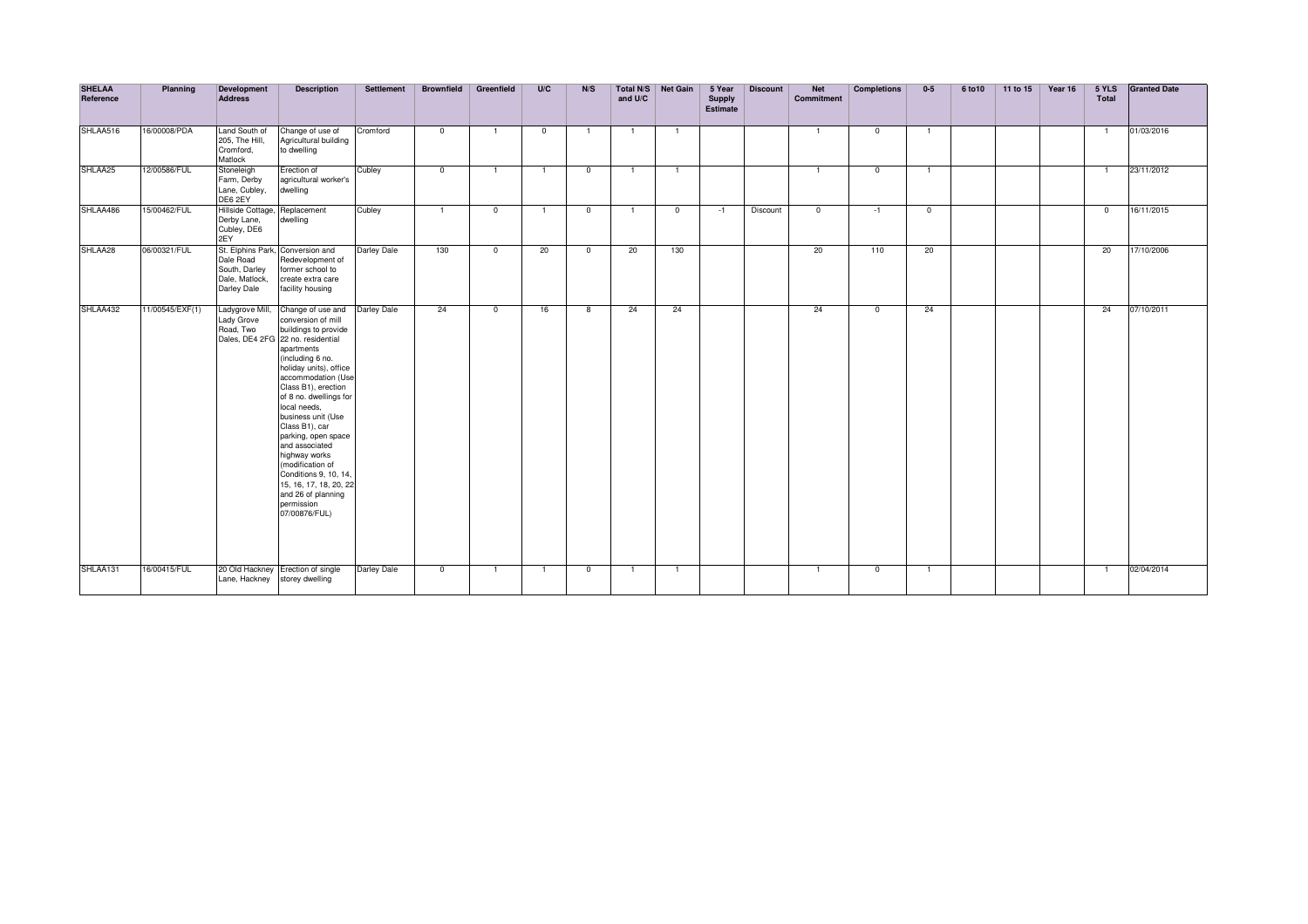| SHELAA Reference | Planning | Development Address | Description | Settlement | Brownfield | Greenfield | U/C | N/S | Total N/S and U/C | Net Gain | 5 Year Supply Estimate | Discount | Net Commitment | Completions | 0-5 | 6 to10 | 11 to 15 | Year 16 | 5 YLS Total | Granted Date |
|---|---|---|---|---|---|---|---|---|---|---|---|---|---|---|---|---|---|---|---|---|
| SHLAA516 | 16/00008/PDA | Land South of 205, The Hill, Cromford, Matlock | Change of use of Agricultural building to dwelling | Cromford | 0 | 1 | 0 | 1 | 1 | 1 | | | 1 | 0 | 1 | | | | 1 | 01/03/2016 |
| SHLAA25 | 12/00586/FUL | Stoneleigh Farm, Derby Lane, Cubley, DE6 2EY | Erection of agricultural worker's dwelling | Cubley | 0 | 1 | 1 | 0 | 1 | 1 | | | 1 | 0 | 1 | | | | 1 | 23/11/2012 |
| SHLAA486 | 15/00462/FUL | Hillside Cottage, Derby Lane, Cubley, DE6 2EY | Replacement dwelling | Cubley | 1 | 0 | 1 | 0 | 1 | 0 | -1 | Discount | 0 | -1 | 0 | | | | 0 | 16/11/2015 |
| SHLAA28 | 06/00321/FUL | St. Elphins Park, Dale Road South, Darley Dale, Matlock, Darley Dale | Conversion and Redevelopment of former school to create extra care facility housing | Darley Dale | 130 | 0 | 20 | 0 | 20 | 130 | | | 20 | 110 | 20 | | | | 20 | 17/10/2006 |
| SHLAA432 | 11/00545/EXF(1) | Ladygrove Mill, Lady Grove Road, Two Dales, DE4 2FG | Change of use and conversion of mill buildings to provide 22 no. residential apartments (including 6 no. holiday units), office accommodation (Use Class B1), erection of 8 no. dwellings for local needs, business unit (Use Class B1), car parking, open space and associated highway works (modification of Conditions 9, 10, 14, 15, 16, 17, 18, 20, 22 and 26 of planning permission 07/00876/FUL) | Darley Dale | 24 | 0 | 16 | 8 | 24 | 24 | | | 24 | 0 | 24 | | | | 24 | 07/10/2011 |
| SHLAA131 | 16/00415/FUL | 20 Old Hackney Lane, Hackney | Erection of single storey dwelling | Darley Dale | 0 | 1 | 1 | 0 | 1 | 1 | | | 1 | 0 | 1 | | | | 1 | 02/04/2014 |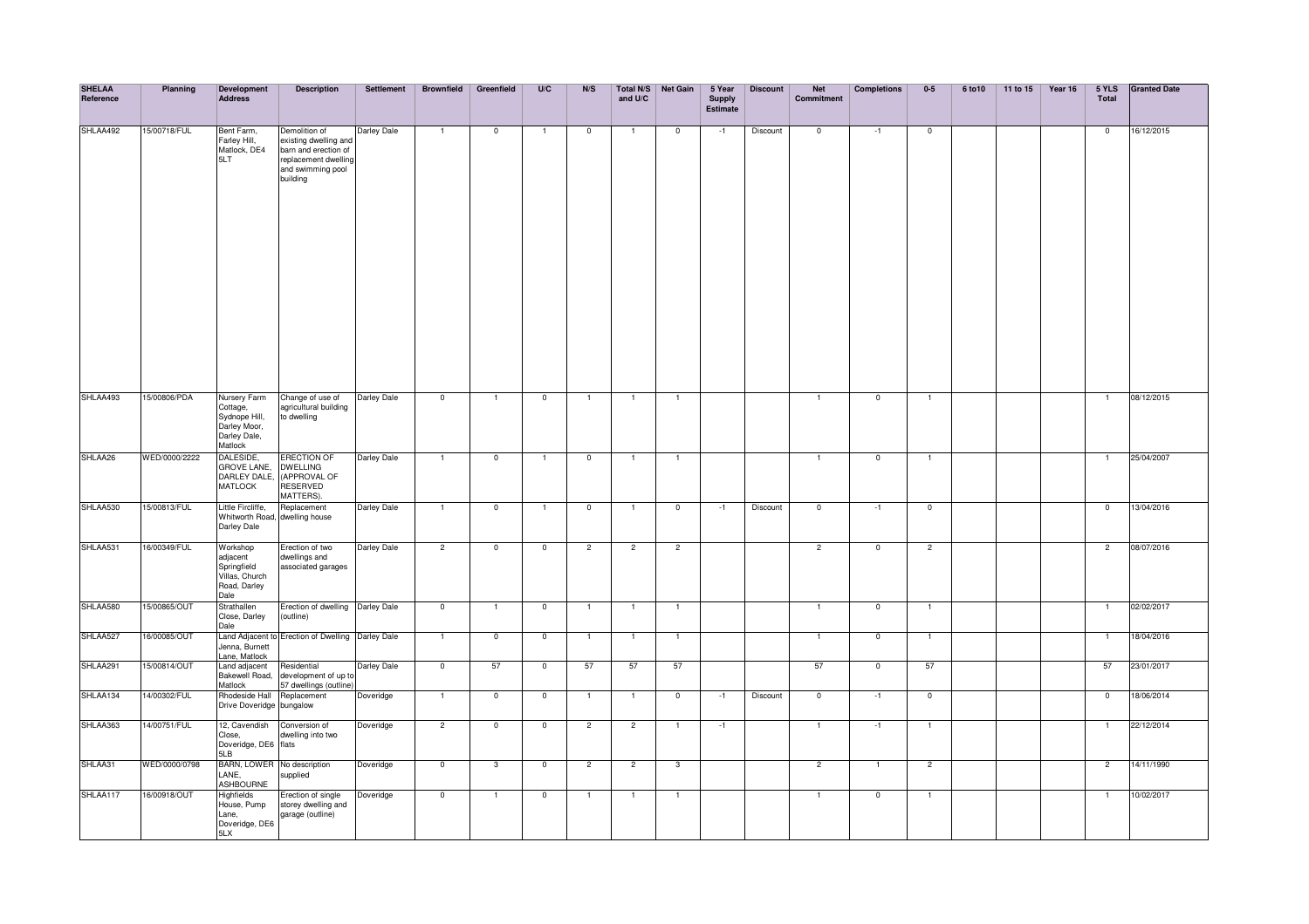| SHELAA Reference | Planning | Development Address | Description | Settlement | Brownfield | Greenfield | U/C | N/S | Total N/S and U/C | Net Gain | 5 Year Supply Estimate | Discount | Net Commitment | Completions | 0-5 | 6 to10 | 11 to 15 | Year 16 | 5 YLS Total | Granted Date |
|---|---|---|---|---|---|---|---|---|---|---|---|---|---|---|---|---|---|---|---|---|
| SHLAA492 | 15/00718/FUL | Bent Farm, Farley Hill, Matlock, DE4 5LT | Demolition of existing dwelling and barn and erection of replacement dwelling and swimming pool building | Darley Dale | 1 | 0 | 1 | 0 | 1 | 0 | -1 | Discount | 0 | -1 | 0 | | | | 0 | 16/12/2015 |
| SHLAA493 | 15/00806/PDA | Nursery Farm Cottage, Sydnope Hill, Darley Moor, Darley Dale, Matlock | Change of use of agricultural building to dwelling | Darley Dale | 0 | 1 | 0 | 1 | 1 | 1 | | | 1 | 0 | 1 | | | | 1 | 08/12/2015 |
| SHLAA26 | WED/0000/2222 | DALESIDE, GROVE LANE, DARLEY DALE, MATLOCK | ERECTION OF DWELLING (APPROVAL OF RESERVED MATTERS). | Darley Dale | 1 | 0 | 1 | 0 | 1 | 1 | | | 1 | 0 | 1 | | | | 1 | 25/04/2007 |
| SHLAA530 | 15/00813/FUL | Little Fircliffe, Whitworth Road, Darley Dale | Replacement dwelling house | Darley Dale | 1 | 0 | 1 | 0 | 1 | 0 | -1 | Discount | 0 | -1 | 0 | | | | 0 | 13/04/2016 |
| SHLAA531 | 16/00349/FUL | Workshop adjacent Springfield Villas, Church Road, Darley Dale | Erection of two dwellings and associated garages | Darley Dale | 2 | 0 | 0 | 2 | 2 | 2 | | | 2 | 0 | 2 | | | | 2 | 08/07/2016 |
| SHLAA580 | 15/00865/OUT | Strathallen Close, Darley Dale | Erection of dwelling (outline) | Darley Dale | 0 | 1 | 0 | 1 | 1 | 1 | | | 1 | 0 | 1 | | | | 1 | 02/02/2017 |
| SHLAA527 | 16/00085/OUT | Land Adjacent to Jenna, Burnett Lane, Matlock | Erection of Dwelling | Darley Dale | 1 | 0 | 0 | 1 | 1 | 1 | | | 1 | 0 | 1 | | | | 1 | 18/04/2016 |
| SHLAA291 | 15/00814/OUT | Land adjacent Bakewell Road, Matlock | Residential development of up to 57 dwellings (outline) | Darley Dale | 0 | 57 | 0 | 57 | 57 | 57 | | | 57 | 0 | 57 | | | | 57 | 23/01/2017 |
| SHLAA134 | 14/00302/FUL | Rhodeside Hall Drive Doveridge | Replacement bungalow | Doveridge | 1 | 0 | 0 | 1 | 1 | 0 | -1 | Discount | 0 | -1 | 0 | | | | 0 | 18/06/2014 |
| SHLAA363 | 14/00751/FUL | 12, Cavendish Close, Doveridge, DE6 5LB | Conversion of dwelling into two flats | Doveridge | 2 | 0 | 0 | 2 | 2 | 1 | -1 | | 1 | -1 | 1 | | | | 1 | 22/12/2014 |
| SHLAA31 | WED/0000/0798 | BARN, LOWER LANE, ASHBOURNE | No description supplied | Doveridge | 0 | 3 | 0 | 2 | 2 | 3 | | | 2 | 1 | 2 | | | | 2 | 14/11/1990 |
| SHLAA117 | 16/00918/OUT | Highfields House, Pump Lane, Doveridge, DE6 5LX | Erection of single storey dwelling and garage (outline) | Doveridge | 0 | 1 | 0 | 1 | 1 | 1 | | | 1 | 0 | 1 | | | | 1 | 10/02/2017 |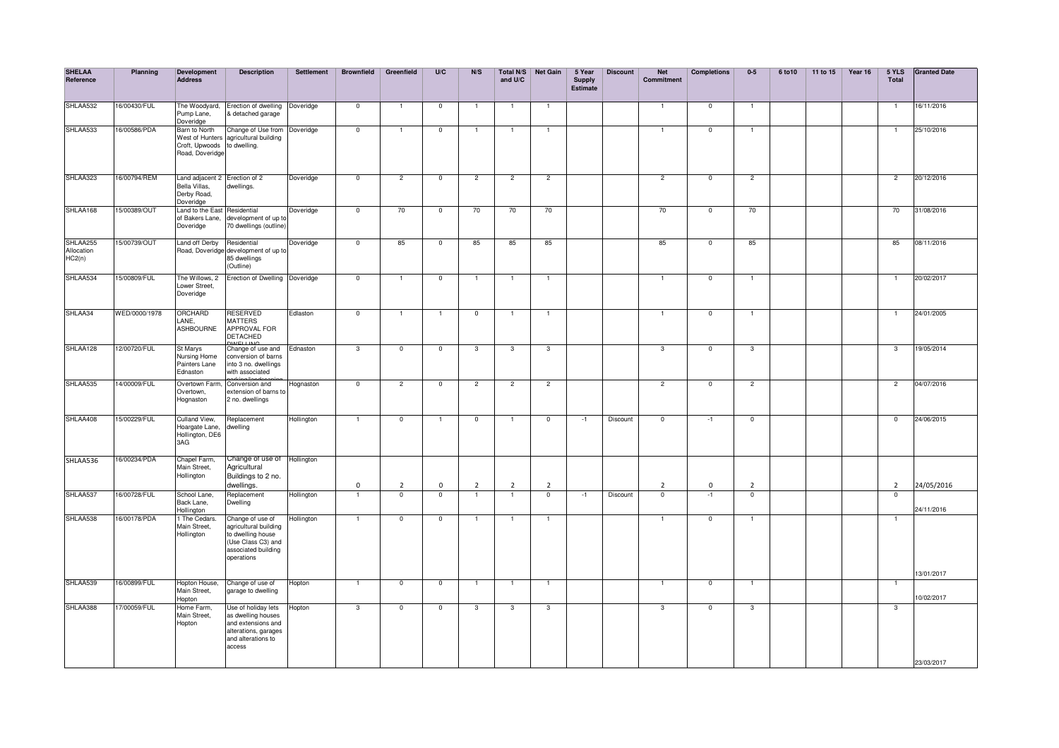| SHELAA Reference | Planning | Development Address | Description | Settlement | Brownfield | Greenfield | U/C | N/S | Total N/S and U/C | Net Gain | 5 Year Supply Estimate | Discount | Net Commitment | Completions | 0-5 | 6 to10 | 11 to 15 | Year 16 | 5 YLS Total | Granted Date |
|---|---|---|---|---|---|---|---|---|---|---|---|---|---|---|---|---|---|---|---|---|
| SHLAA532 | 16/00430/FUL | The Woodyard, Pump Lane, Doveridge | Erection of dwelling & detached garage | Doveridge | 0 | 1 | 0 | 1 | 1 | 1 | | | 1 | 0 | 1 | | | | 1 | 16/11/2016 |
| SHLAA533 | 16/00586/PDA | Barn to North West of Hunters Croft, Upwoods Road, Doveridge | Change of Use from agricultural building to dwelling. | Doveridge | 0 | 1 | 0 | 1 | 1 | 1 | | | 1 | 0 | 1 | | | | 1 | 25/10/2016 |
| SHLAA323 | 16/00794/REM | Land adjacent 2 Bella Villas, Derby Road, Doveridge | Erection of 2 dwellings. | Doveridge | 0 | 2 | 0 | 2 | 2 | 2 | | | 2 | 0 | 2 | | | | 2 | 20/12/2016 |
| SHLAA168 | 15/00389/OUT | Land to the East of Bakers Lane, Doveridge | Residential development of up to 70 dwellings (outline) | Doveridge | 0 | 70 | 0 | 70 | 70 | 70 | | | 70 | 0 | 70 | | | | 70 | 31/08/2016 |
| SHLAA255 Allocation HC2(n) | 15/00739/OUT | Land off Derby Road, Doveridge | Residential development of up to 85 dwellings (Outline) | Doveridge | 0 | 85 | 0 | 85 | 85 | 85 | | | 85 | 0 | 85 | | | | 85 | 08/11/2016 |
| SHLAA534 | 15/00809/FUL | The Willows, 2 Lower Street, Doveridge | Erection of Dwelling | Doveridge | 0 | 1 | 0 | 1 | 1 | 1 | | | 1 | 0 | 1 | | | | 1 | 20/02/2017 |
| SHLAA34 | WED/0000/1978 | ORCHARD LANE, ASHBOURNE | RESERVED MATTERS APPROVAL FOR DETACHED DWELLING | Edlaston | 0 | 1 | 1 | 0 | 1 | 1 | | | 1 | 0 | 1 | | | | 1 | 24/01/2005 |
| SHLAA128 | 12/00720/FUL | St Marys Nursing Home Painters Lane Ednaston | Change of use and conversion of barns into 3 no. dwellings with associated parking/landscaping | Ednaston | 3 | 0 | 0 | 3 | 3 | 3 | | | 3 | 0 | 3 | | | | 3 | 19/05/2014 |
| SHLAA535 | 14/00009/FUL | Overtown Farm, Overtown, Hognaston | Conversion and extension of barns to 2 no. dwellings | Hognaston | 0 | 2 | 0 | 2 | 2 | 2 | | | 2 | 0 | 2 | | | | 2 | 04/07/2016 |
| SHLAA408 | 15/00229/FUL | Culland View, Hoargate Lane, Hollington, DE6 3AG | Replacement dwelling | Hollington | 1 | 0 | 1 | 0 | 1 | 0 | -1 | Discount | 0 | -1 | 0 | | | | 0 | 24/06/2015 |
| SHLAA536 | 16/00234/PDA | Chapel Farm, Main Street, Hollington | Change of use of Agricultural Buildings to 2 no. dwellings. | Hollington | 0 | 2 | 0 | 2 | 2 | 2 | | | 2 | 0 | 2 | | | | 2 | 24/05/2016 |
| SHLAA537 | 16/00728/FUL | School Lane, Back Lane, Hollington | Replacement Dwelling | Hollington | 1 | 0 | 0 | 1 | 1 | 0 | -1 | Discount | 0 | -1 | 0 | | | | 0 | 24/11/2016 |
| SHLAA538 | 16/00178/PDA | 1 The Cedars. Main Street, Hollington | Change of use of agricultural building to dwelling house (Use Class C3) and associated building operations | Hollington | 1 | 0 | 0 | 1 | 1 | 1 | | | 1 | 0 | 1 | | | | 1 | 13/01/2017 |
| SHLAA539 | 16/00899/FUL | Hopton House, Main Street, Hopton | Change of use of garage to dwelling | Hopton | 1 | 0 | 0 | 1 | 1 | 1 | | | 1 | 0 | 1 | | | | 1 | 10/02/2017 |
| SHLAA388 | 17/00059/FUL | Home Farm, Main Street, Hopton | Use of holiday lets as dwelling houses and extensions and alterations, garages and alterations to access | Hopton | 3 | 0 | 0 | 3 | 3 | 3 | | | 3 | 0 | 3 | | | | 3 | 23/03/2017 |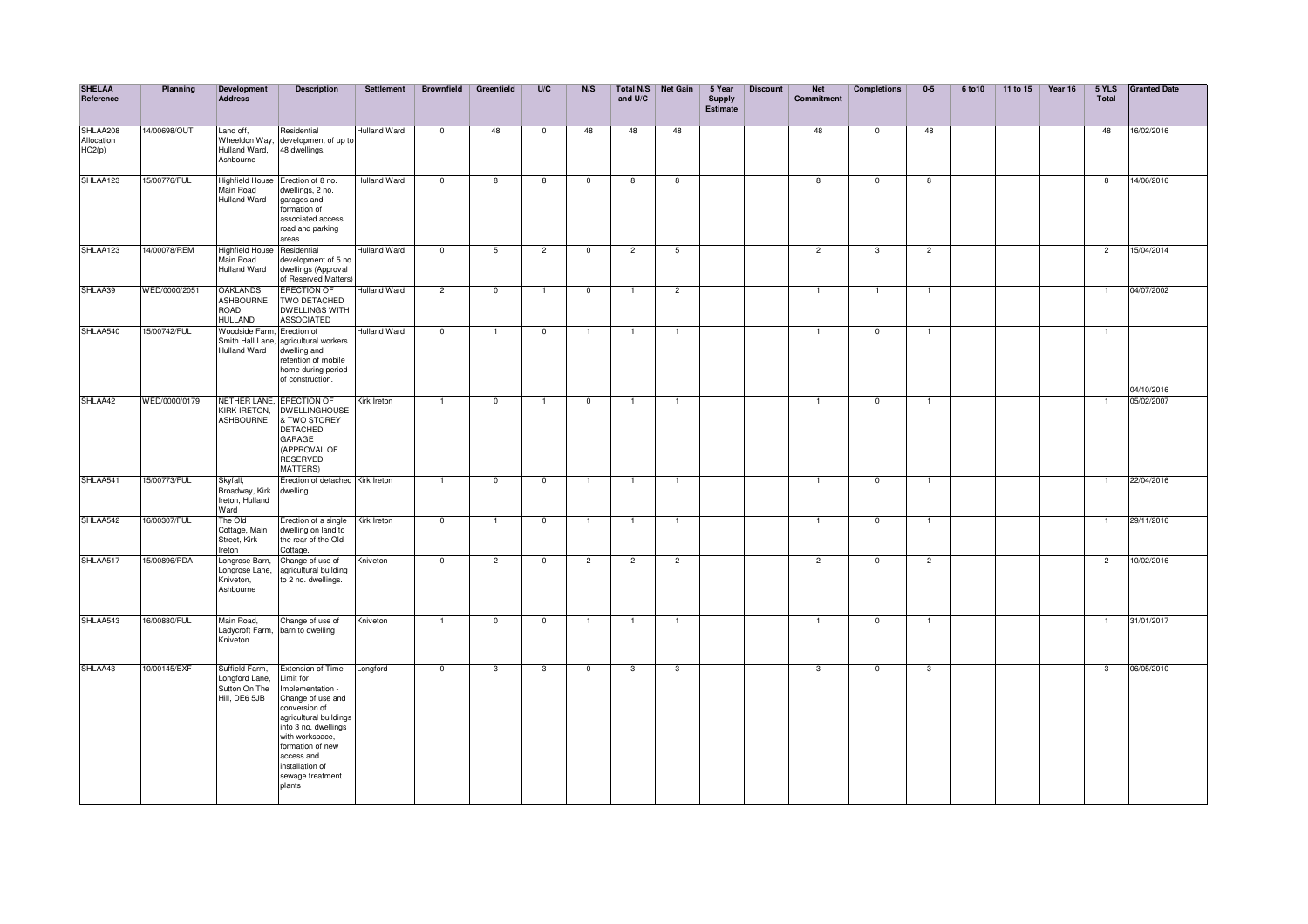| SHELAA Reference | Planning | Development Address | Description | Settlement | Brownfield | Greenfield | U/C | N/S | Total N/S and U/C | Net Gain | 5 Year Supply Estimate | Discount | Net Commitment | Completions | 0-5 | 6 to10 | 11 to 15 | Year 16 | 5 YLS Total | Granted Date |
|---|---|---|---|---|---|---|---|---|---|---|---|---|---|---|---|---|---|---|---|---|
| SHLAA208 Allocation HC2(p) | 14/00698/OUT | Land off, Wheeldon Way, Hulland Ward, Ashbourne | Residential development of up to 48 dwellings. | Hulland Ward | 0 | 48 | 0 | 48 | 48 | 48 | | | 48 | 0 | 48 | | | | 48 | 16/02/2016 |
| SHLAA123 | 15/00776/FUL | Highfield House Main Road Hulland Ward | Erection of 8 no. dwellings, 2 no. garages and formation of associated access road and parking areas | Hulland Ward | 0 | 8 | 8 | 0 | 8 | 8 | | | 8 | 0 | 8 | | | | 8 | 14/06/2016 |
| SHLAA123 | 14/00078/REM | Highfield House Main Road Hulland Ward | Residential development of 5 no. dwellings (Approval of Reserved Matters) | Hulland Ward | 0 | 5 | 2 | 0 | 2 | 5 | | | 2 | 3 | 2 | | | | 2 | 15/04/2014 |
| SHLAA39 | WED/0000/2051 | OAKLANDS, ASHBOURNE ROAD, HULLAND | ERECTION OF TWO DETACHED DWELLINGS WITH ASSOCIATED | Hulland Ward | 2 | 0 | 1 | 0 | 1 | 2 | | | 1 | 1 | 1 | | | | 1 | 04/07/2002 |
| SHLAA540 | 15/00742/FUL | Woodside Farm, Smith Hall Lane, Hulland Ward | Erection of agricultural workers dwelling and retention of mobile home during period of construction. | Hulland Ward | 0 | 1 | 0 | 1 | 1 | 1 | | | 1 | 0 | 1 | | | | 1 | 04/10/2016 |
| SHLAA42 | WED/0000/0179 | NETHER LANE, KIRK IRETON, ASHBOURNE | ERECTION OF DWELLINGHOUSE & TWO STOREY DETACHED GARAGE (APPROVAL OF RESERVED MATTERS) | Kirk Ireton | 1 | 0 | 1 | 0 | 1 | 1 | | | 1 | 0 | 1 | | | | 1 | 05/02/2007 |
| SHLAA541 | 15/00773/FUL | Skyfall, Broadway, Kirk Ireton, Hulland Ward | Erection of detached dwelling | Kirk Ireton | 1 | 0 | 0 | 1 | 1 | 1 | | | 1 | 0 | 1 | | | | 1 | 22/04/2016 |
| SHLAA542 | 16/00307/FUL | The Old Cottage, Main Street, Kirk Ireton | Erection of a single dwelling on land to the rear of the Old Cottage. | Kirk Ireton | 0 | 1 | 0 | 1 | 1 | 1 | | | 1 | 0 | 1 | | | | 1 | 29/11/2016 |
| SHLAA517 | 15/00896/PDA | Longrose Barn, Longrose Lane, Kniveton, Ashbourne | Change of use of agricultural building to 2 no. dwellings. | Kniveton | 0 | 2 | 0 | 2 | 2 | 2 | | | 2 | 0 | 2 | | | | 2 | 10/02/2016 |
| SHLAA543 | 16/00880/FUL | Main Road, Ladycroft Farm, Kniveton | Change of use of barn to dwelling | Kniveton | 1 | 0 | 0 | 1 | 1 | 1 | | | 1 | 0 | 1 | | | | 1 | 31/01/2017 |
| SHLAA43 | 10/00145/EXF | Suffield Farm, Longford Lane, Sutton On The Hill, DE6 5JB | Extension of Time Limit for Implementation - Change of use and conversion of agricultural buildings into 3 no. dwellings with workspace, formation of new access and installation of sewage treatment plants | Longford | 0 | 3 | 3 | 0 | 3 | 3 | | | 3 | 0 | 3 | | | | 3 | 06/05/2010 |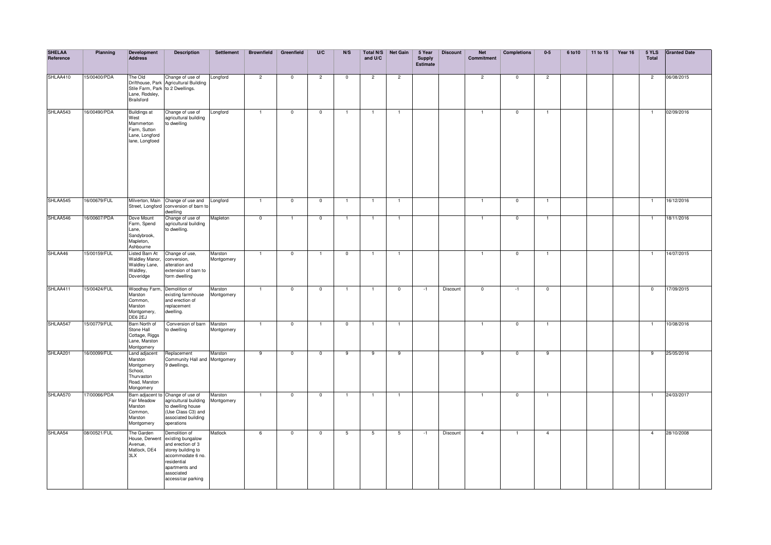| SHELAA Reference | Planning | Development Address | Description | Settlement | Brownfield | Greenfield | U/C | N/S | Total N/S and U/C | Net Gain | 5 Year Supply Estimate | Discount | Net Commitment | Completions | 0-5 | 6 to10 | 11 to 15 | Year 16 | 5 YLS Total | Granted Date |
|---|---|---|---|---|---|---|---|---|---|---|---|---|---|---|---|---|---|---|---|---|
| SHLAA410 | 15/00400/PDA | The Old Drifthouse, Park Stile Farm, Park Lane, Rodsley, Brailsford | Change of use of Agricultural Building to 2 Dwellings. | Longford | 2 | 0 | 2 | 0 | 2 | 2 | | | 2 | 0 | 2 | | | | 2 | 06/08/2015 |
| SHLAA543 | 16/00490/PDA | Buildings at West Mammerton Farm, Sutton Lane, Longford lane, Longfoed | Change of use of agricultural building to dwelling | Longford | 1 | 0 | 0 | 1 | 1 | 1 | | | 1 | 0 | 1 | | | | 1 | 02/09/2016 |
| SHLAA545 | 16/00679/FUL | Milverton, Main Street, Longford | Change of use and conversion of barn to dwelling | Longford | 1 | 0 | 0 | 1 | 1 | 1 | | | 1 | 0 | 1 | | | | 1 | 16/12/2016 |
| SHLAA546 | 16/00607/PDA | Dove Mount Farm, Spend Lane, Sandybrook, Mapleton, Ashbourne | Change of use of agricultural building to dwelling. | Mapleton | 0 | 1 | 0 | 1 | 1 | 1 | | | 1 | 0 | 1 | | | | 1 | 18/11/2016 |
| SHLAA46 | 15/00159/FUL | Listed Barn At Waldley Manor, Waldley Lane, Waldley, Doveridge | Change of use, conversion, alteration and extension of barn to form dwelling | Marston Montgomery | 1 | 0 | 1 | 0 | 1 | 1 | | | 1 | 0 | 1 | | | | 1 | 14/07/2015 |
| SHLAA411 | 15/00424/FUL | Woodhay Farm, Marston Common, Marston Montgomery, DE6 2EJ | Demolition of existing farmhouse and erection of replacement dwelling. | Marston Montgomery | 1 | 0 | 0 | 1 | 1 | 0 | -1 | Discount | 0 | -1 | 0 | | | | 0 | 17/09/2015 |
| SHLAA547 | 15/00779/FUL | Barn North of Stone Hall Cottage, Riggs Lane, Marston Montgomery | Conversion of barn to dwelling | Marston Montgomery | 1 | 0 | 1 | 0 | 1 | 1 | | | 1 | 0 | 1 | | | | 1 | 10/08/2016 |
| SHLAA201 | 16/00099/FUL | Land adjacent Marston Montgomery School, Thurvaston Road, Marston Mongomery | Replacement Community Hall and 9 dwellings. | Marston Montgomery | 9 | 0 | 0 | 9 | 9 | 9 | | | 9 | 0 | 9 | | | | 9 | 25/05/2016 |
| SHLAA570 | 17/00066/PDA | Barn adjacent to Fair Meadow Marston Common, Marston Montgomery | Change of use of agricultural building to dwelling house (Use Class C3) and associated building operations | Marston Montgomery | 1 | 0 | 0 | 1 | 1 | 1 | | | 1 | 0 | 1 | | | | 1 | 24/03/2017 |
| SHLAA54 | 08/00521/FUL | The Garden House, Derwent Avenue, Matlock, DE4 3LX | Demolition of existing bungalow and erection of 3 storey building to accommodate 6 no. residential apartments and associated access/car parking | Matlock | 6 | 0 | 0 | 5 | 5 | 5 | -1 | Discount | 4 | 1 | 4 | | | | 4 | 28/10/2008 |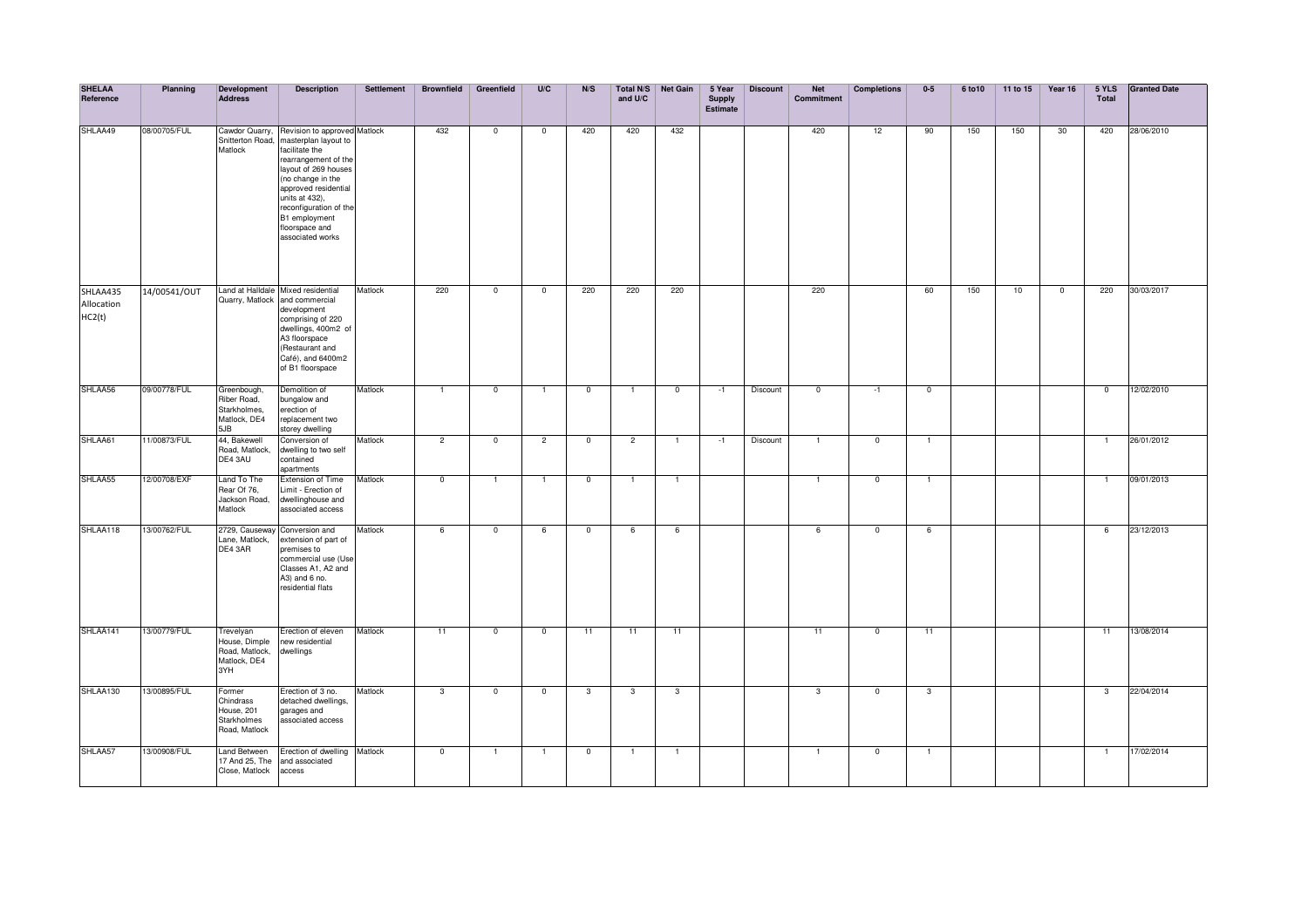| SHELAA Reference | Planning | Development Address | Description | Settlement | Brownfield | Greenfield | U/C | N/S | Total N/S and U/C | Net Gain | 5 Year Supply Estimate | Discount | Net Commitment | Completions | 0-5 | 6 to10 | 11 to 15 | Year 16 | 5 YLS Total | Granted Date |
|---|---|---|---|---|---|---|---|---|---|---|---|---|---|---|---|---|---|---|---|---|
| SHLAA49 | 08/00705/FUL | Cawdor Quarry, Snitterton Road, Matlock | Revision to approved masterplan layout to facilitate the rearrangement of the layout of 269 houses (no change in the approved residential units at 432), reconfiguration of the B1 employment floorspace and associated works | Matlock | 432 | 0 | 0 | 420 | 420 | 432 | | | 420 | 12 | 90 | 150 | 150 | 30 | 420 | 28/06/2010 |
| SHLAA435 Allocation HC2(t) | 14/00541/OUT | Land at Halldale Quarry, Matlock | Mixed residential and commercial development comprising of 220 dwellings, 400m2 of A3 floorspace (Restaurant and Café), and 6400m2 of B1 floorspace | Matlock | 220 | 0 | 0 | 220 | 220 | 220 | | | 220 | | 60 | 150 | 10 | 0 | 220 | 30/03/2017 |
| SHLAA56 | 09/00778/FUL | Greenbough, Riber Road, Starkholmes, Matlock, DE4 5JB | Demolition of bungalow and erection of replacement two storey dwelling | Matlock | 1 | 0 | 1 | 0 | 1 | 0 | -1 | Discount | 0 | -1 | 0 | | | | 0 | 12/02/2010 |
| SHLAA61 | 11/00873/FUL | 44, Bakewell Road, Matlock, DE4 3AU | Conversion of dwelling to two self contained apartments | Matlock | 2 | 0 | 2 | 0 | 2 | 1 | -1 | Discount | 1 | 0 | 1 | | | | 1 | 26/01/2012 |
| SHLAA55 | 12/00708/EXF | Land To The Rear Of 76, Jackson Road, Matlock | Extension of Time Limit - Erection of dwellinghouse and associated access | Matlock | 0 | 1 | 1 | 0 | 1 | 1 | | | 1 | 0 | 1 | | | | 1 | 09/01/2013 |
| SHLAA118 | 13/00762/FUL | 2729, Causeway Lane, Matlock, DE4 3AR | Conversion and extension of part of premises to commercial use (Use Classes A1, A2 and A3) and 6 no. residential flats | Matlock | 6 | 0 | 6 | 0 | 6 | 6 | | | 6 | 0 | 6 | | | | 6 | 23/12/2013 |
| SHLAA141 | 13/00779/FUL | Trevelyan House, Dimple Road, Matlock, Matlock, DE4 3YH | Erection of eleven new residential dwellings | Matlock | 11 | 0 | 0 | 11 | 11 | 11 | | | 11 | 0 | 11 | | | | 11 | 13/08/2014 |
| SHLAA130 | 13/00895/FUL | Former Chindrass House, 201 Starkholmes Road, Matlock | Erection of 3 no. detached dwellings, garages and associated access | Matlock | 3 | 0 | 0 | 3 | 3 | 3 | | | 3 | 0 | 3 | | | | 3 | 22/04/2014 |
| SHLAA57 | 13/00908/FUL | Land Between 17 And 25, The Close, Matlock | Erection of dwelling and associated access | Matlock | 0 | 1 | 1 | 0 | 1 | 1 | | | 1 | 0 | 1 | | | | 1 | 17/02/2014 |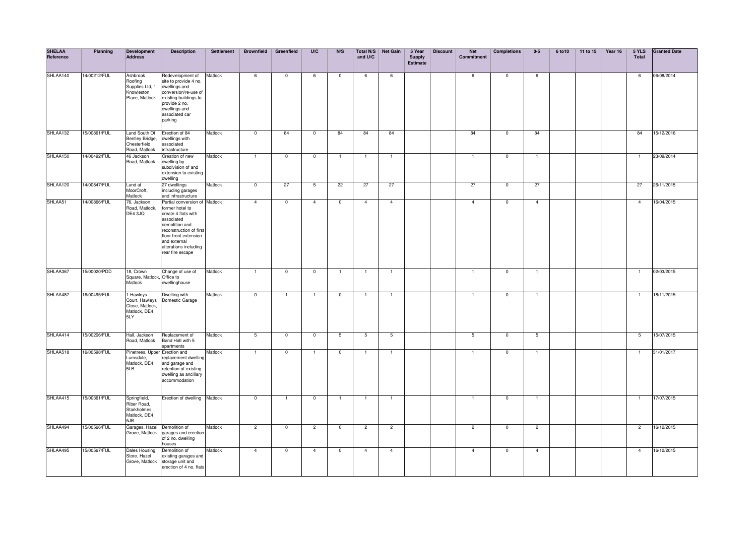| SHELAA Reference | Planning | Development Address | Description | Settlement | Brownfield | Greenfield | U/C | N/S | Total N/S and U/C | Net Gain | 5 Year Supply Estimate | Discount | Net Commitment | Completions | 0-5 | 6 to10 | 11 to 15 | Year 16 | 5 YLS Total | Granted Date |
|---|---|---|---|---|---|---|---|---|---|---|---|---|---|---|---|---|---|---|---|---|
| SHLAA140 | 14/00212/FUL | Ashbrook Roofing Supplies Ltd, 1 Knowleston Place, Matlock | Redevelopment of site to provide 4 no. dwellings and conversion/re-use of existing buildings to provide 2 no. dwellings and associated car parking | Matlock | 6 | 0 | 6 | 0 | 6 | 6 | | | 6 | 0 | 6 | | | | 6 | 06/08/2014 |
| SHLAA132 | 15/00861/FUL | Land South Of Bentley Bridge, Chesterfield Road, Matlock | Erection of 84 dwellings with associated infrastructure | Matlock | 0 | 84 | 0 | 84 | 84 | 84 | | | 84 | 0 | 84 | | | | 84 | 15/12/2016 |
| SHLAA150 | 14/00492/FUL | 46 Jackson Road, Matlock | Creation of new dwelling by subdivision of and extension to existing dwelling | Matlock | 1 | 0 | 0 | 1 | 1 | 1 | | | 1 | 0 | 1 | | | | 1 | 23/09/2014 |
| SHLAA120 | 14/00847/FUL | Land at MoorCroft, Matlock | 27 dwellings including garages and infrastructure | Matlock | 0 | 27 | 5 | 22 | 27 | 27 | | | 27 | 0 | 27 | | | | 27 | 26/11/2015 |
| SHLAA51 | 14/00866/FUL | 76, Jackson Road, Matlock, DE4 3JQ | Partial conversion of former hotel to create 4 flats with associated demolition and reconstruction of first floor front extension and external alterations including rear fire escape | Matlock | 4 | 0 | 4 | 0 | 4 | 4 | | | 4 | 0 | 4 | | | | 4 | 16/04/2015 |
| SHLAA367 | 15/00020/PDD | 18, Crown Square, Matlock, Matlock | Change of use of Office to dwellinghouse | Matlock | 1 | 0 | 0 | 1 | 1 | 1 | | | 1 | 0 | 1 | | | | 1 | 02/03/2015 |
| SHLAA487 | 16/00495/FUL | 1 Hawleys Court, Hawleys Close, Matlock, Matlock, DE4 5LY | Dwelling with Domestic Garage | Matlock | 0 | 1 | 1 | 0 | 1 | 1 | | | 1 | 0 | 1 | | | | 1 | 18/11/2015 |
| SHLAA414 | 15/00206/FUL | Hall, Jackson Road, Matlock | Replacement of Band Hall with 5 apartments | Matlock | 5 | 0 | 0 | 5 | 5 | 5 | | | 5 | 0 | 5 | | | | 5 | 15/07/2015 |
| SHLAA518 | 16/00598/FUL | Pinetrees, Upper Lumsdale, Matlock, DE4 5LB | Erection and replacement dwelling and garage and retention of existing dwelling as ancillary accommodation | Matlock | 1 | 0 | 1 | 0 | 1 | 1 | | | 1 | 0 | 1 | | | | 1 | 31/01/2017 |
| SHLAA415 | 15/00361/FUL | Springfield, Riber Road, Starkholmes, Matlock, DE4 5JB | Erection of dwelling | Matlock | 0 | 1 | 0 | 1 | 1 | 1 | | | 1 | 0 | 1 | | | | 1 | 17/07/2015 |
| SHLAA494 | 15/00566/FUL | Garages, Hazel Grove, Matlock | Demolition of garages and erection of 2 no. dwelling houses | Matlock | 2 | 0 | 2 | 0 | 2 | 2 | | | 2 | 0 | 2 | | | | 2 | 16/12/2015 |
| SHLAA495 | 15/00567/FUL | Dales Housing Store, Hazel Grove, Matlock | Demolition of existing garages and storage unit and erection of 4 no. flats | Matlock | 4 | 0 | 4 | 0 | 4 | 4 | | | 4 | 0 | 4 | | | | 4 | 16/12/2015 |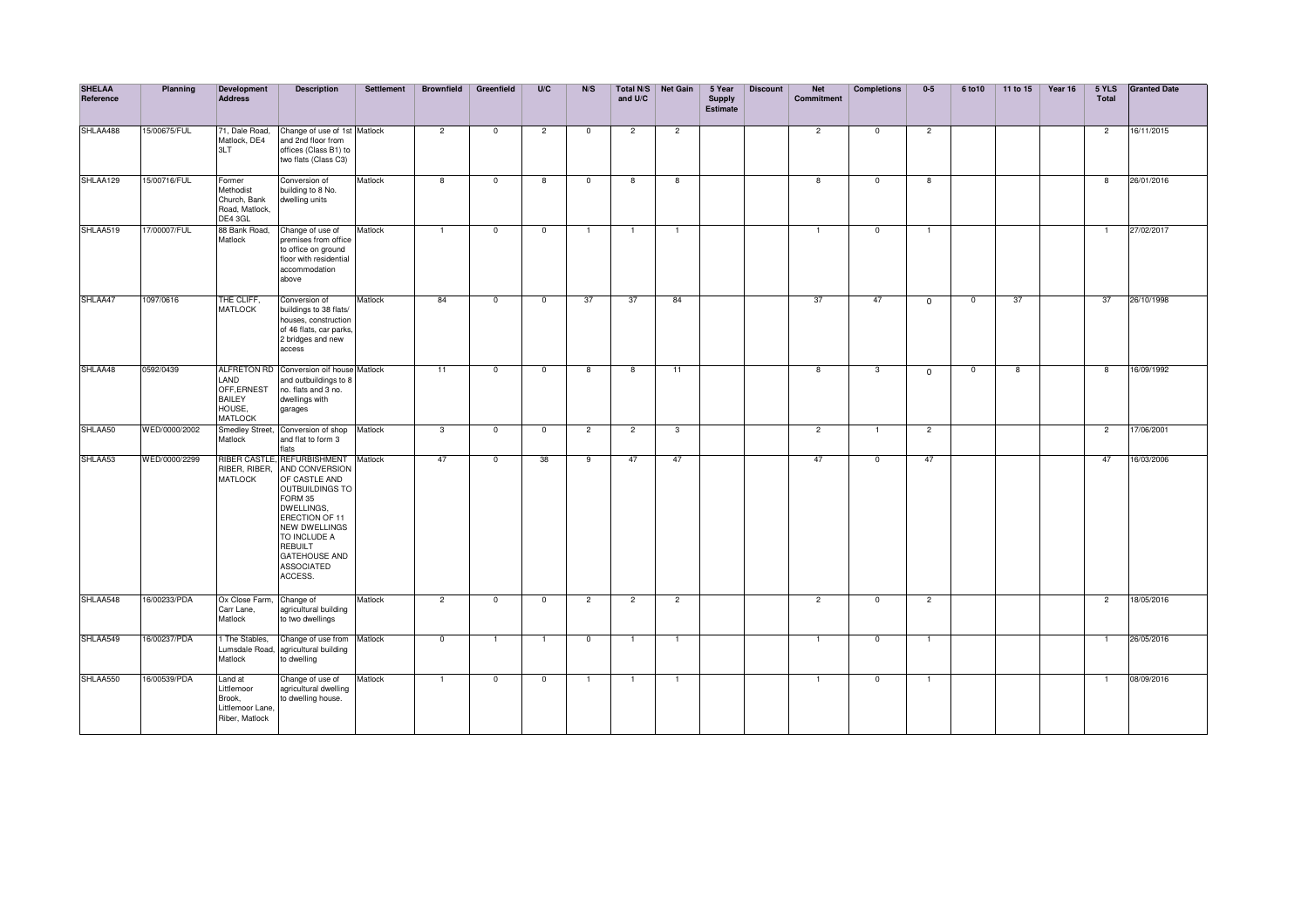| SHELAA Reference | Planning | Development Address | Description | Settlement | Brownfield | Greenfield | U/C | N/S | Total N/S and U/C | Net Gain | 5 Year Supply Estimate | Discount | Net Commitment | Completions | 0-5 | 6 to10 | 11 to 15 | Year 16 | 5 YLS Total | Granted Date |
|---|---|---|---|---|---|---|---|---|---|---|---|---|---|---|---|---|---|---|---|---|
| SHLAA488 | 15/00675/FUL | 71, Dale Road, Matlock, DE4 3LT | Change of use of 1st and 2nd floor from offices (Class B1) to two flats (Class C3) | Matlock | 2 | 0 | 2 | 0 | 2 | 2 | | | 2 | 0 | 2 | | | | 2 | 16/11/2015 |
| SHLAA129 | 15/00716/FUL | Former Methodist Church, Bank Road, Matlock, DE4 3GL | Conversion of building to 8 No. dwelling units | Matlock | 8 | 0 | 8 | 0 | 8 | 8 | | | 8 | 0 | 8 | | | | 8 | 26/01/2016 |
| SHLAA519 | 17/00007/FUL | 88 Bank Road, Matlock | Change of use of premises from office to office on ground floor with residential accommodation above | Matlock | 1 | 0 | 0 | 1 | 1 | 1 | | | 1 | 0 | 1 | | | | 1 | 27/02/2017 |
| SHLAA47 | 1097/0616 | THE CLIFF, MATLOCK | Conversion of buildings to 38 flats/ houses, construction of 46 flats, car parks, 2 bridges and new access | Matlock | 84 | 0 | 0 | 37 | 37 | 84 | | | 37 | 47 | 0 | 0 | 37 | | 37 | 26/10/1998 |
| SHLAA48 | 0592/0439 | ALFRETON RD LAND OFF,ERNEST BAILEY HOUSE, MATLOCK | Conversion oif house and outbuildings to 8 no. flats and 3 no. dwellings with garages | Matlock | 11 | 0 | 0 | 8 | 8 | 11 | | | 8 | 3 | 0 | 0 | 8 | | 8 | 16/09/1992 |
| SHLAA50 | WED/0000/2002 | Smedley Street, Matlock | Conversion of shop and flat to form 3 flats | Matlock | 3 | 0 | 0 | 2 | 2 | 3 | | | 2 | 1 | 2 | | | | 2 | 17/06/2001 |
| SHLAA53 | WED/0000/2299 | RIBER CASTLE, RIBER, RIBER, MATLOCK | REFURBISHMENT AND CONVERSION OF CASTLE AND OUTBUILDINGS TO FORM 35 DWELLINGS, ERECTION OF 11 NEW DWELLINGS TO INCLUDE A REBUILT GATEHOUSE AND ASSOCIATED ACCESS. | Matlock | 47 | 0 | 38 | 9 | 47 | 47 | | | 47 | 0 | 47 | | | | 47 | 16/03/2006 |
| SHLAA548 | 16/00233/PDA | Ox Close Farm, Carr Lane, Matlock | Change of agricultural building to two dwellings | Matlock | 2 | 0 | 0 | 2 | 2 | 2 | | | 2 | 0 | 2 | | | | 2 | 18/05/2016 |
| SHLAA549 | 16/00237/PDA | 1 The Stables, Lumsdale Road, Matlock | Change of use from agricultural building to dwelling | Matlock | 0 | 1 | 1 | 0 | 1 | 1 | | | 1 | 0 | 1 | | | | 1 | 26/05/2016 |
| SHLAA550 | 16/00539/PDA | Land at Littlemoor Brook, Littlemoor Lane, Riber, Matlock | Change of use of agricultural dwelling to dwelling house. | Matlock | 1 | 0 | 0 | 1 | 1 | 1 | | | 1 | 0 | 1 | | | | 1 | 08/09/2016 |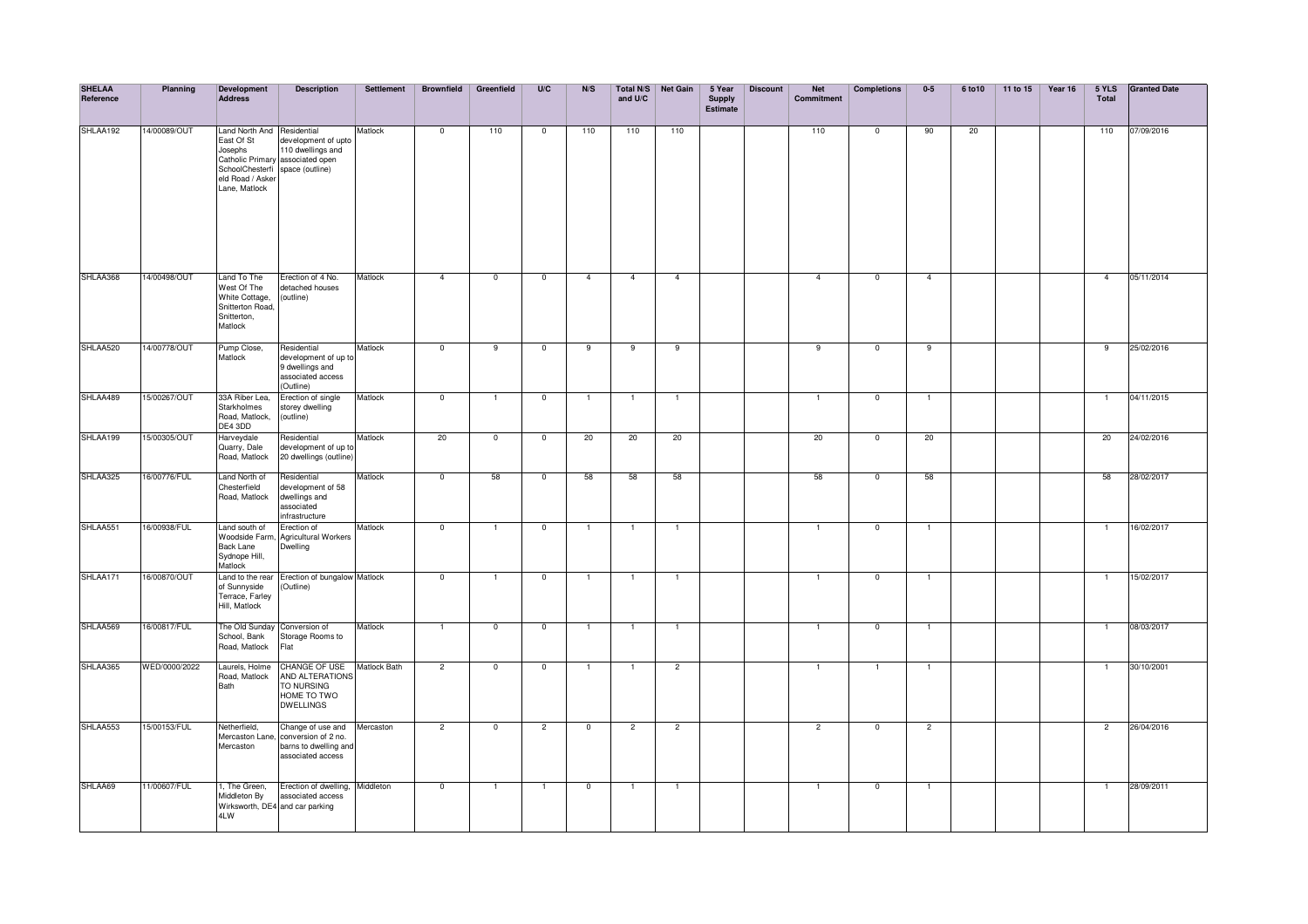| SHELAA Reference | Planning | Development Address | Description | Settlement | Brownfield | Greenfield | U/C | N/S | Total N/S and U/C | Net Gain | 5 Year Supply Estimate | Discount | Net Commitment | Completions | 0-5 | 6 to10 | 11 to 15 | Year 16 | 5 YLS Total | Granted Date |
|---|---|---|---|---|---|---|---|---|---|---|---|---|---|---|---|---|---|---|---|---|
| SHLAA192 | 14/00089/OUT | Land North And East Of St Josephs Catholic Primary SchoolChesterfield Road / Asker Lane, Matlock | Residential development of upto 110 dwellings and associated open space (outline) | Matlock | 0 | 110 | 0 | 110 | 110 | 110 | | | 110 | 0 | 90 | 20 | | | 110 | 07/09/2016 |
| SHLAA368 | 14/00498/OUT | Land To The West Of The White Cottage, Snitterton Road, Snitterton, Matlock | Erection of 4 No. detached houses (outline) | Matlock | 4 | 0 | 0 | 4 | 4 | 4 | | | 4 | 0 | 4 | | | | 4 | 05/11/2014 |
| SHLAA520 | 14/00778/OUT | Pump Close, Matlock | Residential development of up to 9 dwellings and associated access (Outline) | Matlock | 0 | 9 | 0 | 9 | 9 | 9 | | | 9 | 0 | 9 | | | | 9 | 25/02/2016 |
| SHLAA489 | 15/00267/OUT | 33A Riber Lea, Starkholmes Road, Matlock, DE4 3DD | Erection of single storey dwelling (outline) | Matlock | 0 | 1 | 0 | 1 | 1 | 1 | | | 1 | 0 | 1 | | | | 1 | 04/11/2015 |
| SHLAA199 | 15/00305/OUT | Harveydale Quarry, Dale Road, Matlock | Residential development of up to 20 dwellings (outline) | Matlock | 20 | 0 | 0 | 20 | 20 | 20 | | | 20 | 0 | 20 | | | | 20 | 24/02/2016 |
| SHLAA325 | 16/00776/FUL | Land North of Chesterfield Road, Matlock | Residential development of 58 dwellings and associated infrastructure | Matlock | 0 | 58 | 0 | 58 | 58 | 58 | | | 58 | 0 | 58 | | | | 58 | 28/02/2017 |
| SHLAA551 | 16/00938/FUL | Land south of Woodside Farm, Back Lane Sydnope Hill, Matlock | Erection of Agricultural Workers Dwelling | Matlock | 0 | 1 | 0 | 1 | 1 | 1 | | | 1 | 0 | 1 | | | | 1 | 16/02/2017 |
| SHLAA171 | 16/00870/OUT | Land to the rear of Sunnyside Terrace, Farley Hill, Matlock | Erection of bungalow (Outline) | Matlock | 0 | 1 | 0 | 1 | 1 | 1 | | | 1 | 0 | 1 | | | | 1 | 15/02/2017 |
| SHLAA569 | 16/00817/FUL | The Old Sunday School, Bank Road, Matlock | Conversion of Storage Rooms to Flat | Matlock | 1 | 0 | 0 | 1 | 1 | 1 | | | 1 | 0 | 1 | | | | 1 | 08/03/2017 |
| SHLAA365 | WED/0000/2022 | Laurels, Holme Road, Matlock Bath | CHANGE OF USE AND ALTERATIONS TO NURSING HOME TO TWO DWELLINGS | Matlock Bath | 2 | 0 | 0 | 1 | 1 | 2 | | | 1 | 1 | 1 | | | | 1 | 30/10/2001 |
| SHLAA553 | 15/00153/FUL | Netherfield, Mercaston Lane, Mercaston | Change of use and conversion of 2 no. barns to dwelling and associated access | Mercaston | 2 | 0 | 2 | 0 | 2 | 2 | | | 2 | 0 | 2 | | | | 2 | 26/04/2016 |
| SHLAA69 | 11/00607/FUL | 1, The Green, Middleton By Wirksworth, DE4 4LW | Erection of dwelling, associated access and car parking | Middleton | 0 | 1 | 1 | 0 | 1 | 1 | | | 1 | 0 | 1 | | | | 1 | 28/09/2011 |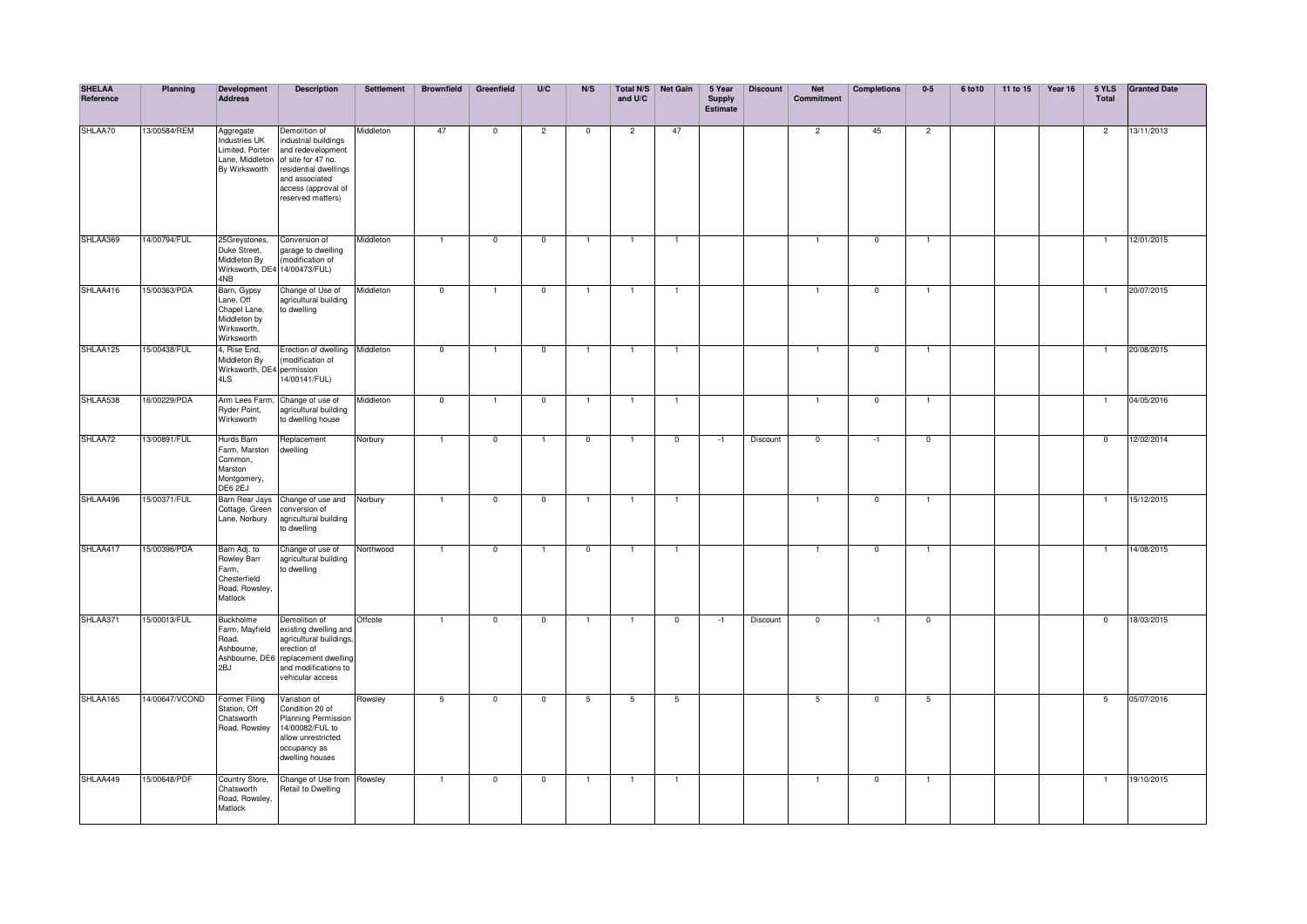| SHELAA Reference | Planning | Development Address | Description | Settlement | Brownfield | Greenfield | U/C | N/S | Total N/S and U/C | Net Gain | 5 Year Supply Estimate | Discount | Net Commitment | Completions | 0-5 | 6 to10 | 11 to 15 | Year 16 | 5 YLS Total | Granted Date |
|---|---|---|---|---|---|---|---|---|---|---|---|---|---|---|---|---|---|---|---|---|
| SHLAA70 | 13/00584/REM | Aggregate Industries UK Limited, Porter Lane, Middleton By Wirksworth | Demolition of industrial buildings and redevelopment of site for 47 no. residential dwellings and associated access (approval of reserved matters) | Middleton | 47 | 0 | 2 | 0 | 2 | 47 | | | 2 | 45 | 2 | | | | 2 | 13/11/2013 |
| SHLAA369 | 14/00794/FUL | 25Greystones, Duke Street, Middleton By Wirksworth, DE4 4NB | Conversion of garage to dwelling (modification of 14/00473/FUL) | Middleton | 1 | 0 | 0 | 1 | 1 | 1 | | | 1 | 0 | 1 | | | | 1 | 12/01/2015 |
| SHLAA416 | 15/00363/PDA | Barn, Gypsy Lane, Off Chapel Lane, Middleton by Wirksworth, Wirksworth | Change of Use of agricultural building to dwelling | Middleton | 0 | 1 | 0 | 1 | 1 | 1 | | | 1 | 0 | 1 | | | | 1 | 20/07/2015 |
| SHLAA125 | 15/00438/FUL | 4, Rise End, Middleton By Wirksworth, DE4 4LS | Erection of dwelling (modification of permission 14/00141/FUL) | Middleton | 0 | 1 | 0 | 1 | 1 | 1 | | | 1 | 0 | 1 | | | | 1 | 20/08/2015 |
| SHLAA538 | 16/00229/PDA | Arm Lees Farm, Ryder Point, Wirksworth | Change of use of agricultural building to dwelling house | Middleton | 0 | 1 | 0 | 1 | 1 | 1 | | | 1 | 0 | 1 | | | | 1 | 04/05/2016 |
| SHLAA72 | 13/00891/FUL | Hurds Barn Farm, Marston Common, Marston Montgomery, DE6 2EJ | Replacement dwelling | Norbury | 1 | 0 | 1 | 0 | 1 | 0 | -1 | Discount | 0 | -1 | 0 | | | | 0 | 12/02/2014 |
| SHLAA496 | 15/00371/FUL | Barn Rear Jays Cottage, Green Lane, Norbury | Change of use and conversion of agricultural building to dwelling | Norbury | 1 | 0 | 0 | 1 | 1 | 1 | | | 1 | 0 | 1 | | | | 1 | 15/12/2015 |
| SHLAA417 | 15/00396/PDA | Barn Adj. to Rowley Barr Farm, Chesterfield Road, Rowsley, Matlock | Change of use of agricultural building to dwelling | Northwood | 1 | 0 | 1 | 0 | 1 | 1 | | | 1 | 0 | 1 | | | | 1 | 14/08/2015 |
| SHLAA371 | 15/00013/FUL | Buckholme Farm, Mayfield Road, Ashbourne, Ashbourne, DE6 2BJ | Demolition of existing dwelling and agricultural buildings, erection of replacement dwelling and modifications to vehicular access | Offcote | 1 | 0 | 0 | 1 | 1 | 0 | -1 | Discount | 0 | -1 | 0 | | | | 0 | 18/03/2015 |
| SHLAA165 | 14/00647/VCOND | Former Filing Station, Off Chatsworth Road, Rowsley | Variation of Condition 20 of Planning Permission 14/00082/FUL to allow unrestricted occupancy as dwelling houses | Rowsley | 5 | 0 | 0 | 5 | 5 | 5 | | | 5 | 0 | 5 | | | | 5 | 05/07/2016 |
| SHLAA449 | 15/00648/PDF | Country Store, Chatsworth Road, Rowsley, Matlock | Change of Use from Retail to Dwelling | Rowsley | 1 | 0 | 0 | 1 | 1 | 1 | | | 1 | 0 | 1 | | | | 1 | 19/10/2015 |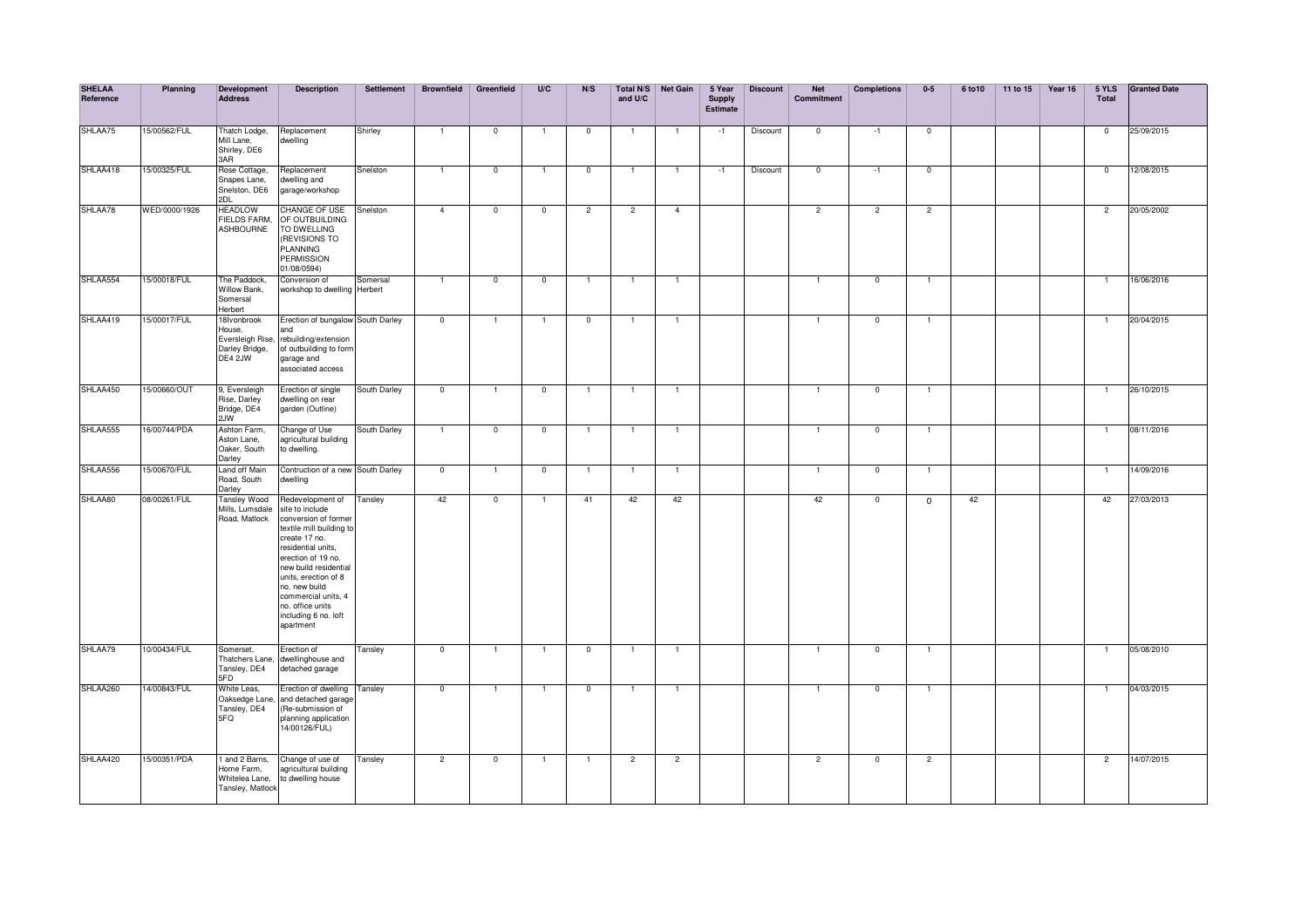| SHELAA Reference | Planning | Development Address | Description | Settlement | Brownfield | Greenfield | U/C | N/S | Total N/S and U/C | Net Gain | 5 Year Supply Estimate | Discount | Net Commitment | Completions | 0-5 | 6 to10 | 11 to 15 | Year 16 | 5 YLS Total | Granted Date |
|---|---|---|---|---|---|---|---|---|---|---|---|---|---|---|---|---|---|---|---|---|
| SHLAA75 | 15/00562/FUL | Thatch Lodge, Mill Lane, Shirley, DE6 3AR | Replacement dwelling | Shirley | 1 | 0 | 1 | 0 | 1 | 1 | -1 | Discount | 0 | -1 | 0 | | | | 0 | 25/09/2015 |
| SHLAA418 | 15/00325/FUL | Rose Cottage, Snapes Lane, Snelston, DE6 2DL | Replacement dwelling and garage/workshop | Snelston | 1 | 0 | 1 | 0 | 1 | 1 | -1 | Discount | 0 | -1 | 0 | | | | 0 | 12/08/2015 |
| SHLAA78 | WED/0000/1926 | HEADLOW FIELDS FARM, ASHBOURNE | CHANGE OF USE OF OUTBUILDING TO DWELLING (REVISIONS TO PLANNING PERMISSION 01/08/0594) | Snelston | 4 | 0 | 0 | 2 | 2 | 4 | | | 2 | 2 | 2 | | | | 2 | 20/05/2002 |
| SHLAA554 | 15/00018/FUL | The Paddock, Willow Bank, Somersal Herbert | Conversion of workshop to dwelling | Somersal Herbert | 1 | 0 | 0 | 1 | 1 | 1 | | | 1 | 0 | 1 | | | | 1 | 16/06/2016 |
| SHLAA419 | 15/00017/FUL | 18Ivonbrook House, Eversleigh Rise, Darley Bridge, DE4 2JW | Erection of bungalow and rebuilding/extension of outbuilding to form garage and associated access | South Darley | 0 | 1 | 1 | 0 | 1 | 1 | | | 1 | 0 | 1 | | | | 1 | 20/04/2015 |
| SHLAA450 | 15/00660/OUT | 9, Eversleigh Rise, Darley Bridge, DE4 2JW | Erection of single dwelling on rear garden (Outline) | South Darley | 0 | 1 | 0 | 1 | 1 | 1 | | | 1 | 0 | 1 | | | | 1 | 26/10/2015 |
| SHLAA555 | 16/00744/PDA | Ashton Farm, Aston Lane, Oaker, South Darley | Change of Use agricultural building to dwelling. | South Darley | 1 | 0 | 0 | 1 | 1 | 1 | | | 1 | 0 | 1 | | | | 1 | 08/11/2016 |
| SHLAA556 | 15/00670/FUL | Land off Main Road, South Darley | Contruction of a new dwelling | South Darley | 0 | 1 | 0 | 1 | 1 | 1 | | | 1 | 0 | 1 | | | | 1 | 14/09/2016 |
| SHLAA80 | 08/00261/FUL | Tansley Wood Mills, Lumsdale Road, Matlock | Redevelopment of site to include conversion of former textile mill building to create 17 no. residential units, erection of 19 no. new build residential units, erection of 8 no. new build commercial units, 4 no. office units including 6 no. loft apartment | Tansley | 42 | 0 | 1 | 41 | 42 | 42 | | | 42 | 0 | 0 | 42 | | | 42 | 27/03/2013 |
| SHLAA79 | 10/00434/FUL | Somerset, Thatchers Lane, Tansley, DE4 5FD | Erection of dwellinghouse and detached garage | Tansley | 0 | 1 | 1 | 0 | 1 | 1 | | | 1 | 0 | 1 | | | | 1 | 05/08/2010 |
| SHLAA260 | 14/00843/FUL | White Leas, Oaksedge Lane, Tansley, DE4 5FQ | Erection of dwelling and detached garage (Re-submission of planning application 14/00126/FUL) | Tansley | 0 | 1 | 1 | 0 | 1 | 1 | | | 1 | 0 | 1 | | | | 1 | 04/03/2015 |
| SHLAA420 | 15/00351/PDA | 1 and 2 Barns, Home Farm, Whitelea Lane, Tansley, Matlock | Change of use of agricultural building to dwelling house | Tansley | 2 | 0 | 1 | 1 | 2 | 2 | | | 2 | 0 | 2 | | | | 2 | 14/07/2015 |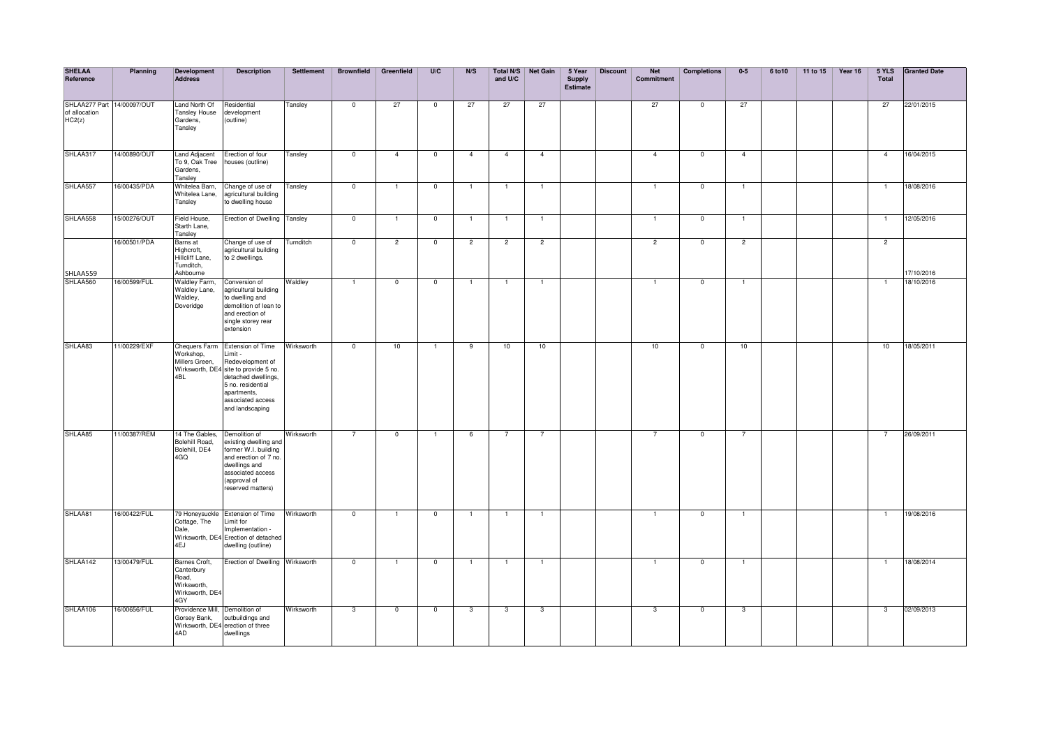| SHELAA Reference | Planning | Development Address | Description | Settlement | Brownfield | Greenfield | U/C | N/S | Total N/S and U/C | Net Gain | 5 Year Supply Estimate | Discount | Net Commitment | Completions | 0-5 | 6 to10 | 11 to 15 | Year 16 | 5 YLS Total | Granted Date |
|---|---|---|---|---|---|---|---|---|---|---|---|---|---|---|---|---|---|---|---|---|
| SHLAA277 Part of allocation HC2(z) | 14/00097/OUT | Land North Of Tansley House Gardens, Tansley | Residential development (outline) | Tansley | 0 | 27 | 0 | 27 | 27 | 27 | | | 27 | 0 | 27 | | | | 27 | 22/01/2015 |
| SHLAA317 | 14/00890/OUT | Land Adjacent To 9, Oak Tree Gardens, Tansley | Erection of four houses (outline) | Tansley | 0 | 4 | 0 | 4 | 4 | 4 | | | 4 | 0 | 4 | | | | 4 | 16/04/2015 |
| SHLAA557 | 16/00435/PDA | Whitelea Barn, Whitelea Lane, Tansley | Change of use of agricultural building to dwelling house | Tansley | 0 | 1 | 0 | 1 | 1 | 1 | | | 1 | 0 | 1 | | | | 1 | 18/08/2016 |
| SHLAA558 | 15/00276/OUT | Field House, Starth Lane, Tansley | Erection of Dwelling | Tansley | 0 | 1 | 0 | 1 | 1 | 1 | | | 1 | 0 | 1 | | | | 1 | 12/05/2016 |
| SHLAA559 | 16/00501/PDA | Barns at Highcroft, Hillcliff Lane, Turnditch, Ashbourne | Change of use of agricultural building to 2 dwellings. | Turnditch | 0 | 2 | 0 | 2 | 2 | 2 | | | 2 | 0 | 2 | | | | 2 | 17/10/2016 |
| SHLAA560 | 16/00599/FUL | Waldley Farm, Waldley Lane, Waldley, Doveridge | Conversion of agricultural building to dwelling and demolition of lean to and erection of single storey rear extension | Waldley | 1 | 0 | 0 | 1 | 1 | 1 | | | 1 | 0 | 1 | | | | 1 | 18/10/2016 |
| SHLAA83 | 11/00229/EXF | Chequers Farm Workshop, Millers Green, Wirksworth, DE4 4BL | Extension of Time Limit - Redevelopment of site to provide 5 no. detached dwellings, 5 no. residential apartments, associated access and landscaping | Wirksworth | 0 | 10 | 1 | 9 | 10 | 10 | | | 10 | 0 | 10 | | | | 10 | 18/05/2011 |
| SHLAA85 | 11/00387/REM | 14 The Gables, Bolehill Road, Bolehill, DE4 4GQ | Demolition of existing dwelling and former W.I. building and erection of 7 no. dwellings and associated access (approval of reserved matters) | Wirksworth | 7 | 0 | 1 | 6 | 7 | 7 | | | 7 | 0 | 7 | | | | 7 | 26/09/2011 |
| SHLAA81 | 16/00422/FUL | 79 Honeysuckle Cottage, The Dale, Wirksworth, DE4 4EJ | Extension of Time Limit for Implementation - Erection of detached dwelling (outline) | Wirksworth | 0 | 1 | 0 | 1 | 1 | 1 | | | 1 | 0 | 1 | | | | 1 | 19/08/2016 |
| SHLAA142 | 13/00479/FUL | Barnes Croft, Canterbury Road, Wirksworth, Wirksworth, DE4 4GY | Erection of Dwelling | Wirksworth | 0 | 1 | 0 | 1 | 1 | 1 | | | 1 | 0 | 1 | | | | 1 | 18/08/2014 |
| SHLAA106 | 16/00656/FUL | Providence Mill, Gorsey Bank, Wirksworth, DE4 4AD | Demolition of outbuildings and erection of three dwellings | Wirksworth | 3 | 0 | 0 | 3 | 3 | 3 | | | 3 | 0 | 3 | | | | 3 | 02/09/2013 |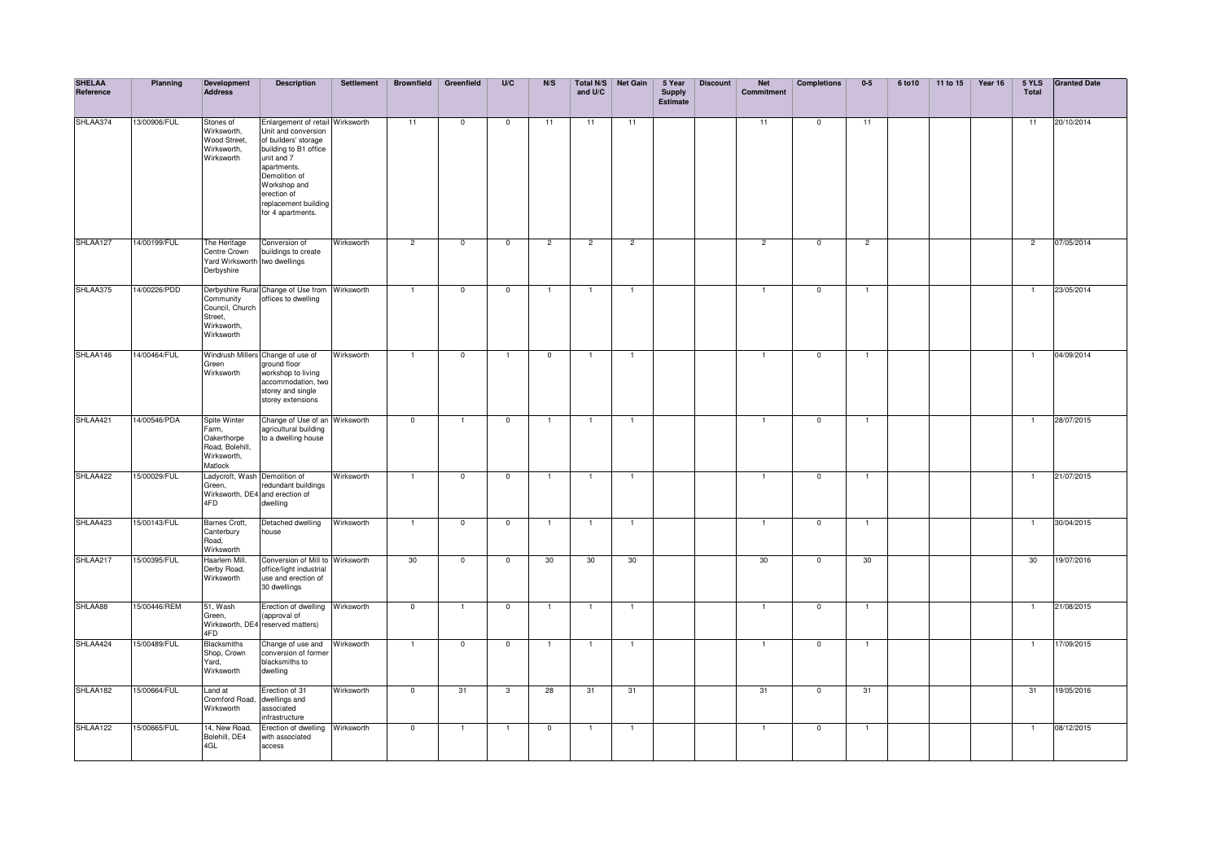| SHELAA Reference | Planning | Development Address | Description | Settlement | Brownfield | Greenfield | U/C | N/S | Total N/S and U/C | Net Gain | 5 Year Supply Estimate | Discount | Net Commitment | Completions | 0-5 | 6 to10 | 11 to 15 | Year 16 | 5 YLS Total | Granted Date |
|---|---|---|---|---|---|---|---|---|---|---|---|---|---|---|---|---|---|---|---|---|
| SHLAA374 | 13/00906/FUL | Stones of Wirksworth, Wood Street, Wirksworth, Wirksworth | Enlargement of retail Unit and conversion of builders' storage building to B1 office unit and 7 apartments. Demolition of Workshop and erection of replacement building for 4 apartments. | Wirksworth | 11 | 0 | 0 | 11 | 11 | 11 | | | 11 | 0 | 11 | | | | 11 | 20/10/2014 |
| SHLAA127 | 14/00199/FUL | The Heritage Centre Crown Yard Wirksworth Derbyshire | Conversion of buildings to create two dwellings | Wirksworth | 2 | 0 | 0 | 2 | 2 | 2 | | | 2 | 0 | 2 | | | | 2 | 07/05/2014 |
| SHLAA375 | 14/00226/PDD | Derbyshire Rural Community Council, Church Street, Wirksworth, Wirksworth | Change of Use from offices to dwelling | Wirksworth | 1 | 0 | 0 | 1 | 1 | 1 | | | 1 | 0 | 1 | | | | 1 | 23/05/2014 |
| SHLAA146 | 14/00464/FUL | Windrush Millers Green Wirksworth | Change of use of ground floor workshop to living accommodation, two storey and single storey extensions | Wirksworth | 1 | 0 | 1 | 0 | 1 | 1 | | | 1 | 0 | 1 | | | | 1 | 04/09/2014 |
| SHLAA421 | 14/00546/PDA | Spite Winter Farm, Oakerthorpe Road, Bolehill, Wirksworth, Matlock | Change of Use of an agricultural building to a dwelling house | Wirksworth | 0 | 1 | 0 | 1 | 1 | 1 | | | 1 | 0 | 1 | | | | 1 | 28/07/2015 |
| SHLAA422 | 15/00029/FUL | Ladycroft, Wash Green, Wirksworth, DE4 4FD | Demolition of redundant buildings and erection of dwelling | Wirksworth | 1 | 0 | 0 | 1 | 1 | 1 | | | 1 | 0 | 1 | | | | 1 | 21/07/2015 |
| SHLAA423 | 15/00143/FUL | Barnes Croft, Canterbury Road, Wirksworth | Detached dwelling house | Wirksworth | 1 | 0 | 0 | 1 | 1 | 1 | | | 1 | 0 | 1 | | | | 1 | 30/04/2015 |
| SHLAA217 | 15/00395/FUL | Haarlem Mill. Derby Road, Wirksworth | Conversion of Mill to office/light industrial use and erection of 30 dwellings | Wirksworth | 30 | 0 | 0 | 30 | 30 | 30 | | | 30 | 0 | 30 | | | | 30 | 19/07/2016 |
| SHLAA88 | 15/00446/REM | 51, Wash Green, Wirksworth, DE4 4FD | Erection of dwelling (approval of reserved matters) | Wirksworth | 0 | 1 | 0 | 1 | 1 | 1 | | | 1 | 0 | 1 | | | | 1 | 21/08/2015 |
| SHLAA424 | 15/00489/FUL | Blacksmiths Shop, Crown Yard, Wirksworth | Change of use and conversion of former blacksmiths to dwelling | Wirksworth | 1 | 0 | 0 | 1 | 1 | 1 | | | 1 | 0 | 1 | | | | 1 | 17/09/2015 |
| SHLAA182 | 15/00664/FUL | Land at Cromford Road, Wirksworth | Erection of 31 dwellings and associated infrastructure | Wirksworth | 0 | 31 | 3 | 28 | 31 | 31 | | | 31 | 0 | 31 | | | | 31 | 19/05/2016 |
| SHLAA122 | 15/00665/FUL | 14, New Road, Bolehill, DE4 4GL | Erection of dwelling with associated access | Wirksworth | 0 | 1 | 1 | 0 | 1 | 1 | | | 1 | 0 | 1 | | | | 1 | 08/12/2015 |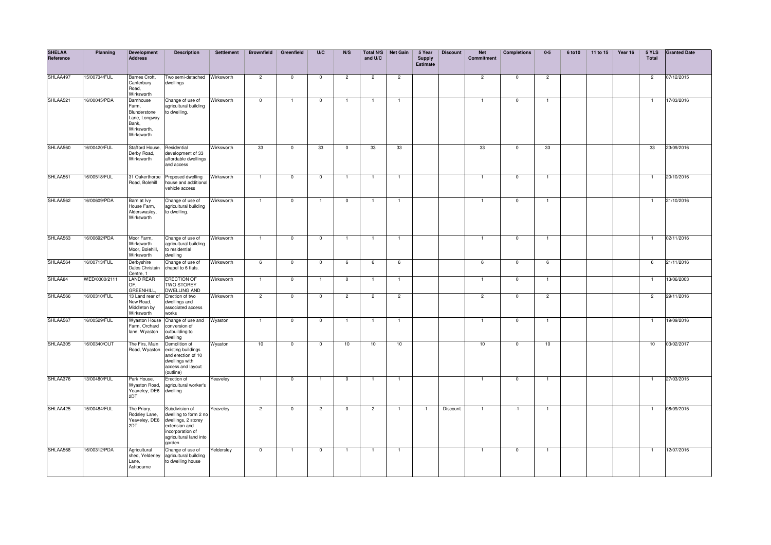| SHELAA Reference | Planning | Development Address | Description | Settlement | Brownfield | Greenfield | U/C | N/S | Total N/S and U/C | Net Gain | 5 Year Supply Estimate | Discount | Net Commitment | Completions | 0-5 | 6 to10 | 11 to 15 | Year 16 | 5 YLS Total | Granted Date |
|---|---|---|---|---|---|---|---|---|---|---|---|---|---|---|---|---|---|---|---|---|
| SHLAA497 | 15/00734/FUL | Barnes Croft, Canterbury Road, Wirksworth | Two semi-detached dwellings | Wirksworth | 2 | 0 | 0 | 2 | 2 | 2 | | | 2 | 0 | 2 | | | | 2 | 07/12/2015 |
| SHLAA521 | 16/00045/PDA | Barnhouse Farm, Blunderstone Lane, Longway Bank, Wirksworth, Wirksworth | Change of use of agricultural building to dwelling. | Wirksworth | 0 | 1 | 0 | 1 | 1 | 1 | | | 1 | 0 | 1 | | | | 1 | 17/03/2016 |
| SHLAA560 | 16/00420/FUL | Stafford House, Derby Road, Wirksworth | Residential development of 33 affordable dwellings and access | Wirksworth | 33 | 0 | 33 | 0 | 33 | 33 | | | 33 | 0 | 33 | | | | 33 | 23/09/2016 |
| SHLAA561 | 16/00518/FUL | 31 Oakerthorpe Road, Bolehill | Proposed dwelling house and additional vehicle access | Wirksworth | 1 | 0 | 0 | 1 | 1 | 1 | | | 1 | 0 | 1 | | | | 1 | 20/10/2016 |
| SHLAA562 | 16/00609/PDA | Barn at Ivy House Farm, Alderswasley, Wirksworth | Change of use of agricultural building to dwelling. | Wirksworth | 1 | 0 | 1 | 0 | 1 | 1 | | | 1 | 0 | 1 | | | | 1 | 21/10/2016 |
| SHLAA563 | 16/00692/PDA | Moor Farm, Wirksworth Moor, Bolehill, Wirksworth | Change of use of agricultural building to residential dwelling | Wirksworth | 1 | 0 | 0 | 1 | 1 | 1 | | | 1 | 0 | 1 | | | | 1 | 02/11/2016 |
| SHLAA564 | 16/00713/FUL | Derbyshire Dales Christain Centre, 1 | Change of use of chapel to 6 flats. | Wirksworth | 6 | 0 | 0 | 6 | 6 | 6 | | | 6 | 0 | 6 | | | | 6 | 21/11/2016 |
| SHLAA84 | WED/0000/2111 | LAND REAR OF, GREENHILL, | ERECTION OF TWO STOREY DWELLING AND | Wirksworth | 1 | 0 | 1 | 0 | 1 | 1 | | | 1 | 0 | 1 | | | | 1 | 13/06/2003 |
| SHLAA566 | 16/00310/FUL | 13 Land rear of New Road, Middleton by Wirksworth | Erection of two dwellings and associated access works | Wirksworth | 2 | 0 | 0 | 2 | 2 | 2 | | | 2 | 0 | 2 | | | | 2 | 29/11/2016 |
| SHLAA567 | 16/00529/FUL | Wyaston House Farm, Orchard lane, Wyaston | Change of use and conversion of outbuilding to dwelling | Wyaston | 1 | 0 | 0 | 1 | 1 | 1 | | | 1 | 0 | 1 | | | | 1 | 19/09/2016 |
| SHLAA305 | 16/00340/OUT | The Firs, Main Road, Wyaston | Demolition of existing buildings and erection of 10 dwellings with access and layout (outline) | Wyaston | 10 | 0 | 0 | 10 | 10 | 10 | | | 10 | 0 | 10 | | | | 10 | 03/02/2017 |
| SHLAA376 | 13/00480/FUL | Park House, Wyaston Road, Yeaveley, DE6 2DT | Erection of agricultural worker's dwelling | Yeaveley | 1 | 0 | 1 | 0 | 1 | 1 | | | 1 | 0 | 1 | | | | 1 | 27/03/2015 |
| SHLAA425 | 15/00484/FUL | The Priory, Rodsley Lane, Yeaveley, DE6 2DT | Subdivision of dwelling to form 2 no dwellings, 2 storey extension and incorporation of agricultural land into garden | Yeaveley | 2 | 0 | 2 | 0 | 2 | 1 | -1 | Discount | 1 | -1 | 1 | | | | 1 | 08/09/2015 |
| SHLAA568 | 16/00312/PDA | Agricultural shed, Yelderley Lane, Ashbourne | Change of use of agricultural building to dwelling house | Yeldersley | 0 | 1 | 0 | 1 | 1 | 1 | | | 1 | 0 | 1 | | | | 1 | 12/07/2016 |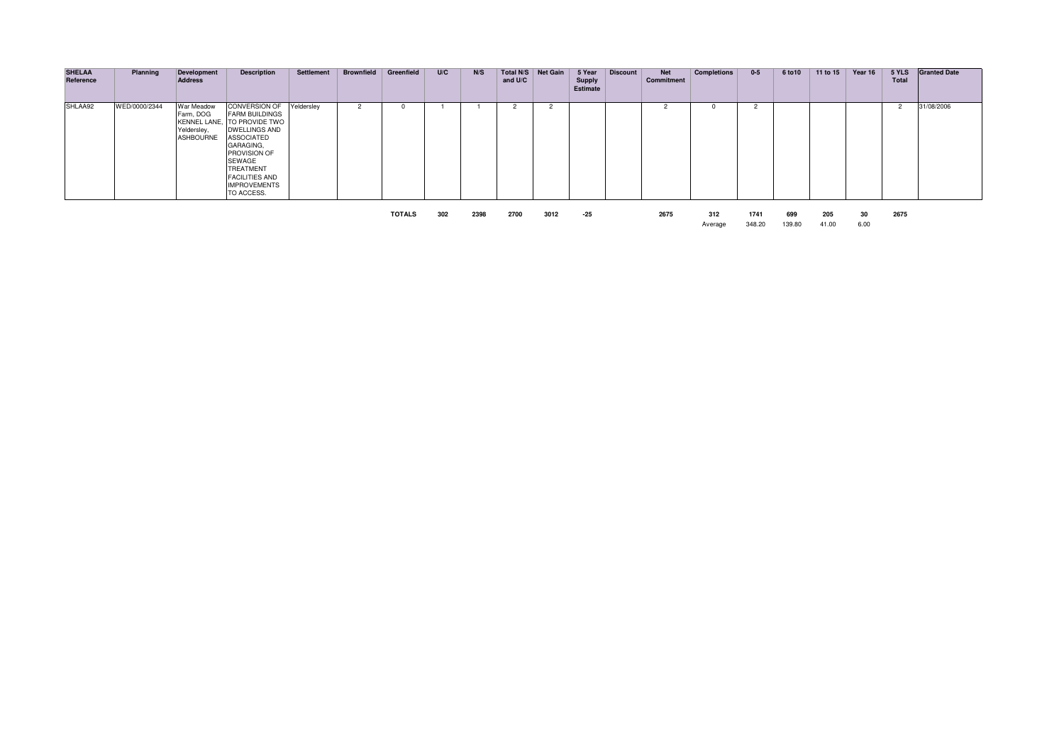| SHELAA Reference | Planning | Development Address | Description | Settlement | Brownfield | Greenfield | U/C | N/S | Total N/S and U/C | Net Gain | 5 Year Supply Estimate | Discount | Net Commitment | Completions | 0-5 | 6 to10 | 11 to 15 | Year 16 | 5 YLS Total | Granted Date |
|---|---|---|---|---|---|---|---|---|---|---|---|---|---|---|---|---|---|---|---|---|
| SHLAA92 | WED/0000/2344 | War Meadow Farm, DOG KENNEL LANE, Yeldersley, ASHBOURNE | CONVERSION OF FARM BUILDINGS TO PROVIDE TWO DWELLINGS AND ASSOCIATED GARAGING, PROVISION OF SEWAGE TREATMENT FACILITIES AND IMPROVEMENTS TO ACCESS. | Yeldersley | 2 | 0 | 1 | 1 | 2 | 2 | | | 2 | 0 | 2 | | | | 2 | 31/08/2006 |
| | | | | | | **TOTALS** | **302** | **2398** | **2700** | **3012** | **-25** | | **2675** | **312** | **1741** | **699** | **205** | **30** | **2675** | |
| | | | | | | | | | | | | | | Average | 348.20 | 139.80 | 41.00 | 6.00 | | |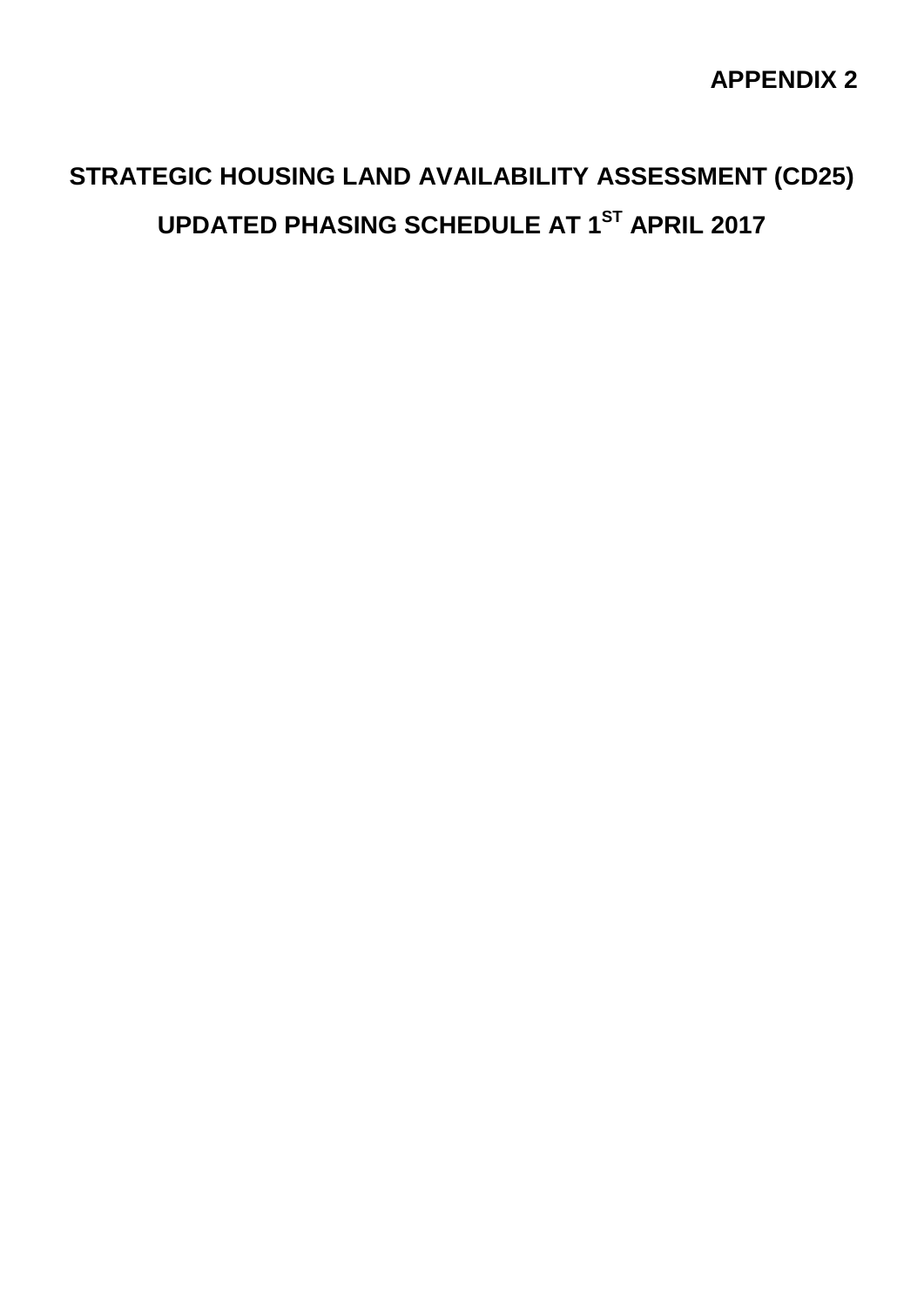**APPENDIX 2**

# STRATEGIC HOUSING LAND AVAILABILITY ASSESSMENT (CD25)

## UPDATED PHASING SCHEDULE AT 1[ST] APRIL 2017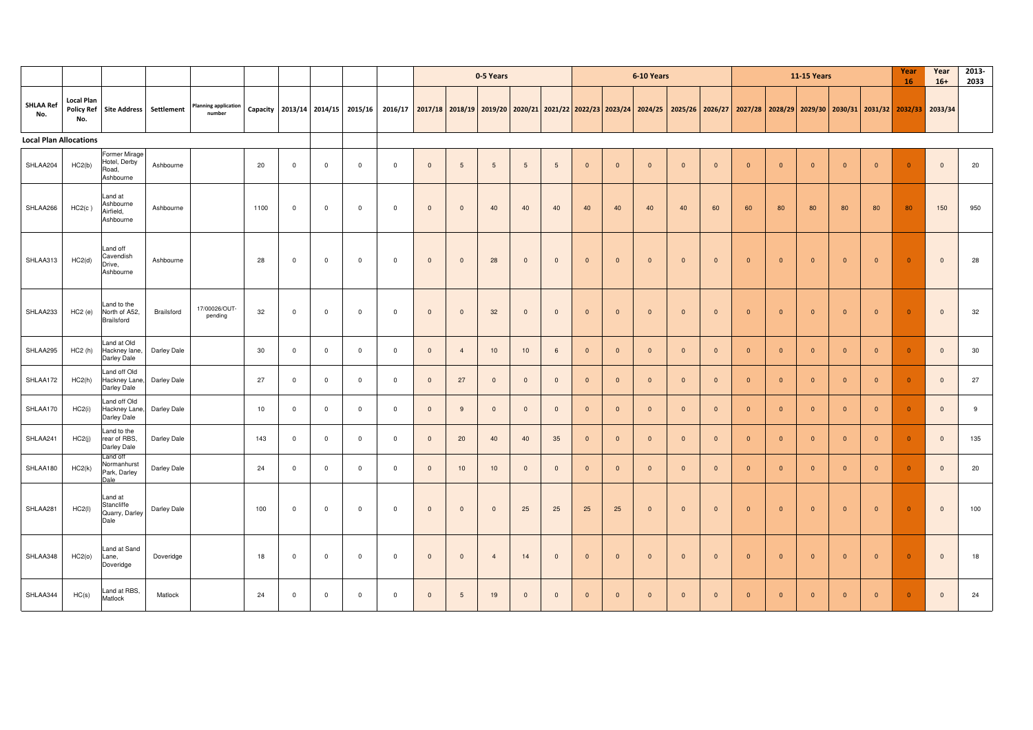| | | | | | | | | | | 0-5 Years | | | | | 6-10 Years | | | | | 11-15 Years | | | | | Year 16 | Year 16+ | 2013-2033 |
|---|---|---|---|---|---|---|---|---|---|---|---|---|---|---|---|---|---|---|---|---|---|---|---|---|---|---|---|
| **SHLAA Ref No.** | **Local Plan Policy Ref No.** | **Site Address** | **Settlement** | **Planning application number** | **Capacity** | **2013/14** | **2014/15** | **2015/16** | **2016/17** | **2017/18** | **2018/19** | **2019/20** | **2020/21** | **2021/22** | **2022/23** | **2023/24** | **2024/25** | **2025/26** | **2026/27** | **2027/28** | **2028/29** | **2029/30** | **2030/31** | **2031/32** | **2032/33** | **2033/34** | |
| **Local Plan Allocations** | | | | | | | | | | | | | | | | | | | | | | | | | | | |
| SHLAA204 | HC2(b) | Former Mirage Hotel, Derby Road, Ashbourne | Ashbourne | | 20 | 0 | 0 | 0 | 0 | 0 | 5 | 5 | 5 | 5 | 0 | 0 | 0 | 0 | 0 | 0 | 0 | 0 | 0 | 0 | 0 | 0 | 20 |
| SHLAA266 | HC2(c ) | Land at Ashbourne Airfield, Ashbourne | Ashbourne | | 1100 | 0 | 0 | 0 | 0 | 0 | 0 | 40 | 40 | 40 | 40 | 40 | 40 | 40 | 60 | 60 | 80 | 80 | 80 | 80 | 80 | 150 | 950 |
| SHLAA313 | HC2(d) | Land off Cavendish Drive, Ashbourne | Ashbourne | | 28 | 0 | 0 | 0 | 0 | 0 | 0 | 28 | 0 | 0 | 0 | 0 | 0 | 0 | 0 | 0 | 0 | 0 | 0 | 0 | 0 | 0 | 28 |
| SHLAA233 | HC2 (e) | Land to the North of A52, Brailsford | Brailsford | 17/00026/OUT-pending | 32 | 0 | 0 | 0 | 0 | 0 | 0 | 32 | 0 | 0 | 0 | 0 | 0 | 0 | 0 | 0 | 0 | 0 | 0 | 0 | 0 | 0 | 32 |
| SHLAA295 | HC2 (h) | Land at Old Hackney lane, Darley Dale | Darley Dale | | 30 | 0 | 0 | 0 | 0 | 0 | 4 | 10 | 10 | 6 | 0 | 0 | 0 | 0 | 0 | 0 | 0 | 0 | 0 | 0 | 0 | 0 | 30 |
| SHLAA172 | HC2(h) | Land off Old Hackney Lane, Darley Dale | Darley Dale | | 27 | 0 | 0 | 0 | 0 | 0 | 27 | 0 | 0 | 0 | 0 | 0 | 0 | 0 | 0 | 0 | 0 | 0 | 0 | 0 | 0 | 0 | 27 |
| SHLAA170 | HC2(i) | Land off Old Hackney Lane, Darley Dale | Darley Dale | | 10 | 0 | 0 | 0 | 0 | 0 | 9 | 0 | 0 | 0 | 0 | 0 | 0 | 0 | 0 | 0 | 0 | 0 | 0 | 0 | 0 | 0 | 9 |
| SHLAA241 | HC2(j) | Land to the rear of RBS, Darley Dale | Darley Dale | | 143 | 0 | 0 | 0 | 0 | 0 | 20 | 40 | 40 | 35 | 0 | 0 | 0 | 0 | 0 | 0 | 0 | 0 | 0 | 0 | 0 | 0 | 135 |
| SHLAA180 | HC2(k) | Land off Normanhurst Park, Darley Dale | Darley Dale | | 24 | 0 | 0 | 0 | 0 | 0 | 10 | 10 | 0 | 0 | 0 | 0 | 0 | 0 | 0 | 0 | 0 | 0 | 0 | 0 | 0 | 0 | 20 |
| SHLAA281 | HC2(l) | Land at Stancliffe Quarry, Darley Dale | Darley Dale | | 100 | 0 | 0 | 0 | 0 | 0 | 0 | 0 | 25 | 25 | 25 | 25 | 0 | 0 | 0 | 0 | 0 | 0 | 0 | 0 | 0 | 0 | 100 |
| SHLAA348 | HC2(o) | Land at Sand Lane, Doveridge | Doveridge | | 18 | 0 | 0 | 0 | 0 | 0 | 0 | 4 | 14 | 0 | 0 | 0 | 0 | 0 | 0 | 0 | 0 | 0 | 0 | 0 | 0 | 0 | 18 |
| SHLAA344 | HC(s) | Land at RBS, Matlock | Matlock | | 24 | 0 | 0 | 0 | 0 | 0 | 5 | 19 | 0 | 0 | 0 | 0 | 0 | 0 | 0 | 0 | 0 | 0 | 0 | 0 | 0 | 0 | 24 |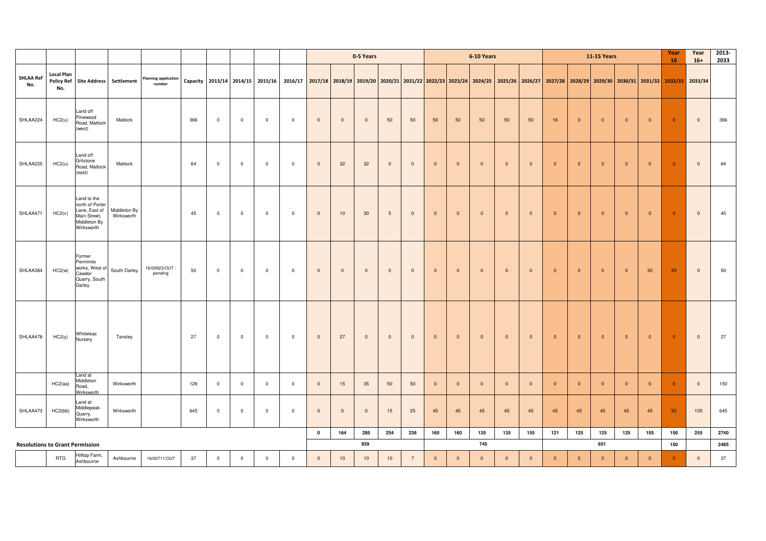| | | | | | | | | | | 0-5 Years | | | | | 6-10 Years | | | | | 11-15 Years | | | | | Year 16 | Year 16+ | 2013-2033 |
|---|---|---|---|---|---|---|---|---|---|---|---|---|---|---|---|---|---|---|---|---|---|---|---|---|---|---|---|
| SHLAA Ref No. | Local Plan Policy Ref No. | Site Address | Settlement | Planning application number | Capacity | 2013/14 | 2014/15 | 2015/16 | 2016/17 | 2017/18 | 2018/19 | 2019/20 | 2020/21 | 2021/22 | 2022/23 | 2023/24 | 2024/25 | 2025/26 | 2026/27 | 2027/28 | 2028/29 | 2029/30 | 2030/31 | 2031/32 | 2032/33 | 2033/34 | |
| SHLAA224 | HC2(u) | Land off Pinewood Road, Matlock (west) | Matlock | | 366 | 0 | 0 | 0 | 0 | 0 | 0 | 0 | 50 | 50 | 50 | 50 | 50 | 50 | 50 | 16 | 0 | 0 | 0 | 0 | 0 | 0 | 366 |
| SHLAA225 | HC2(u) | Land off Gritstone Road, Matlock (east) | Matlock | | 64 | 0 | 0 | 0 | 0 | 0 | 32 | 32 | 0 | 0 | 0 | 0 | 0 | 0 | 0 | 0 | 0 | 0 | 0 | 0 | 0 | 0 | 64 |
| SHLAA471 | HC2(v) | Land to the north of Porter Lane, East of Main Street, Middleton By Wirksworth | Middleton By Wirksworth | | 45 | 0 | 0 | 0 | 0 | 0 | 10 | 30 | 5 | 0 | 0 | 0 | 0 | 0 | 0 | 0 | 0 | 0 | 0 | 0 | 0 | 0 | 45 |
| SHLAA384 | HC2(w) | Former Perminite works, West of Cawdor Quarry, South Darley | South Darley | 16/00923/OUT - pending | 50 | 0 | 0 | 0 | 0 | 0 | 0 | 0 | 0 | 0 | 0 | 0 | 0 | 0 | 0 | 0 | 0 | 0 | 0 | 30 | 20 | 0 | 50 |
| SHLAA478 | HC2(y) | Whiteleas Nursery | Tansley | | 27 | 0 | 0 | 0 | 0 | 0 | 27 | 0 | 0 | 0 | 0 | 0 | 0 | 0 | 0 | 0 | 0 | 0 | 0 | 0 | 0 | 0 | 27 |
| | HC2(aa) | Land at Middleton Road, Wirksworth | Wirksworth | | 126 | 0 | 0 | 0 | 0 | 0 | 15 | 35 | 50 | 50 | 0 | 0 | 0 | 0 | 0 | 0 | 0 | 0 | 0 | 0 | 0 | 0 | 150 |
| SHLAA473 | HC2(bb) | Land at Middlepeak Quarry, Wirksworth | Wirksworth | | 645 | 0 | 0 | 0 | 0 | 0 | 0 | 0 | 15 | 25 | 45 | 45 | 45 | 45 | 45 | 45 | 45 | 45 | 45 | 45 | 50 | 105 | 645 |
| | | | | | | | | | | 0 | 164 | 285 | 254 | 236 | 160 | 160 | 135 | 135 | 155 | 121 | 125 | 125 | 125 | 155 | 150 | 255 | 2740 |
| **Resolutions to Grant Permission** | | | | | | | | | | | | 939 | | | | | 745 | | | | | 651 | | | 150 | | 2485 |
| | RTG | Hilltop Farm, Ashbourne | Ashbourne | 16/00711/OUT | 37 | 0 | 0 | 0 | 0 | 0 | 10 | 10 | 10 | 7 | 0 | 0 | 0 | 0 | 0 | 0 | 0 | 0 | 0 | 0 | 0 | 0 | 37 |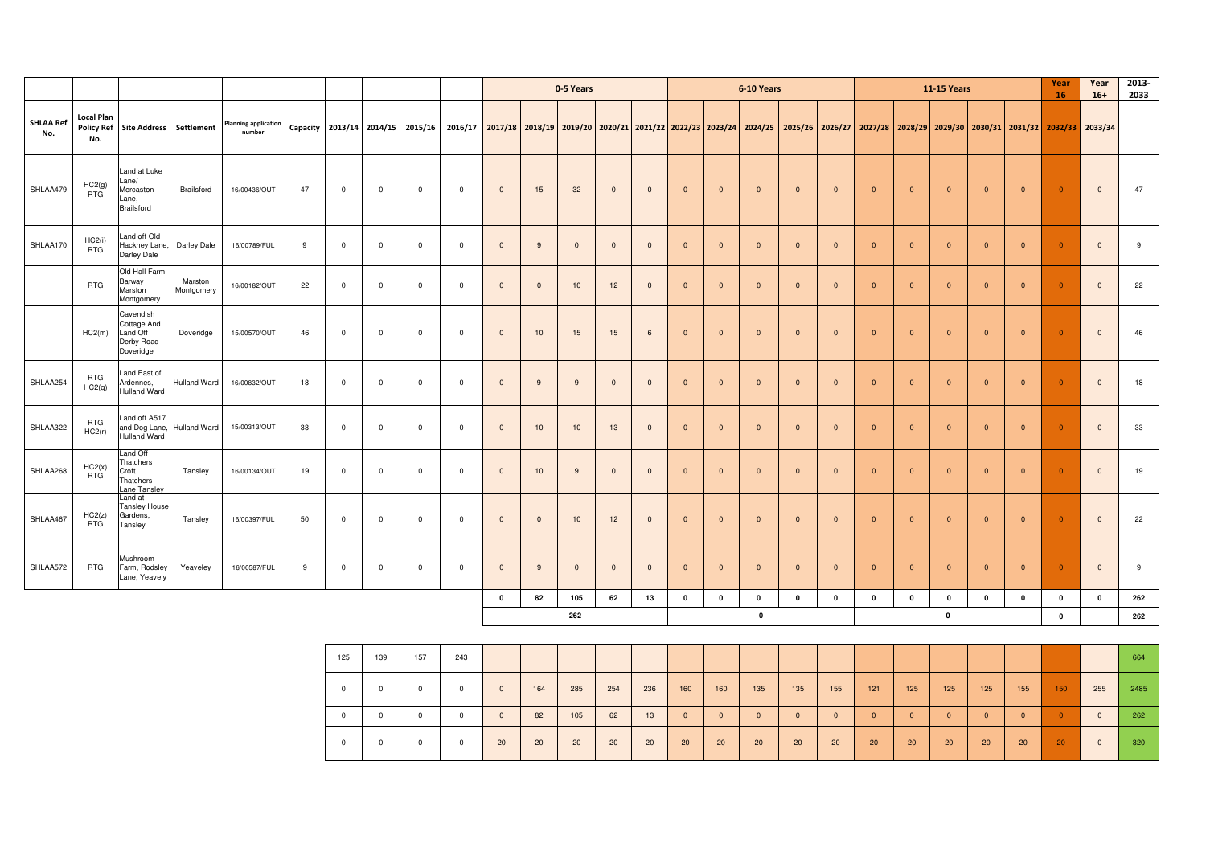| | | | | | | | | | | 0-5 Years | | | | | 6-10 Years | | | | | 11-15 Years | | | | | Year 16 | Year 16+ | 2013-2033 |
|---|---|---|---|---|---|---|---|---|---|---|---|---|---|---|---|---|---|---|---|---|---|---|---|---|---|---|---|
| SHLAA Ref No. | Local Plan Policy Ref No. | Site Address | Settlement | Planning application number | Capacity | 2013/14 | 2014/15 | 2015/16 | 2016/17 | 2017/18 | 2018/19 | 2019/20 | 2020/21 | 2021/22 | 2022/23 | 2023/24 | 2024/25 | 2025/26 | 2026/27 | 2027/28 | 2028/29 | 2029/30 | 2030/31 | 2031/32 | 2032/33 | 2033/34 | |
| SHLAA479 | HC2(g) RTG | Land at Luke Lane/ Mercaston Lane, Brailsford | Brailsford | 16/00436/OUT | 47 | 0 | 0 | 0 | 0 | 0 | 15 | 32 | 0 | 0 | 0 | 0 | 0 | 0 | 0 | 0 | 0 | 0 | 0 | 0 | 0 | 0 | 47 |
| SHLAA170 | HC2(i) RTG | Land off Old Hackney Lane, Darley Dale | Darley Dale | 16/00789/FUL | 9 | 0 | 0 | 0 | 0 | 0 | 9 | 0 | 0 | 0 | 0 | 0 | 0 | 0 | 0 | 0 | 0 | 0 | 0 | 0 | 0 | 0 | 9 |
| | RTG | Old Hall Farm Barway Marston Montgomery | Marston Montgomery | 16/00182/OUT | 22 | 0 | 0 | 0 | 0 | 0 | 0 | 10 | 12 | 0 | 0 | 0 | 0 | 0 | 0 | 0 | 0 | 0 | 0 | 0 | 0 | 0 | 22 |
| | HC2(m) | Cavendish Cottage And Land Off Derby Road Doveridge | Doveridge | 15/00570/OUT | 46 | 0 | 0 | 0 | 0 | 0 | 10 | 15 | 15 | 6 | 0 | 0 | 0 | 0 | 0 | 0 | 0 | 0 | 0 | 0 | 0 | 0 | 46 |
| SHLAA254 | RTG HC2(q) | Land East of Ardennes, Hulland Ward | Hulland Ward | 16/00832/OUT | 18 | 0 | 0 | 0 | 0 | 0 | 9 | 9 | 0 | 0 | 0 | 0 | 0 | 0 | 0 | 0 | 0 | 0 | 0 | 0 | 0 | 0 | 18 |
| SHLAA322 | RTG HC2(r) | Land off A517 and Dog Lane, Hulland Ward | Hulland Ward | 15/00313/OUT | 33 | 0 | 0 | 0 | 0 | 0 | 10 | 10 | 13 | 0 | 0 | 0 | 0 | 0 | 0 | 0 | 0 | 0 | 0 | 0 | 0 | 0 | 33 |
| SHLAA268 | HC2(x) RTG | Land Off Thatchers Croft Thatchers Lane Tansley | Tansley | 16/00134/OUT | 19 | 0 | 0 | 0 | 0 | 0 | 10 | 9 | 0 | 0 | 0 | 0 | 0 | 0 | 0 | 0 | 0 | 0 | 0 | 0 | 0 | 0 | 19 |
| SHLAA467 | HC2(z) RTG | Land at Tansley House Gardens, Tansley | Tansley | 16/00397/FUL | 50 | 0 | 0 | 0 | 0 | 0 | 0 | 10 | 12 | 0 | 0 | 0 | 0 | 0 | 0 | 0 | 0 | 0 | 0 | 0 | 0 | 0 | 22 |
| SHLAA572 | RTG | Mushroom Farm, Rodsley Lane, Yeavely | Yeaveley | 16/00587/FUL | 9 | 0 | 0 | 0 | 0 | 0 | 9 | 0 | 0 | 0 | 0 | 0 | 0 | 0 | 0 | 0 | 0 | 0 | 0 | 0 | 0 | 0 | 9 |
| | | | | | | | | | | **0** | **82** | **105** | **62** | **13** | **0** | **0** | **0** | **0** | **0** | **0** | **0** | **0** | **0** | **0** | **0** | **0** | **262** |
| | | | | | | | | | | | | **262** | | | | | **0** | | | | | **0** | | | **0** | | **262** |

| 2013/14 | 2014/15 | 2015/16 | 2016/17 | 2017/18 | 2018/19 | 2019/20 | 2020/21 | 2021/22 | 2022/23 | 2023/24 | 2024/25 | 2025/26 | 2026/27 | 2027/28 | 2028/29 | 2029/30 | 2030/31 | 2031/32 | 2032/33 | 2033/34 | 2013-2033 |
|---|---|---|---|---|---|---|---|---|---|---|---|---|---|---|---|---|---|---|---|---|---|
| 125 | 139 | 157 | 243 | | | | | | | | | | | | | | | | | | 664 |
| 0 | 0 | 0 | 0 | 0 | 164 | 285 | 254 | 236 | 160 | 160 | 135 | 135 | 155 | 121 | 125 | 125 | 125 | 155 | 150 | 255 | 2485 |
| 0 | 0 | 0 | 0 | 0 | 82 | 105 | 62 | 13 | 0 | 0 | 0 | 0 | 0 | 0 | 0 | 0 | 0 | 0 | 0 | 0 | 262 |
| 0 | 0 | 0 | 0 | 20 | 20 | 20 | 20 | 20 | 20 | 20 | 20 | 20 | 20 | 20 | 20 | 20 | 20 | 20 | 20 | 0 | 320 |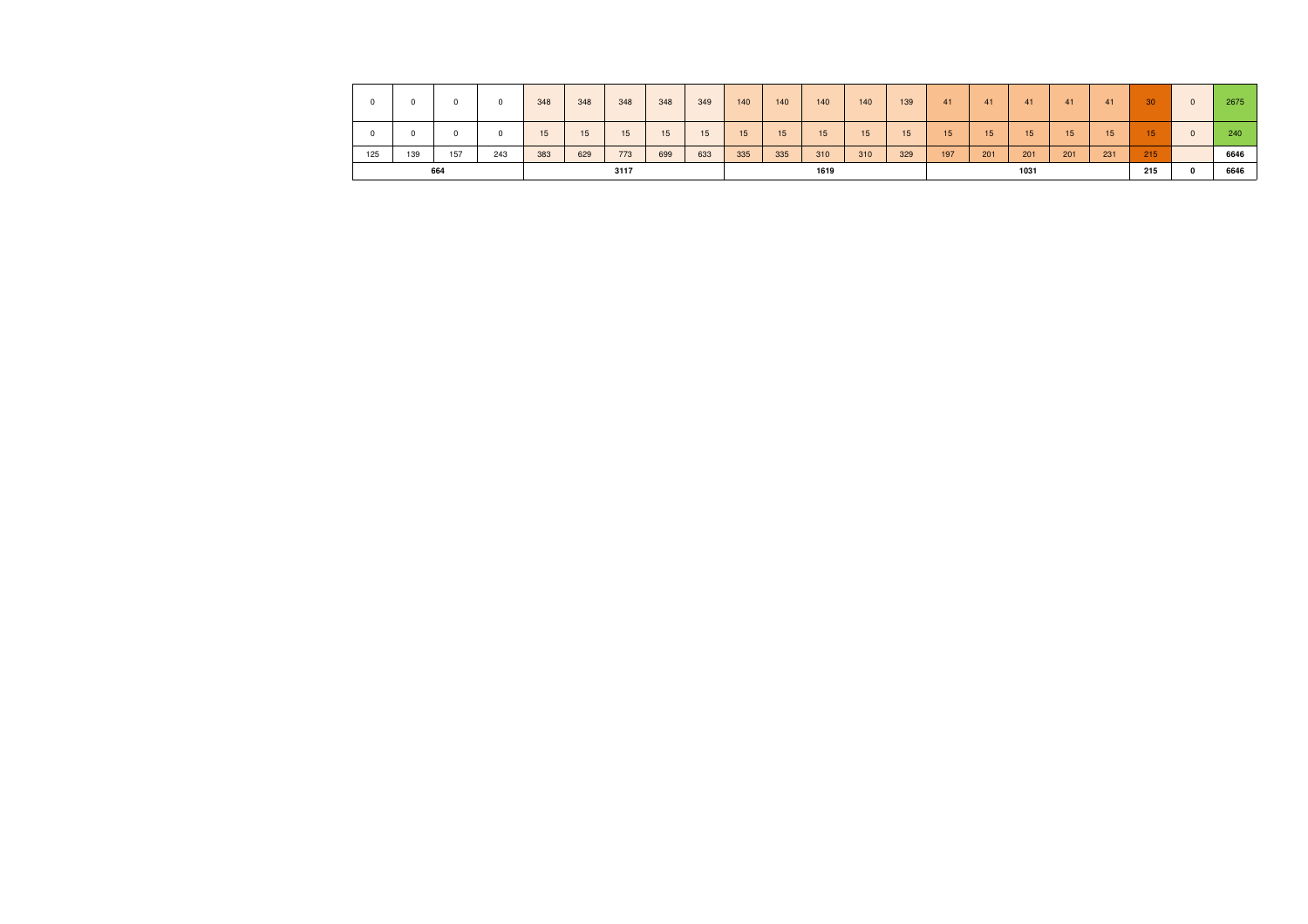| | | | | | | | | | | | | | | | | | | | | | | |
|---|---|---|---|---|---|---|---|---|---|---|---|---|---|---|---|---|---|---|---|---|---|---|
| 0 | 0 | 0 | 0 | 348 | 348 | 348 | 348 | 349 | 140 | 140 | 140 | 140 | 139 | 41 | 41 | 41 | 41 | 41 | 30 | 0 | 2675 |
| 0 | 0 | 0 | 0 | 15 | 15 | 15 | 15 | 15 | 15 | 15 | 15 | 15 | 15 | 15 | 15 | 15 | 15 | 15 | 15 | 0 | 240 |
| 125 | 139 | 157 | 243 | 383 | 629 | 773 | 699 | 633 | 335 | 335 | 310 | 310 | 329 | 197 | 201 | 201 | 201 | 231 | 215 | | 6646 |
| **664** | | | | **3117** | | | | | **1619** | | | | | **1031** | | | | | **215** | **0** | **6646** |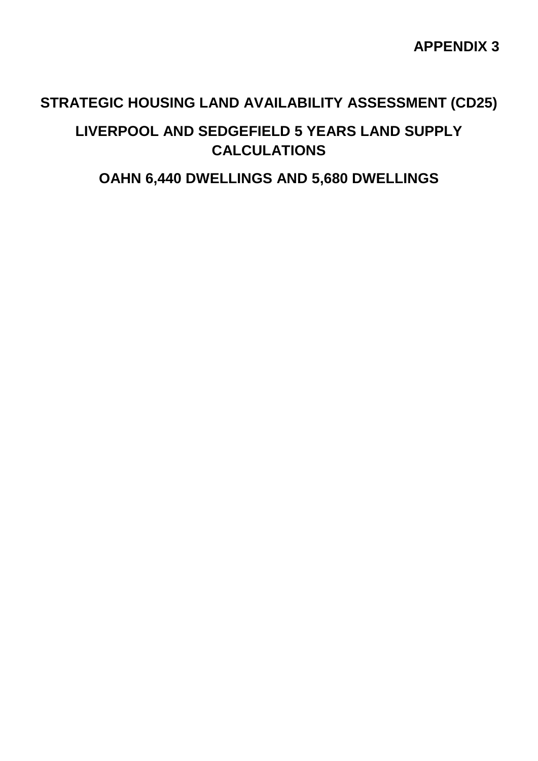**APPENDIX 3**

# STRATEGIC HOUSING LAND AVAILABILITY ASSESSMENT (CD25)

## LIVERPOOL AND SEDGEFIELD 5 YEARS LAND SUPPLY CALCULATIONS

## OAHN 6,440 DWELLINGS AND 5,680 DWELLINGS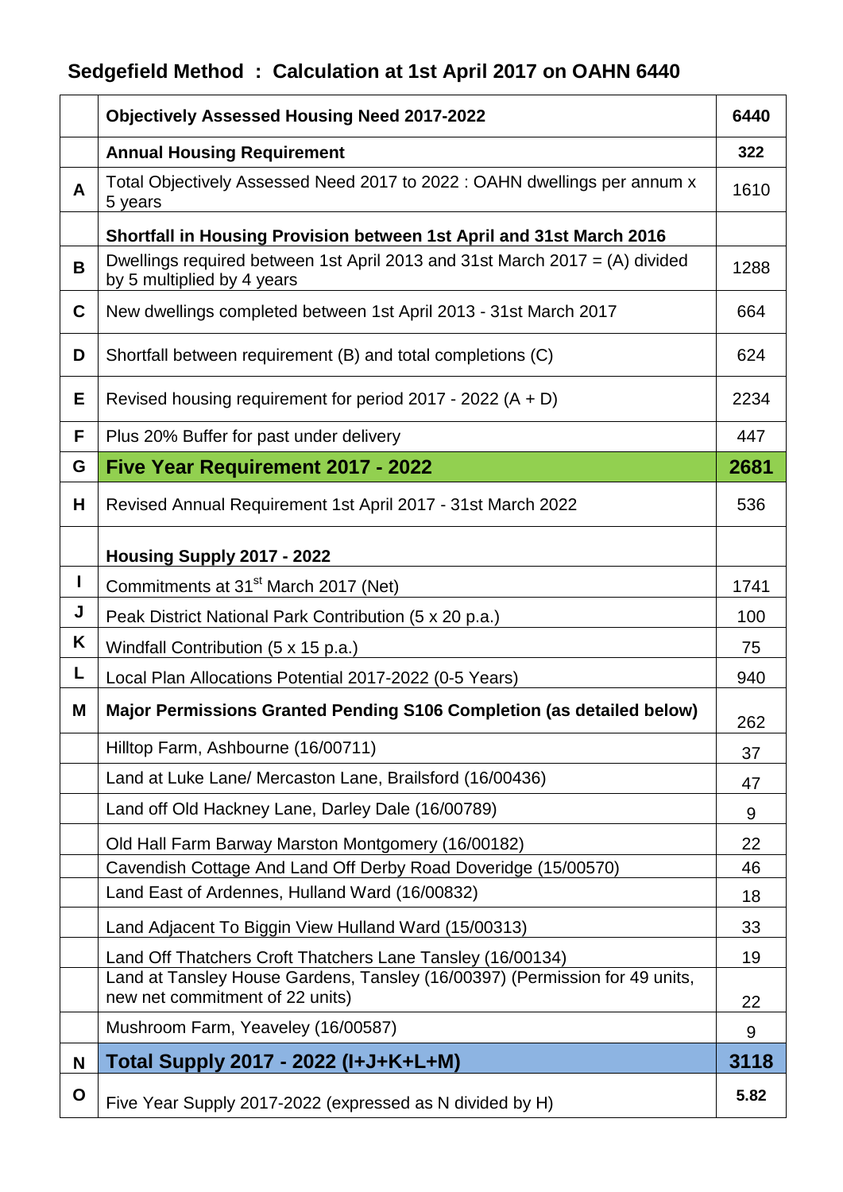## Sedgefield Method : Calculation at 1st April 2017 on OAHN 6440

| | | |
|---|---|---|
| | **Objectively Assessed Housing Need 2017-2022** | **6440** |
| | **Annual Housing Requirement** | **322** |
| **A** | Total Objectively Assessed Need 2017 to 2022 : OAHN dwellings per annum x 5 years | 1610 |
| | **Shortfall in Housing Provision between 1st April and 31st March 2016** | |
| **B** | Dwellings required between 1st April 2013 and 31st March 2017 = (A) divided by 5 multiplied by 4 years | 1288 |
| **C** | New dwellings completed between 1st April 2013 - 31st March 2017 | 664 |
| **D** | Shortfall between requirement (B) and total completions (C) | 624 |
| **E** | Revised housing requirement for period 2017 - 2022 (A + D) | 2234 |
| **F** | Plus 20% Buffer for past under delivery | 447 |
| **G** | **Five Year Requirement 2017 - 2022** | **2681** |
| **H** | Revised Annual Requirement 1st April 2017 - 31st March 2022 | 536 |
| | **Housing Supply 2017 - 2022** | |
| **I** | Commitments at 31st March 2017 (Net) | 1741 |
| **J** | Peak District National Park Contribution (5 x 20 p.a.) | 100 |
| **K** | Windfall Contribution (5 x 15 p.a.) | 75 |
| **L** | Local Plan Allocations Potential 2017-2022 (0-5 Years) | 940 |
| **M** | **Major Permissions Granted Pending S106 Completion (as detailed below)** | 262 |
| | Hilltop Farm, Ashbourne (16/00711) | 37 |
| | Land at Luke Lane/ Mercaston Lane, Brailsford (16/00436) | 47 |
| | Land off Old Hackney Lane, Darley Dale (16/00789) | 9 |
| | Old Hall Farm Barway Marston Montgomery (16/00182) | 22 |
| | Cavendish Cottage And Land Off Derby Road Doveridge (15/00570) | 46 |
| | Land East of Ardennes, Hulland Ward (16/00832) | 18 |
| | Land Adjacent To Biggin View Hulland Ward (15/00313) | 33 |
| | Land Off Thatchers Croft Thatchers Lane Tansley (16/00134) | 19 |
| | Land at Tansley House Gardens, Tansley (16/00397) (Permission for 49 units, new net commitment of 22 units) | 22 |
| | Mushroom Farm, Yeaveley (16/00587) | 9 |
| **N** | **Total Supply 2017 - 2022 (I+J+K+L+M)** | **3118** |
| **O** | Five Year Supply 2017-2022 (expressed as N divided by H) | **5.82** |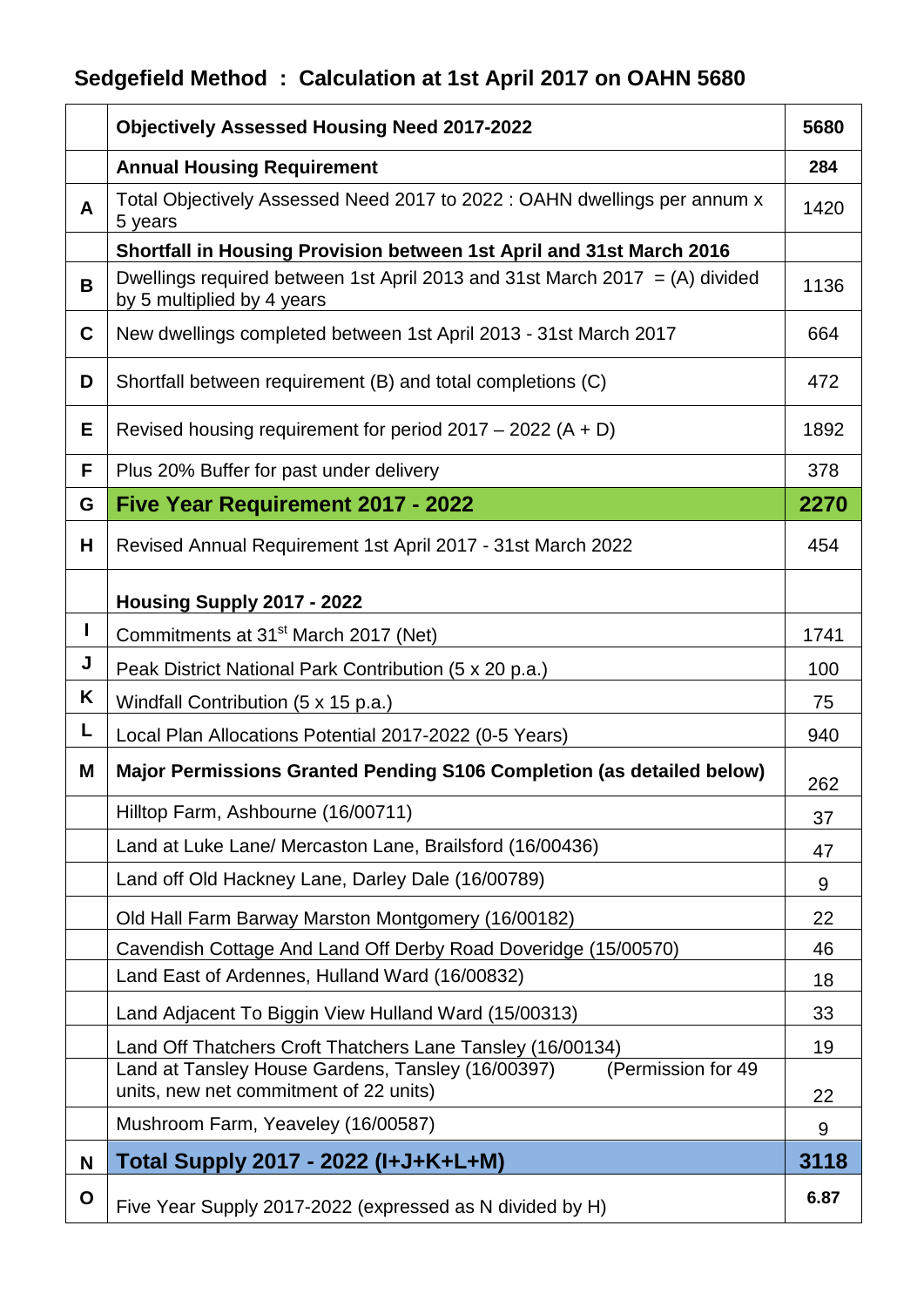## Sedgefield Method : Calculation at 1st April 2017 on OAHN 5680

| | | |
|---|---|---|
| | **Objectively Assessed Housing Need 2017-2022** | **5680** |
| | **Annual Housing Requirement** | **284** |
| **A** | Total Objectively Assessed Need 2017 to 2022 : OAHN dwellings per annum x 5 years | 1420 |
| | **Shortfall in Housing Provision between 1st April and 31st March 2016** | |
| **B** | Dwellings required between 1st April 2013 and 31st March 2017 = (A) divided by 5 multiplied by 4 years | 1136 |
| **C** | New dwellings completed between 1st April 2013 - 31st March 2017 | 664 |
| **D** | Shortfall between requirement (B) and total completions (C) | 472 |
| **E** | Revised housing requirement for period 2017 – 2022 (A + D) | 1892 |
| **F** | Plus 20% Buffer for past under delivery | 378 |
| **G** | **Five Year Requirement 2017 - 2022** | **2270** |
| **H** | Revised Annual Requirement 1st April 2017 - 31st March 2022 | 454 |
| | **Housing Supply 2017 - 2022** | |
| **I** | Commitments at 31st March 2017 (Net) | 1741 |
| **J** | Peak District National Park Contribution (5 x 20 p.a.) | 100 |
| **K** | Windfall Contribution (5 x 15 p.a.) | 75 |
| **L** | Local Plan Allocations Potential 2017-2022 (0-5 Years) | 940 |
| **M** | **Major Permissions Granted Pending S106 Completion (as detailed below)** | 262 |
| | Hilltop Farm, Ashbourne (16/00711) | 37 |
| | Land at Luke Lane/ Mercaston Lane, Brailsford (16/00436) | 47 |
| | Land off Old Hackney Lane, Darley Dale (16/00789) | 9 |
| | Old Hall Farm Barway Marston Montgomery (16/00182) | 22 |
| | Cavendish Cottage And Land Off Derby Road Doveridge (15/00570) | 46 |
| | Land East of Ardennes, Hulland Ward (16/00832) | 18 |
| | Land Adjacent To Biggin View Hulland Ward (15/00313) | 33 |
| | Land Off Thatchers Croft Thatchers Lane Tansley (16/00134) | 19 |
| | Land at Tansley House Gardens, Tansley (16/00397) (Permission for 49 units, new net commitment of 22 units) | 22 |
| | Mushroom Farm, Yeaveley (16/00587) | 9 |
| **N** | **Total Supply 2017 - 2022 (I+J+K+L+M)** | **3118** |
| **O** | Five Year Supply 2017-2022 (expressed as N divided by H) | **6.87** |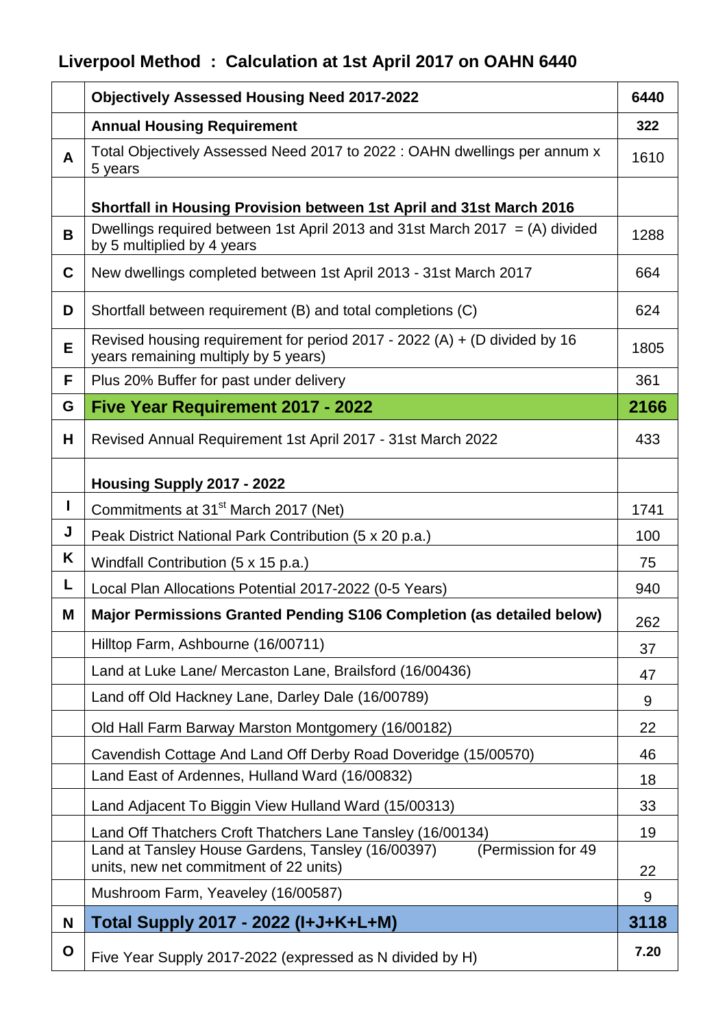## Liverpool Method : Calculation at 1st April 2017 on OAHN 6440

| | | |
|---|---|---|
| | **Objectively Assessed Housing Need 2017-2022** | **6440** |
| | **Annual Housing Requirement** | **322** |
| **A** | Total Objectively Assessed Need 2017 to 2022 : OAHN dwellings per annum x 5 years | 1610 |
| | **Shortfall in Housing Provision between 1st April and 31st March 2016** | |
| **B** | Dwellings required between 1st April 2013 and 31st March 2017 = (A) divided by 5 multiplied by 4 years | 1288 |
| **C** | New dwellings completed between 1st April 2013 - 31st March 2017 | 664 |
| **D** | Shortfall between requirement (B) and total completions (C) | 624 |
| **E** | Revised housing requirement for period 2017 - 2022 (A) + (D divided by 16 years remaining multiply by 5 years) | 1805 |
| **F** | Plus 20% Buffer for past under delivery | 361 |
| **G** | **Five Year Requirement 2017 - 2022** | **2166** |
| **H** | Revised Annual Requirement 1st April 2017 - 31st March 2022 | 433 |
| | **Housing Supply 2017 - 2022** | |
| **I** | Commitments at 31st March 2017 (Net) | 1741 |
| **J** | Peak District National Park Contribution (5 x 20 p.a.) | 100 |
| **K** | Windfall Contribution (5 x 15 p.a.) | 75 |
| **L** | Local Plan Allocations Potential 2017-2022 (0-5 Years) | 940 |
| **M** | **Major Permissions Granted Pending S106 Completion (as detailed below)** | 262 |
| | Hilltop Farm, Ashbourne (16/00711) | 37 |
| | Land at Luke Lane/ Mercaston Lane, Brailsford (16/00436) | 47 |
| | Land off Old Hackney Lane, Darley Dale (16/00789) | 9 |
| | Old Hall Farm Barway Marston Montgomery (16/00182) | 22 |
| | Cavendish Cottage And Land Off Derby Road Doveridge (15/00570) | 46 |
| | Land East of Ardennes, Hulland Ward (16/00832) | 18 |
| | Land Adjacent To Biggin View Hulland Ward (15/00313) | 33 |
| | Land Off Thatchers Croft Thatchers Lane Tansley (16/00134) | 19 |
| | Land at Tansley House Gardens, Tansley (16/00397) (Permission for 49 units, new net commitment of 22 units) | 22 |
| | Mushroom Farm, Yeaveley (16/00587) | 9 |
| **N** | **Total Supply 2017 - 2022 (I+J+K+L+M)** | **3118** |
| **O** | Five Year Supply 2017-2022 (expressed as N divided by H) | **7.20** |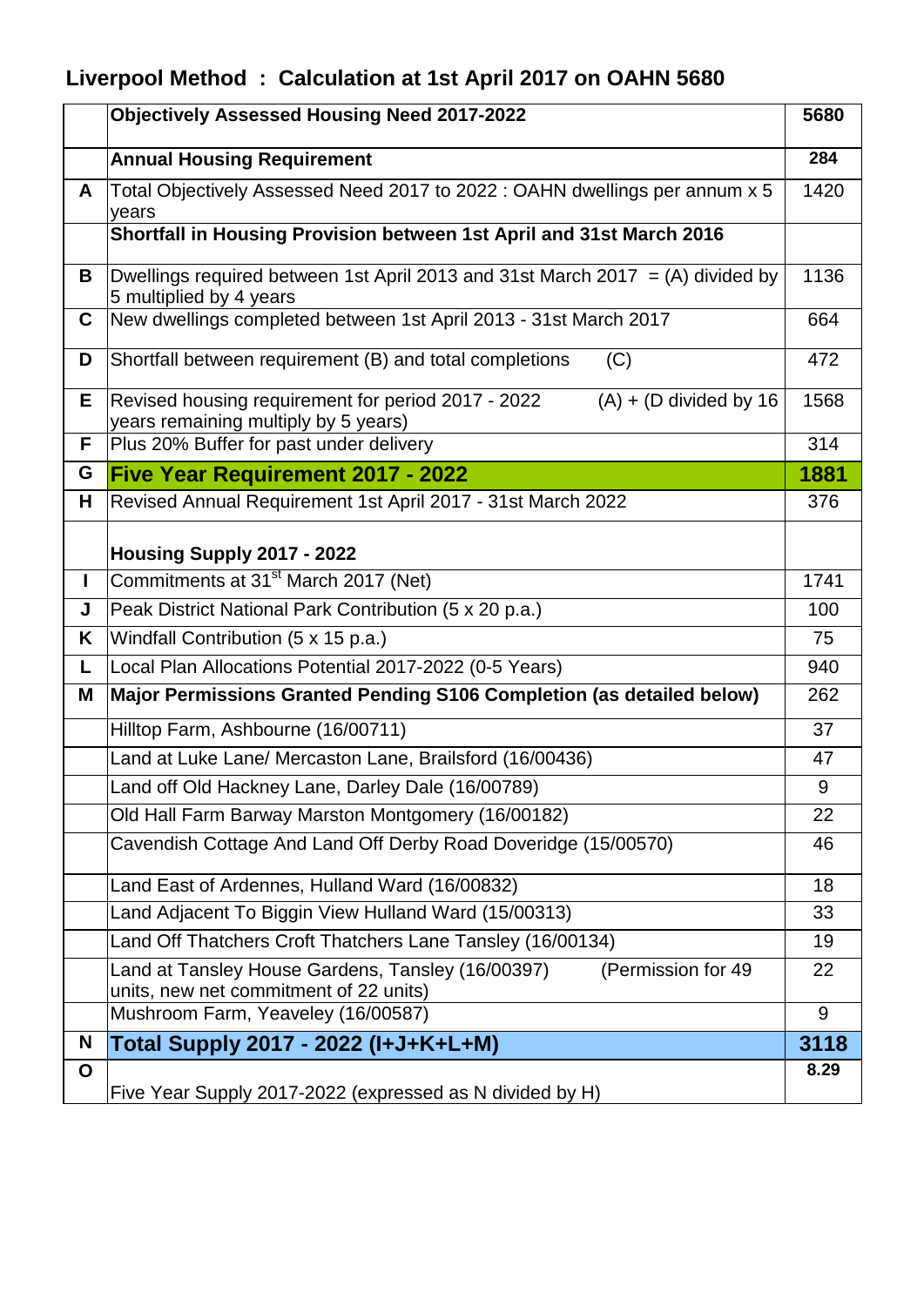## Liverpool Method : Calculation at 1st April 2017 on OAHN 5680

| | | |
|---|---|---|
| | **Objectively Assessed Housing Need 2017-2022** | **5680** |
| | **Annual Housing Requirement** | **284** |
| **A** | Total Objectively Assessed Need 2017 to 2022 : OAHN dwellings per annum x 5 years | 1420 |
| | **Shortfall in Housing Provision between 1st April and 31st March 2016** | |
| **B** | Dwellings required between 1st April 2013 and 31st March 2017 = (A) divided by 5 multiplied by 4 years | 1136 |
| **C** | New dwellings completed between 1st April 2013 - 31st March 2017 | 664 |
| **D** | Shortfall between requirement (B) and total completions (C) | 472 |
| **E** | Revised housing requirement for period 2017 - 2022 (A) + (D divided by 16 years remaining multiply by 5 years) | 1568 |
| **F** | Plus 20% Buffer for past under delivery | 314 |
| **G** | **Five Year Requirement 2017 - 2022** | **1881** |
| **H** | Revised Annual Requirement 1st April 2017 - 31st March 2022 | 376 |
| | **Housing Supply 2017 - 2022** | |
| **I** | Commitments at 31st March 2017 (Net) | 1741 |
| **J** | Peak District National Park Contribution (5 x 20 p.a.) | 100 |
| **K** | Windfall Contribution (5 x 15 p.a.) | 75 |
| **L** | Local Plan Allocations Potential 2017-2022 (0-5 Years) | 940 |
| **M** | **Major Permissions Granted Pending S106 Completion (as detailed below)** | 262 |
| | Hilltop Farm, Ashbourne (16/00711) | 37 |
| | Land at Luke Lane/ Mercaston Lane, Brailsford (16/00436) | 47 |
| | Land off Old Hackney Lane, Darley Dale (16/00789) | 9 |
| | Old Hall Farm Barway Marston Montgomery (16/00182) | 22 |
| | Cavendish Cottage And Land Off Derby Road Doveridge (15/00570) | 46 |
| | Land East of Ardennes, Hulland Ward (16/00832) | 18 |
| | Land Adjacent To Biggin View Hulland Ward (15/00313) | 33 |
| | Land Off Thatchers Croft Thatchers Lane Tansley (16/00134) | 19 |
| | Land at Tansley House Gardens, Tansley (16/00397) (Permission for 49 units, new net commitment of 22 units) | 22 |
| | Mushroom Farm, Yeaveley (16/00587) | 9 |
| **N** | **Total Supply 2017 - 2022 (I+J+K+L+M)** | **3118** |
| **O** | Five Year Supply 2017-2022 (expressed as N divided by H) | **8.29** |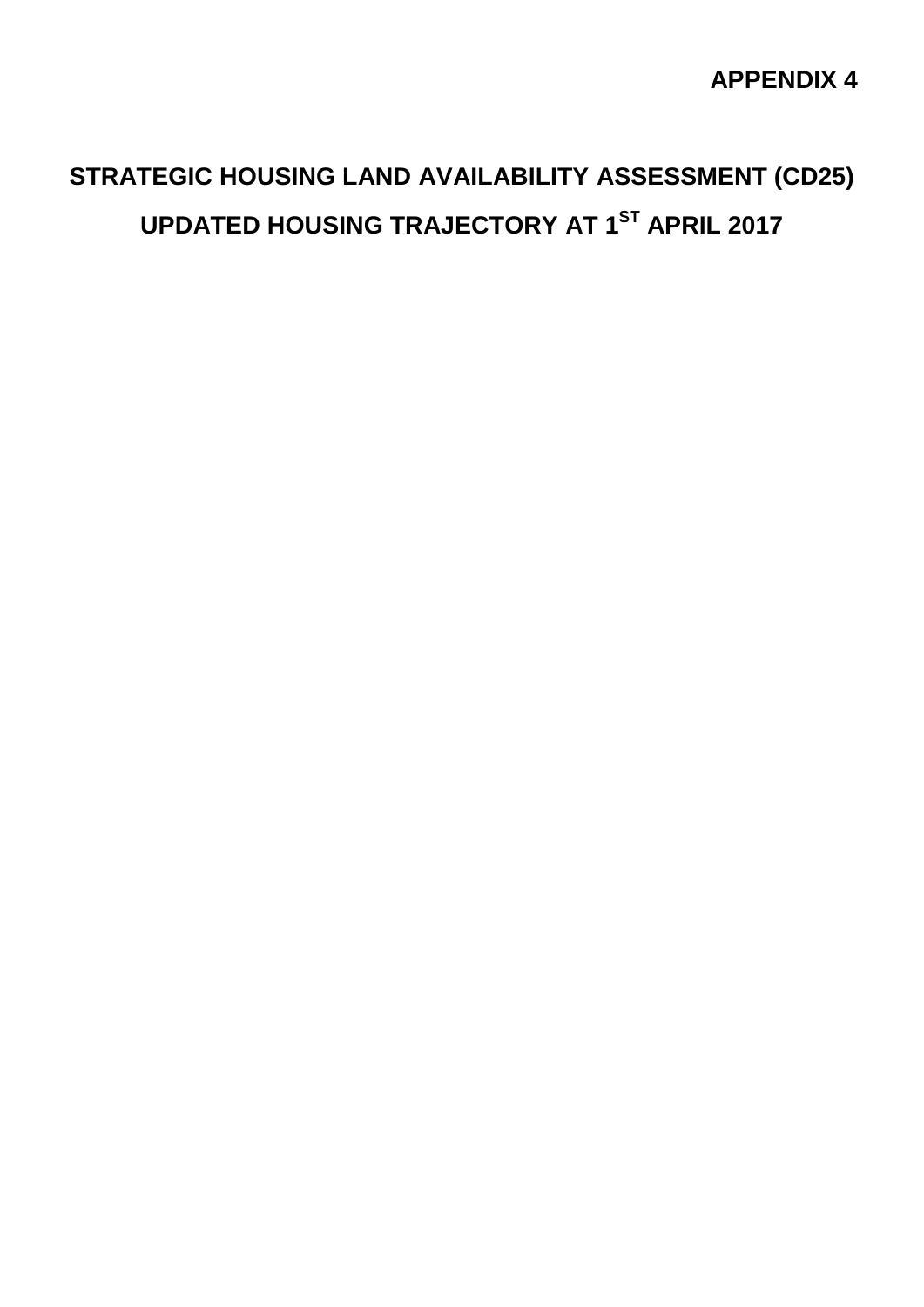**APPENDIX 4**

# STRATEGIC HOUSING LAND AVAILABILITY ASSESSMENT (CD25)

## UPDATED HOUSING TRAJECTORY AT 1ST APRIL 2017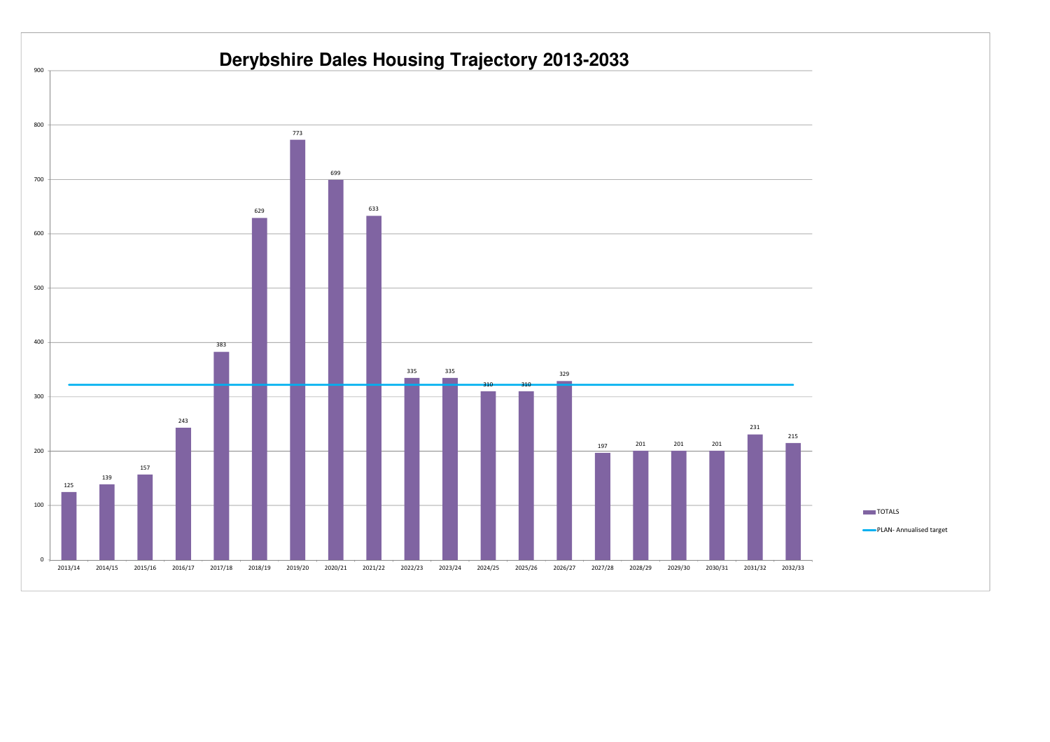# Derybshire Dales Housing Trajectory 2013-2033

900
800
700
600
500
400
300
200
100
0

125
139
157
243
383
629
773
699
633
335
335
310
310
329
197
201
201
201
231
215

2013/14
2014/15
2015/16
2016/17
2017/18
2018/19
2019/20
2020/21
2021/22
2022/23
2023/24
2024/25
2025/26
2026/27
2027/28
2028/29
2029/30
2030/31
2031/32
2032/33

TOTALS

PLAN- Annualised target